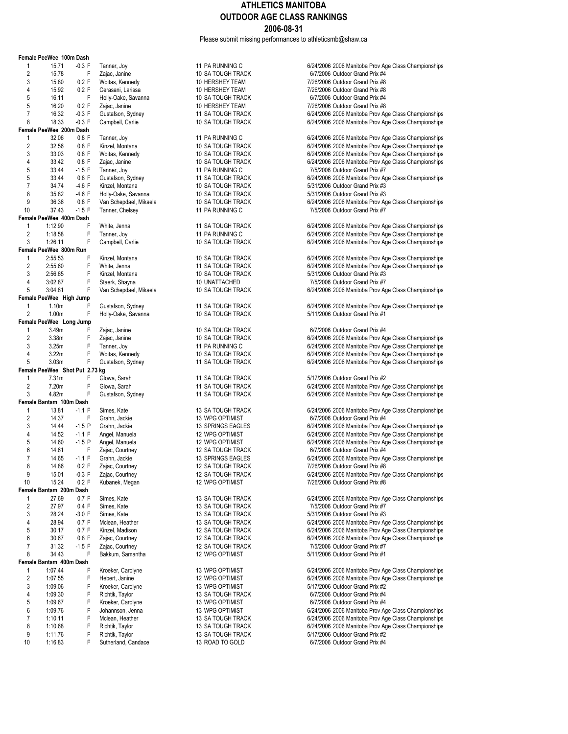# ATHLETICS MANITOBA
## OUTDOOR AGE CLASS RANKINGS
### 2006-08-31

Please submit missing performances to athleticsmb@shaw.ca

**Female PeeWee 100m Dash**

| Rank | Mark | Wind | Name | Age/Club | Date/Meet |
|---|---|---|---|---|---|
| 1 | 15.71 | -0.3 F | Tanner, Joy | 11 PA RUNNING C | 6/24/2006 2006 Manitoba Prov Age Class Championships |
| 2 | 15.78 | F | Zajac, Janine | 10 SA TOUGH TRACK | 6/7/2006 Outdoor Grand Prix #4 |
| 3 | 15.80 | 0.2 F | Woitas, Kennedy | 10 HERSHEY TEAM | 7/26/2006 Outdoor Grand Prix #8 |
| 4 | 15.92 | 0.2 F | Cerasani, Larissa | 10 HERSHEY TEAM | 7/26/2006 Outdoor Grand Prix #8 |
| 5 | 16.11 | F | Holly-Oake, Savanna | 10 SA TOUGH TRACK | 6/7/2006 Outdoor Grand Prix #4 |
| 5 | 16.20 | 0.2 F | Zajac, Janine | 10 HERSHEY TEAM | 7/26/2006 Outdoor Grand Prix #8 |
| 7 | 16.32 | -0.3 F | Gustafson, Sydney | 11 SA TOUGH TRACK | 6/24/2006 2006 Manitoba Prov Age Class Championships |
| 8 | 18.33 | -0.3 F | Campbell, Carlie | 10 SA TOUGH TRACK | 6/24/2006 2006 Manitoba Prov Age Class Championships |

**Female PeeWee 200m Dash**

| Rank | Mark | Wind | Name | Age/Club | Date/Meet |
|---|---|---|---|---|---|
| 1 | 32.06 | 0.8 F | Tanner, Joy | 11 PA RUNNING C | 6/24/2006 2006 Manitoba Prov Age Class Championships |
| 2 | 32.56 | 0.8 F | Kinzel, Montana | 10 SA TOUGH TRACK | 6/24/2006 2006 Manitoba Prov Age Class Championships |
| 3 | 33.03 | 0.8 F | Woitas, Kennedy | 10 SA TOUGH TRACK | 6/24/2006 2006 Manitoba Prov Age Class Championships |
| 4 | 33.42 | 0.8 F | Zajac, Janine | 10 SA TOUGH TRACK | 6/24/2006 2006 Manitoba Prov Age Class Championships |
| 5 | 33.44 | -1.5 F | Tanner, Joy | 11 PA RUNNING C | 7/5/2006 Outdoor Grand Prix #7 |
| 5 | 33.44 | 0.8 F | Gustafson, Sydney | 11 SA TOUGH TRACK | 6/24/2006 2006 Manitoba Prov Age Class Championships |
| 7 | 34.74 | -4.6 F | Kinzel, Montana | 10 SA TOUGH TRACK | 5/31/2006 Outdoor Grand Prix #3 |
| 8 | 35.82 | -4.6 F | Holly-Oake, Savanna | 10 SA TOUGH TRACK | 5/31/2006 Outdoor Grand Prix #3 |
| 9 | 36.36 | 0.8 F | Van Schepdael, Mikaela | 10 SA TOUGH TRACK | 6/24/2006 2006 Manitoba Prov Age Class Championships |
| 10 | 37.43 | -1.5 F | Tanner, Chelsey | 11 PA RUNNING C | 7/5/2006 Outdoor Grand Prix #7 |

**Female PeeWee 400m Dash**

| Rank | Mark | Wind | Name | Age/Club | Date/Meet |
|---|---|---|---|---|---|
| 1 | 1:12.90 | F | White, Jenna | 11 SA TOUGH TRACK | 6/24/2006 2006 Manitoba Prov Age Class Championships |
| 2 | 1:18.58 | F | Tanner, Joy | 11 PA RUNNING C | 6/24/2006 2006 Manitoba Prov Age Class Championships |
| 3 | 1:26.11 | F | Campbell, Carlie | 10 SA TOUGH TRACK | 6/24/2006 2006 Manitoba Prov Age Class Championships |

**Female PeeWee 800m Run**

| Rank | Mark | Wind | Name | Age/Club | Date/Meet |
|---|---|---|---|---|---|
| 1 | 2:55.53 | F | Kinzel, Montana | 10 SA TOUGH TRACK | 6/24/2006 2006 Manitoba Prov Age Class Championships |
| 2 | 2:55.60 | F | White, Jenna | 11 SA TOUGH TRACK | 6/24/2006 2006 Manitoba Prov Age Class Championships |
| 3 | 2:56.65 | F | Kinzel, Montana | 10 SA TOUGH TRACK | 5/31/2006 Outdoor Grand Prix #3 |
| 4 | 3:02.87 | F | Staerk, Shayna | 10 UNATTACHED | 7/5/2006 Outdoor Grand Prix #7 |
| 5 | 3:04.81 | F | Van Schepdael, Mikaela | 10 SA TOUGH TRACK | 6/24/2006 2006 Manitoba Prov Age Class Championships |

**Female PeeWee High Jump**

| Rank | Mark | Wind | Name | Age/Club | Date/Meet |
|---|---|---|---|---|---|
| 1 | 1.10m | F | Gustafson, Sydney | 11 SA TOUGH TRACK | 6/24/2006 2006 Manitoba Prov Age Class Championships |
| 2 | 1.00m | F | Holly-Oake, Savanna | 10 SA TOUGH TRACK | 5/11/2006 Outdoor Grand Prix #1 |

**Female PeeWee Long Jump**

| Rank | Mark | Wind | Name | Age/Club | Date/Meet |
|---|---|---|---|---|---|
| 1 | 3.49m | F | Zajac, Janine | 10 SA TOUGH TRACK | 6/7/2006 Outdoor Grand Prix #4 |
| 2 | 3.38m | F | Zajac, Janine | 10 SA TOUGH TRACK | 6/24/2006 2006 Manitoba Prov Age Class Championships |
| 3 | 3.25m | F | Tanner, Joy | 11 PA RUNNING C | 6/24/2006 2006 Manitoba Prov Age Class Championships |
| 4 | 3.22m | F | Woitas, Kennedy | 10 SA TOUGH TRACK | 6/24/2006 2006 Manitoba Prov Age Class Championships |
| 5 | 3.03m | F | Gustafson, Sydney | 11 SA TOUGH TRACK | 6/24/2006 2006 Manitoba Prov Age Class Championships |

**Female PeeWee Shot Put 2.73 kg**

| Rank | Mark | Wind | Name | Age/Club | Date/Meet |
|---|---|---|---|---|---|
| 1 | 7.31m | F | Glowa, Sarah | 11 SA TOUGH TRACK | 5/17/2006 Outdoor Grand Prix #2 |
| 2 | 7.20m | F | Glowa, Sarah | 11 SA TOUGH TRACK | 6/24/2006 2006 Manitoba Prov Age Class Championships |
| 3 | 4.82m | F | Gustafson, Sydney | 11 SA TOUGH TRACK | 6/24/2006 2006 Manitoba Prov Age Class Championships |

**Female Bantam 100m Dash**

| Rank | Mark | Wind | Name | Age/Club | Date/Meet |
|---|---|---|---|---|---|
| 1 | 13.81 | -1.1 F | Simes, Kate | 13 SA TOUGH TRACK | 6/24/2006 2006 Manitoba Prov Age Class Championships |
| 2 | 14.37 | F | Grahn, Jackie | 13 WPG OPTIMIST | 6/7/2006 Outdoor Grand Prix #4 |
| 3 | 14.44 | -1.5 P | Grahn, Jackie | 13 SPRINGS EAGLES | 6/24/2006 2006 Manitoba Prov Age Class Championships |
| 4 | 14.52 | -1.1 F | Angel, Manuela | 12 WPG OPTIMIST | 6/24/2006 2006 Manitoba Prov Age Class Championships |
| 5 | 14.60 | -1.5 P | Angel, Manuela | 12 WPG OPTIMIST | 6/24/2006 2006 Manitoba Prov Age Class Championships |
| 6 | 14.61 | F | Zajac, Courtney | 12 SA TOUGH TRACK | 6/7/2006 Outdoor Grand Prix #4 |
| 7 | 14.65 | -1.1 F | Grahn, Jackie | 13 SPRINGS EAGLES | 6/24/2006 2006 Manitoba Prov Age Class Championships |
| 8 | 14.86 | 0.2 F | Zajac, Courtney | 12 SA TOUGH TRACK | 7/26/2006 Outdoor Grand Prix #8 |
| 9 | 15.01 | -0.3 F | Zajac, Courtney | 12 SA TOUGH TRACK | 6/24/2006 2006 Manitoba Prov Age Class Championships |
| 10 | 15.24 | 0.2 F | Kubanek, Megan | 12 WPG OPTIMIST | 7/26/2006 Outdoor Grand Prix #8 |

**Female Bantam 200m Dash**

| Rank | Mark | Wind | Name | Age/Club | Date/Meet |
|---|---|---|---|---|---|
| 1 | 27.69 | 0.7 F | Simes, Kate | 13 SA TOUGH TRACK | 6/24/2006 2006 Manitoba Prov Age Class Championships |
| 2 | 27.97 | 0.4 F | Simes, Kate | 13 SA TOUGH TRACK | 7/5/2006 Outdoor Grand Prix #7 |
| 3 | 28.24 | -3.0 F | Simes, Kate | 13 SA TOUGH TRACK | 5/31/2006 Outdoor Grand Prix #3 |
| 4 | 28.94 | 0.7 F | Mclean, Heather | 13 SA TOUGH TRACK | 6/24/2006 2006 Manitoba Prov Age Class Championships |
| 5 | 30.17 | 0.7 F | Kinzel, Madison | 12 SA TOUGH TRACK | 6/24/2006 2006 Manitoba Prov Age Class Championships |
| 6 | 30.67 | 0.8 F | Zajac, Courtney | 12 SA TOUGH TRACK | 6/24/2006 2006 Manitoba Prov Age Class Championships |
| 7 | 31.32 | -1.5 F | Zajac, Courtney | 12 SA TOUGH TRACK | 7/5/2006 Outdoor Grand Prix #7 |
| 8 | 34.43 | F | Bakkum, Samantha | 12 WPG OPTIMIST | 5/11/2006 Outdoor Grand Prix #1 |

**Female Bantam 400m Dash**

| Rank | Mark | Wind | Name | Age/Club | Date/Meet |
|---|---|---|---|---|---|
| 1 | 1:07.44 | F | Kroeker, Carolyne | 13 WPG OPTIMIST | 6/24/2006 2006 Manitoba Prov Age Class Championships |
| 2 | 1:07.55 | F | Hebert, Janine | 12 WPG OPTIMIST | 6/24/2006 2006 Manitoba Prov Age Class Championships |
| 3 | 1:09.06 | F | Kroeker, Carolyne | 13 WPG OPTIMIST | 5/17/2006 Outdoor Grand Prix #2 |
| 4 | 1:09.30 | F | Richtik, Taylor | 13 SA TOUGH TRACK | 6/7/2006 Outdoor Grand Prix #4 |
| 5 | 1:09.67 | F | Kroeker, Carolyne | 13 WPG OPTIMIST | 6/7/2006 Outdoor Grand Prix #4 |
| 6 | 1:09.76 | F | Johannson, Jenna | 13 WPG OPTIMIST | 6/24/2006 2006 Manitoba Prov Age Class Championships |
| 7 | 1:10.11 | F | Mclean, Heather | 13 SA TOUGH TRACK | 6/24/2006 2006 Manitoba Prov Age Class Championships |
| 8 | 1:10.68 | F | Richtik, Taylor | 13 SA TOUGH TRACK | 6/24/2006 2006 Manitoba Prov Age Class Championships |
| 9 | 1:11.76 | F | Richtik, Taylor | 13 SA TOUGH TRACK | 5/17/2006 Outdoor Grand Prix #2 |
| 10 | 1:16.83 | F | Sutherland, Candace | 13 ROAD TO GOLD | 6/7/2006 Outdoor Grand Prix #4 |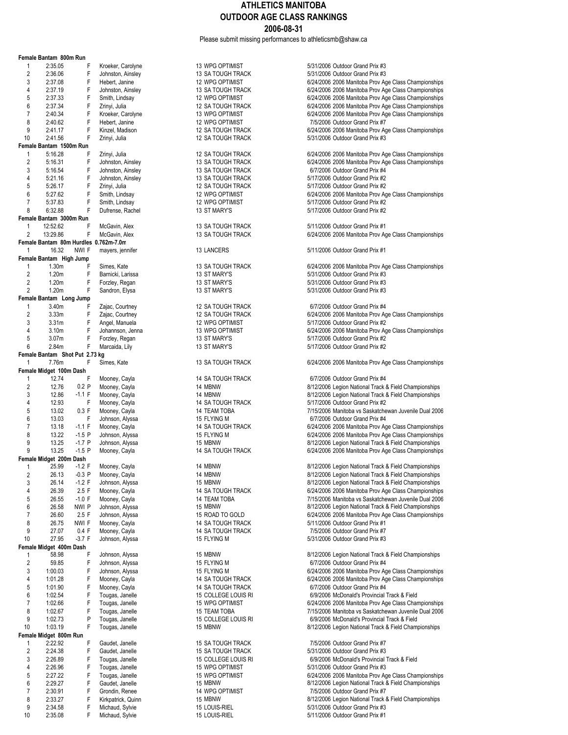# ATHLETICS MANITOBA
## OUTDOOR AGE CLASS RANKINGS
### 2006-08-31

Please submit missing performances to athleticsmb@shaw.ca

**Female Bantam 800m Run**

| Rank | Mark | Wind | | Name | Age | Club | Date | Meet |
|---|---|---|---|---|---|---|---|---|
| 1 | 2:35.05 | | F | Kroeker, Carolyne | 13 | WPG OPTIMIST | 5/31/2006 | Outdoor Grand Prix #3 |
| 2 | 2:36.06 | | F | Johnston, Ainsley | 13 | SA TOUGH TRACK | 5/31/2006 | Outdoor Grand Prix #3 |
| 3 | 2:37.08 | | F | Hebert, Janine | 12 | WPG OPTIMIST | 6/24/2006 | 2006 Manitoba Prov Age Class Championships |
| 4 | 2:37.19 | | F | Johnston, Ainsley | 13 | SA TOUGH TRACK | 6/24/2006 | 2006 Manitoba Prov Age Class Championships |
| 5 | 2:37.33 | | F | Smith, Lindsay | 12 | WPG OPTIMIST | 6/24/2006 | 2006 Manitoba Prov Age Class Championships |
| 6 | 2:37.34 | | F | Zrinyi, Julia | 12 | SA TOUGH TRACK | 6/24/2006 | 2006 Manitoba Prov Age Class Championships |
| 7 | 2:40.34 | | F | Kroeker, Carolyne | 13 | WPG OPTIMIST | 6/24/2006 | 2006 Manitoba Prov Age Class Championships |
| 8 | 2:40.62 | | F | Hebert, Janine | 12 | WPG OPTIMIST | 7/5/2006 | Outdoor Grand Prix #7 |
| 9 | 2:41.17 | | F | Kinzel, Madison | 12 | SA TOUGH TRACK | 6/24/2006 | 2006 Manitoba Prov Age Class Championships |
| 10 | 2:41.56 | | F | Zrinyi, Julia | 12 | SA TOUGH TRACK | 5/31/2006 | Outdoor Grand Prix #3 |

**Female Bantam 1500m Run**

| Rank | Mark | Wind | | Name | Age | Club | Date | Meet |
|---|---|---|---|---|---|---|---|---|
| 1 | 5:16.28 | | F | Zrinyi, Julia | 12 | SA TOUGH TRACK | 6/24/2006 | 2006 Manitoba Prov Age Class Championships |
| 2 | 5:16.31 | | F | Johnston, Ainsley | 13 | SA TOUGH TRACK | 6/24/2006 | 2006 Manitoba Prov Age Class Championships |
| 3 | 5:16.54 | | F | Johnston, Ainsley | 13 | SA TOUGH TRACK | 6/7/2006 | Outdoor Grand Prix #4 |
| 4 | 5:21.16 | | F | Johnston, Ainsley | 13 | SA TOUGH TRACK | 5/17/2006 | Outdoor Grand Prix #2 |
| 5 | 5:26.17 | | F | Zrinyi, Julia | 12 | SA TOUGH TRACK | 5/17/2006 | Outdoor Grand Prix #2 |
| 6 | 5:27.62 | | F | Smith, Lindsay | 12 | WPG OPTIMIST | 6/24/2006 | 2006 Manitoba Prov Age Class Championships |
| 7 | 5:37.83 | | F | Smith, Lindsay | 12 | WPG OPTIMIST | 5/17/2006 | Outdoor Grand Prix #2 |
| 8 | 6:32.88 | | F | Dufrense, Rachel | 13 | ST MARY'S | 5/17/2006 | Outdoor Grand Prix #2 |

**Female Bantam 3000m Run**

| Rank | Mark | Wind | | Name | Age | Club | Date | Meet |
|---|---|---|---|---|---|---|---|---|
| 1 | 12:52.62 | | F | McGavin, Alex | 13 | SA TOUGH TRACK | 5/11/2006 | Outdoor Grand Prix #1 |
| 2 | 13:29.86 | | F | McGavin, Alex | 13 | SA TOUGH TRACK | 6/24/2006 | 2006 Manitoba Prov Age Class Championships |

**Female Bantam 80m Hurdles 0.762m-7.0m**

| Rank | Mark | Wind | | Name | Age | Club | Date | Meet |
|---|---|---|---|---|---|---|---|---|
| 1 | 16.32 | NWI | F | mayers, jennifer | 13 | LANCERS | 5/11/2006 | Outdoor Grand Prix #1 |

**Female Bantam High Jump**

| Rank | Mark | Wind | | Name | Age | Club | Date | Meet |
|---|---|---|---|---|---|---|---|---|
| 1 | 1.30m | | F | Simes, Kate | 13 | SA TOUGH TRACK | 6/24/2006 | 2006 Manitoba Prov Age Class Championships |
| 2 | 1.20m | | F | Barnicki, Larissa | 13 | ST MARY'S | 5/31/2006 | Outdoor Grand Prix #3 |
| 2 | 1.20m | | F | Forzley, Regan | 13 | ST MARY'S | 5/31/2006 | Outdoor Grand Prix #3 |
| 2 | 1.20m | | F | Sandron, Elysa | 13 | ST MARY'S | 5/31/2006 | Outdoor Grand Prix #3 |

**Female Bantam Long Jump**

| Rank | Mark | Wind | | Name | Age | Club | Date | Meet |
|---|---|---|---|---|---|---|---|---|
| 1 | 3.40m | | F | Zajac, Courtney | 12 | SA TOUGH TRACK | 6/7/2006 | Outdoor Grand Prix #4 |
| 2 | 3.33m | | F | Zajac, Courtney | 12 | SA TOUGH TRACK | 6/24/2006 | 2006 Manitoba Prov Age Class Championships |
| 3 | 3.31m | | F | Angel, Manuela | 12 | WPG OPTIMIST | 5/17/2006 | Outdoor Grand Prix #2 |
| 4 | 3.10m | | F | Johannson, Jenna | 13 | WPG OPTIMIST | 6/24/2006 | 2006 Manitoba Prov Age Class Championships |
| 5 | 3.07m | | F | Forzley, Regan | 13 | ST MARY'S | 5/17/2006 | Outdoor Grand Prix #2 |
| 6 | 2.84m | | F | Marcaida, Lily | 13 | ST MARY'S | 5/17/2006 | Outdoor Grand Prix #2 |

**Female Bantam Shot Put 2.73 kg**

| Rank | Mark | Wind | | Name | Age | Club | Date | Meet |
|---|---|---|---|---|---|---|---|---|
| 1 | 7.76m | | F | Simes, Kate | 13 | SA TOUGH TRACK | 6/24/2006 | 2006 Manitoba Prov Age Class Championships |

**Female Midget 100m Dash**

| Rank | Mark | Wind | | Name | Age | Club | Date | Meet |
|---|---|---|---|---|---|---|---|---|
| 1 | 12.74 | | F | Mooney, Cayla | 14 | SA TOUGH TRACK | 6/7/2006 | Outdoor Grand Prix #4 |
| 2 | 12.76 | 0.2 | P | Mooney, Cayla | 14 | MBNW | 8/12/2006 | Legion National Track & Field Championships |
| 3 | 12.86 | -1.1 | F | Mooney, Cayla | 14 | MBNW | 8/12/2006 | Legion National Track & Field Championships |
| 4 | 12.93 | | F | Mooney, Cayla | 14 | SA TOUGH TRACK | 5/17/2006 | Outdoor Grand Prix #2 |
| 5 | 13.02 | 0.3 | F | Mooney, Cayla | 14 | TEAM TOBA | 7/15/2006 | Manitoba vs Saskatchewan Juvenile Dual 2006 |
| 6 | 13.03 | | F | Johnson, Alyssa | 15 | FLYING M | 6/7/2006 | Outdoor Grand Prix #4 |
| 7 | 13.18 | -1.1 | F | Mooney, Cayla | 14 | SA TOUGH TRACK | 6/24/2006 | 2006 Manitoba Prov Age Class Championships |
| 8 | 13.22 | -1.5 | P | Johnson, Alyssa | 15 | FLYING M | 6/24/2006 | 2006 Manitoba Prov Age Class Championships |
| 9 | 13.25 | -1.7 | P | Johnson, Alyssa | 15 | MBNW | 8/12/2006 | Legion National Track & Field Championships |
| 9 | 13.25 | -1.5 | P | Mooney, Cayla | 14 | SA TOUGH TRACK | 6/24/2006 | 2006 Manitoba Prov Age Class Championships |

**Female Midget 200m Dash**

| Rank | Mark | Wind | | Name | Age | Club | Date | Meet |
|---|---|---|---|---|---|---|---|---|
| 1 | 25.99 | -1.2 | F | Mooney, Cayla | 14 | MBNW | 8/12/2006 | Legion National Track & Field Championships |
| 2 | 26.13 | -0.3 | P | Mooney, Cayla | 14 | MBNW | 8/12/2006 | Legion National Track & Field Championships |
| 3 | 26.14 | -1.2 | F | Johnson, Alyssa | 15 | MBNW | 8/12/2006 | Legion National Track & Field Championships |
| 4 | 26.39 | 2.5 | F | Mooney, Cayla | 14 | SA TOUGH TRACK | 6/24/2006 | 2006 Manitoba Prov Age Class Championships |
| 5 | 26.55 | -1.0 | F | Mooney, Cayla | 14 | TEAM TOBA | 7/15/2006 | Manitoba vs Saskatchewan Juvenile Dual 2006 |
| 6 | 26.58 | NWI | P | Johnson, Alyssa | 15 | MBNW | 8/12/2006 | Legion National Track & Field Championships |
| 7 | 26.60 | 2.5 | F | Johnson, Alyssa | 15 | ROAD TO GOLD | 6/24/2006 | 2006 Manitoba Prov Age Class Championships |
| 8 | 26.75 | NWI | F | Mooney, Cayla | 14 | SA TOUGH TRACK | 5/11/2006 | Outdoor Grand Prix #1 |
| 9 | 27.07 | 0.4 | F | Mooney, Cayla | 14 | SA TOUGH TRACK | 7/5/2006 | Outdoor Grand Prix #7 |
| 10 | 27.95 | -3.7 | F | Johnson, Alyssa | 15 | FLYING M | 5/31/2006 | Outdoor Grand Prix #3 |

**Female Midget 400m Dash**

| Rank | Mark | Wind | | Name | Age | Club | Date | Meet |
|---|---|---|---|---|---|---|---|---|
| 1 | 58.98 | | F | Johnson, Alyssa | 15 | MBNW | 8/12/2006 | Legion National Track & Field Championships |
| 2 | 59.85 | | F | Johnson, Alyssa | 15 | FLYING M | 6/7/2006 | Outdoor Grand Prix #4 |
| 3 | 1:00.03 | | F | Johnson, Alyssa | 15 | FLYING M | 6/24/2006 | 2006 Manitoba Prov Age Class Championships |
| 4 | 1:01.28 | | F | Mooney, Cayla | 14 | SA TOUGH TRACK | 6/24/2006 | 2006 Manitoba Prov Age Class Championships |
| 5 | 1:01.90 | | F | Mooney, Cayla | 14 | SA TOUGH TRACK | 6/7/2006 | Outdoor Grand Prix #4 |
| 6 | 1:02.54 | | F | Tougas, Janelle | 15 | COLLEGE LOUIS RI | 6/9/2006 | McDonald's Provincial Track & Field |
| 7 | 1:02.66 | | F | Tougas, Janelle | 15 | WPG OPTIMIST | 6/24/2006 | 2006 Manitoba Prov Age Class Championships |
| 8 | 1:02.67 | | F | Tougas, Janelle | 15 | TEAM TOBA | 7/15/2006 | Manitoba vs Saskatchewan Juvenile Dual 2006 |
| 9 | 1:02.73 | | P | Tougas, Janelle | 15 | COLLEGE LOUIS RI | 6/9/2006 | McDonald's Provincial Track & Field |
| 10 | 1:03.19 | | F | Tougas, Janelle | 15 | MBNW | 8/12/2006 | Legion National Track & Field Championships |

**Female Midget 800m Run**

| Rank | Mark | Wind | | Name | Age | Club | Date | Meet |
|---|---|---|---|---|---|---|---|---|
| 1 | 2:22.92 | | F | Gaudet, Janelle | 15 | SA TOUGH TRACK | 7/5/2006 | Outdoor Grand Prix #7 |
| 2 | 2:24.38 | | F | Gaudet, Janelle | 15 | SA TOUGH TRACK | 5/31/2006 | Outdoor Grand Prix #3 |
| 3 | 2:26.89 | | F | Tougas, Janelle | 15 | COLLEGE LOUIS RI | 6/9/2006 | McDonald's Provincial Track & Field |
| 4 | 2:26.96 | | F | Tougas, Janelle | 15 | WPG OPTIMIST | 5/31/2006 | Outdoor Grand Prix #3 |
| 5 | 2:27.22 | | F | Tougas, Janelle | 15 | WPG OPTIMIST | 6/24/2006 | 2006 Manitoba Prov Age Class Championships |
| 6 | 2:29.27 | | F | Gaudet, Janelle | 15 | MBNW | 8/12/2006 | Legion National Track & Field Championships |
| 7 | 2:30.91 | | F | Grondin, Renee | 14 | WPG OPTIMIST | 7/5/2006 | Outdoor Grand Prix #7 |
| 8 | 2:33.27 | | F | Kirkpatrick, Quinn | 15 | MBNW | 8/12/2006 | Legion National Track & Field Championships |
| 9 | 2:34.58 | | F | Michaud, Sylvie | 15 | LOUIS-RIEL | 5/31/2006 | Outdoor Grand Prix #3 |
| 10 | 2:35.08 | | F | Michaud, Sylvie | 15 | LOUIS-RIEL | 5/11/2006 | Outdoor Grand Prix #1 |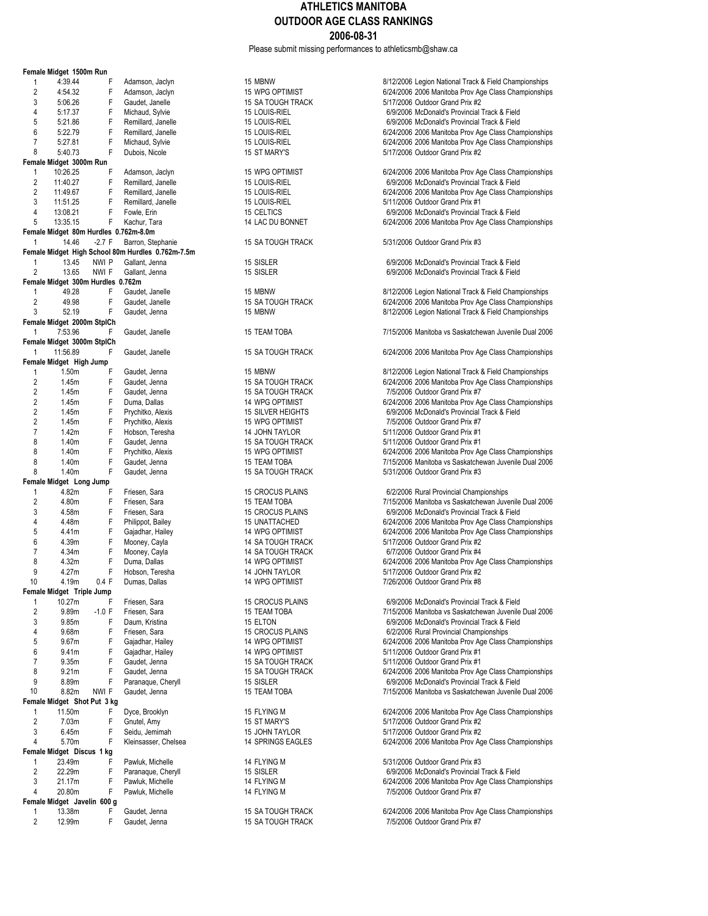# ATHLETICS MANITOBA
## OUTDOOR AGE CLASS RANKINGS
### 2006-08-31

Please submit missing performances to athleticsmb@shaw.ca

**Female Midget 1500m Run**

| Rank | Mark | Wind | Sex | Name | Age | Club | Date | Meet |
|---|---|---|---|---|---|---|---|---|
| 1 | 4:39.44 | | F | Adamson, Jaclyn | 15 | MBNW | 8/12/2006 | Legion National Track & Field Championships |
| 2 | 4:54.32 | | F | Adamson, Jaclyn | 15 | WPG OPTIMIST | 6/24/2006 | 2006 Manitoba Prov Age Class Championships |
| 3 | 5:06.26 | | F | Gaudet, Janelle | 15 | SA TOUGH TRACK | 5/17/2006 | Outdoor Grand Prix #2 |
| 4 | 5:17.37 | | F | Michaud, Sylvie | 15 | LOUIS-RIEL | 6/9/2006 | McDonald's Provincial Track & Field |
| 5 | 5:21.86 | | F | Remillard, Janelle | 15 | LOUIS-RIEL | 6/9/2006 | McDonald's Provincial Track & Field |
| 6 | 5:22.79 | | F | Remillard, Janelle | 15 | LOUIS-RIEL | 6/24/2006 | 2006 Manitoba Prov Age Class Championships |
| 7 | 5:27.81 | | F | Michaud, Sylvie | 15 | LOUIS-RIEL | 6/24/2006 | 2006 Manitoba Prov Age Class Championships |
| 8 | 5:40.73 | | F | Dubois, Nicole | 15 | ST MARY'S | 5/17/2006 | Outdoor Grand Prix #2 |

**Female Midget 3000m Run**

| Rank | Mark | Wind | Sex | Name | Age | Club | Date | Meet |
|---|---|---|---|---|---|---|---|---|
| 1 | 10:26.25 | | F | Adamson, Jaclyn | 15 | WPG OPTIMIST | 6/24/2006 | 2006 Manitoba Prov Age Class Championships |
| 2 | 11:40.27 | | F | Remillard, Janelle | 15 | LOUIS-RIEL | 6/9/2006 | McDonald's Provincial Track & Field |
| 2 | 11:49.67 | | F | Remillard, Janelle | 15 | LOUIS-RIEL | 6/24/2006 | 2006 Manitoba Prov Age Class Championships |
| 3 | 11:51.25 | | F | Remillard, Janelle | 15 | LOUIS-RIEL | 5/11/2006 | Outdoor Grand Prix #1 |
| 4 | 13:08.21 | | F | Fowle, Erin | 15 | CELTICS | 6/9/2006 | McDonald's Provincial Track & Field |
| 5 | 13:35.15 | | F | Kachur, Tara | 14 | LAC DU BONNET | 6/24/2006 | 2006 Manitoba Prov Age Class Championships |

**Female Midget 80m Hurdles 0.762m-8.0m**

| Rank | Mark | Wind | Sex | Name | Age | Club | Date | Meet |
|---|---|---|---|---|---|---|---|---|
| 1 | 14.46 | -2.7 | F | Barron, Stephanie | 15 | SA TOUGH TRACK | 5/31/2006 | Outdoor Grand Prix #3 |

**Female Midget High School 80m Hurdles 0.762m-7.5m**

| Rank | Mark | Wind | Sex | Name | Age | Club | Date | Meet |
|---|---|---|---|---|---|---|---|---|
| 1 | 13.45 | NWI | P | Gallant, Jenna | 15 | SISLER | 6/9/2006 | McDonald's Provincial Track & Field |
| 2 | 13.65 | NWI | F | Gallant, Jenna | 15 | SISLER | 6/9/2006 | McDonald's Provincial Track & Field |

**Female Midget 300m Hurdles 0.762m**

| Rank | Mark | Wind | Sex | Name | Age | Club | Date | Meet |
|---|---|---|---|---|---|---|---|---|
| 1 | 49.28 | | F | Gaudet, Janelle | 15 | MBNW | 8/12/2006 | Legion National Track & Field Championships |
| 2 | 49.98 | | F | Gaudet, Janelle | 15 | SA TOUGH TRACK | 6/24/2006 | 2006 Manitoba Prov Age Class Championships |
| 3 | 52.19 | | F | Gaudet, Jenna | 15 | MBNW | 8/12/2006 | Legion National Track & Field Championships |

**Female Midget 2000m StplCh**

| Rank | Mark | Wind | Sex | Name | Age | Club | Date | Meet |
|---|---|---|---|---|---|---|---|---|
| 1 | 7:53.96 | | F | Gaudet, Janelle | 15 | TEAM TOBA | 7/15/2006 | Manitoba vs Saskatchewan Juvenile Dual 2006 |

**Female Midget 3000m StplCh**

| Rank | Mark | Wind | Sex | Name | Age | Club | Date | Meet |
|---|---|---|---|---|---|---|---|---|
| 1 | 11:56.89 | | F | Gaudet, Janelle | 15 | SA TOUGH TRACK | 6/24/2006 | 2006 Manitoba Prov Age Class Championships |

**Female Midget High Jump**

| Rank | Mark | Wind | Sex | Name | Age | Club | Date | Meet |
|---|---|---|---|---|---|---|---|---|
| 1 | 1.50m | | F | Gaudet, Jenna | 15 | MBNW | 8/12/2006 | Legion National Track & Field Championships |
| 2 | 1.45m | | F | Gaudet, Jenna | 15 | SA TOUGH TRACK | 6/24/2006 | 2006 Manitoba Prov Age Class Championships |
| 2 | 1.45m | | F | Gaudet, Jenna | 15 | SA TOUGH TRACK | 7/5/2006 | Outdoor Grand Prix #7 |
| 2 | 1.45m | | F | Duma, Dallas | 14 | WPG OPTIMIST | 6/24/2006 | 2006 Manitoba Prov Age Class Championships |
| 2 | 1.45m | | F | Prychitko, Alexis | 15 | SILVER HEIGHTS | 6/9/2006 | McDonald's Provincial Track & Field |
| 2 | 1.45m | | F | Prychitko, Alexis | 15 | WPG OPTIMIST | 7/5/2006 | Outdoor Grand Prix #7 |
| 7 | 1.42m | | F | Hobson, Teresha | 14 | JOHN TAYLOR | 5/11/2006 | Outdoor Grand Prix #1 |
| 8 | 1.40m | | F | Gaudet, Jenna | 15 | SA TOUGH TRACK | 5/11/2006 | Outdoor Grand Prix #1 |
| 8 | 1.40m | | F | Prychitko, Alexis | 15 | WPG OPTIMIST | 6/24/2006 | 2006 Manitoba Prov Age Class Championships |
| 8 | 1.40m | | F | Gaudet, Jenna | 15 | TEAM TOBA | 7/15/2006 | Manitoba vs Saskatchewan Juvenile Dual 2006 |
| 8 | 1.40m | | F | Gaudet, Jenna | 15 | SA TOUGH TRACK | 5/31/2006 | Outdoor Grand Prix #3 |

**Female Midget Long Jump**

| Rank | Mark | Wind | Sex | Name | Age | Club | Date | Meet |
|---|---|---|---|---|---|---|---|---|
| 1 | 4.82m | | F | Friesen, Sara | 15 | CROCUS PLAINS | 6/2/2006 | Rural Provincial Championships |
| 2 | 4.80m | | F | Friesen, Sara | 15 | TEAM TOBA | 7/15/2006 | Manitoba vs Saskatchewan Juvenile Dual 2006 |
| 3 | 4.58m | | F | Friesen, Sara | 15 | CROCUS PLAINS | 6/9/2006 | McDonald's Provincial Track & Field |
| 4 | 4.48m | | F | Philippot, Bailey | 15 | UNATTACHED | 6/24/2006 | 2006 Manitoba Prov Age Class Championships |
| 5 | 4.41m | | F | Gajadhar, Hailey | 14 | WPG OPTIMIST | 6/24/2006 | 2006 Manitoba Prov Age Class Championships |
| 6 | 4.39m | | F | Mooney, Cayla | 14 | SA TOUGH TRACK | 5/17/2006 | Outdoor Grand Prix #2 |
| 7 | 4.34m | | F | Mooney, Cayla | 14 | SA TOUGH TRACK | 6/7/2006 | Outdoor Grand Prix #4 |
| 8 | 4.32m | | F | Duma, Dallas | 14 | WPG OPTIMIST | 6/24/2006 | 2006 Manitoba Prov Age Class Championships |
| 9 | 4.27m | | F | Hobson, Teresha | 14 | JOHN TAYLOR | 5/17/2006 | Outdoor Grand Prix #2 |
| 10 | 4.19m | 0.4 | F | Dumas, Dallas | 14 | WPG OPTIMIST | 7/26/2006 | Outdoor Grand Prix #8 |

**Female Midget Triple Jump**

| Rank | Mark | Wind | Sex | Name | Age | Club | Date | Meet |
|---|---|---|---|---|---|---|---|---|
| 1 | 10.27m | | F | Friesen, Sara | 15 | CROCUS PLAINS | 6/9/2006 | McDonald's Provincial Track & Field |
| 2 | 9.89m | -1.0 | F | Friesen, Sara | 15 | TEAM TOBA | 7/15/2006 | Manitoba vs Saskatchewan Juvenile Dual 2006 |
| 3 | 9.85m | | F | Daum, Kristina | 15 | ELTON | 6/9/2006 | McDonald's Provincial Track & Field |
| 4 | 9.68m | | F | Friesen, Sara | 15 | CROCUS PLAINS | 6/2/2006 | Rural Provincial Championships |
| 5 | 9.67m | | F | Gajadhar, Hailey | 14 | WPG OPTIMIST | 6/24/2006 | 2006 Manitoba Prov Age Class Championships |
| 6 | 9.41m | | F | Gajadhar, Hailey | 14 | WPG OPTIMIST | 5/11/2006 | Outdoor Grand Prix #1 |
| 7 | 9.35m | | F | Gaudet, Jenna | 15 | SA TOUGH TRACK | 5/11/2006 | Outdoor Grand Prix #1 |
| 8 | 9.21m | | F | Gaudet, Jenna | 15 | SA TOUGH TRACK | 6/24/2006 | 2006 Manitoba Prov Age Class Championships |
| 9 | 8.89m | | F | Paranaque, Cheryll | 15 | SISLER | 6/9/2006 | McDonald's Provincial Track & Field |
| 10 | 8.82m | NWI | F | Gaudet, Jenna | 15 | TEAM TOBA | 7/15/2006 | Manitoba vs Saskatchewan Juvenile Dual 2006 |

**Female Midget Shot Put 3 kg**

| Rank | Mark | Wind | Sex | Name | Age | Club | Date | Meet |
|---|---|---|---|---|---|---|---|---|
| 1 | 11.50m | | F | Dyce, Brooklyn | 15 | FLYING M | 6/24/2006 | 2006 Manitoba Prov Age Class Championships |
| 2 | 7.03m | | F | Gnutel, Amy | 15 | ST MARY'S | 5/17/2006 | Outdoor Grand Prix #2 |
| 3 | 6.45m | | F | Seidu, Jemimah | 15 | JOHN TAYLOR | 5/17/2006 | Outdoor Grand Prix #2 |
| 4 | 5.70m | | F | Kleinsasser, Chelsea | 14 | SPRINGS EAGLES | 6/24/2006 | 2006 Manitoba Prov Age Class Championships |

**Female Midget Discus 1 kg**

| Rank | Mark | Wind | Sex | Name | Age | Club | Date | Meet |
|---|---|---|---|---|---|---|---|---|
| 1 | 23.49m | | F | Pawluk, Michelle | 14 | FLYING M | 5/31/2006 | Outdoor Grand Prix #3 |
| 2 | 22.29m | | F | Paranaque, Cheryll | 15 | SISLER | 6/9/2006 | McDonald's Provincial Track & Field |
| 3 | 21.17m | | F | Pawluk, Michelle | 14 | FLYING M | 6/24/2006 | 2006 Manitoba Prov Age Class Championships |
| 4 | 20.80m | | F | Pawluk, Michelle | 14 | FLYING M | 7/5/2006 | Outdoor Grand Prix #7 |

**Female Midget Javelin 600 g**

| Rank | Mark | Wind | Sex | Name | Age | Club | Date | Meet |
|---|---|---|---|---|---|---|---|---|
| 1 | 13.38m | | F | Gaudet, Jenna | 15 | SA TOUGH TRACK | 6/24/2006 | 2006 Manitoba Prov Age Class Championships |
| 2 | 12.99m | | F | Gaudet, Jenna | 15 | SA TOUGH TRACK | 7/5/2006 | Outdoor Grand Prix #7 |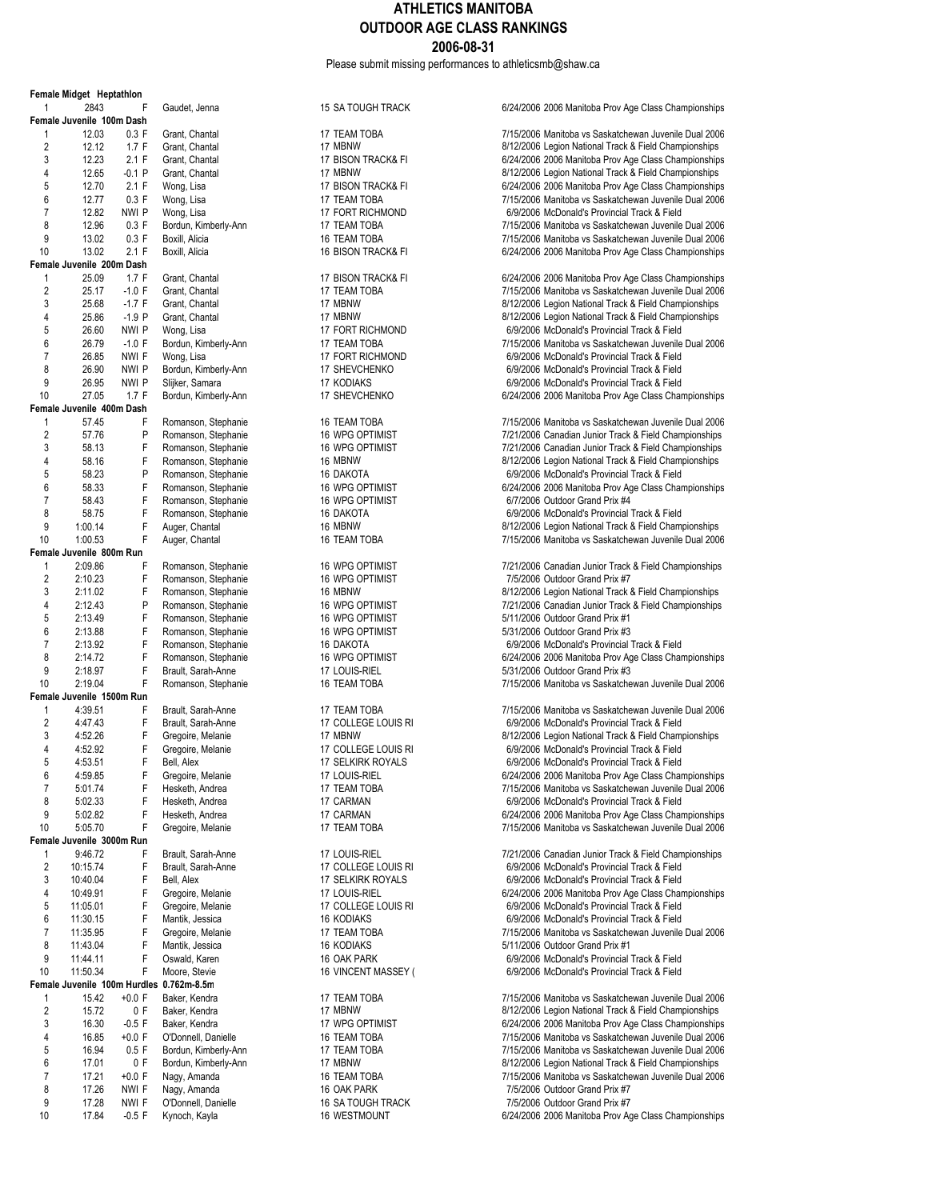# ATHLETICS MANITOBA
## OUTDOOR AGE CLASS RANKINGS
### 2006-08-31

Please submit missing performances to athleticsmb@shaw.ca

**Female Midget Heptathlon**

| Rank | Mark | Wind | Name | Age | Club | Date | Meet |
|---|---|---|---|---|---|---|---|
| 1 | 2843 | F | Gaudet, Jenna | 15 | SA TOUGH TRACK | 6/24/2006 | 2006 Manitoba Prov Age Class Championships |

**Female Juvenile 100m Dash**

| Rank | Mark | Wind | Name | Age | Club | Date | Meet |
|---|---|---|---|---|---|---|---|
| 1 | 12.03 | 0.3 F | Grant, Chantal | 17 | TEAM TOBA | 7/15/2006 | Manitoba vs Saskatchewan Juvenile Dual 2006 |
| 2 | 12.12 | 1.7 F | Grant, Chantal | 17 | MBNW | 8/12/2006 | Legion National Track & Field Championships |
| 3 | 12.23 | 2.1 F | Grant, Chantal | 17 | BISON TRACK& FI | 6/24/2006 | 2006 Manitoba Prov Age Class Championships |
| 4 | 12.65 | -0.1 P | Grant, Chantal | 17 | MBNW | 8/12/2006 | Legion National Track & Field Championships |
| 5 | 12.70 | 2.1 F | Wong, Lisa | 17 | BISON TRACK& FI | 6/24/2006 | 2006 Manitoba Prov Age Class Championships |
| 6 | 12.77 | 0.3 F | Wong, Lisa | 17 | TEAM TOBA | 7/15/2006 | Manitoba vs Saskatchewan Juvenile Dual 2006 |
| 7 | 12.82 | NWI P | Wong, Lisa | 17 | FORT RICHMOND | 6/9/2006 | McDonald's Provincial Track & Field |
| 8 | 12.96 | 0.3 F | Bordun, Kimberly-Ann | 17 | TEAM TOBA | 7/15/2006 | Manitoba vs Saskatchewan Juvenile Dual 2006 |
| 9 | 13.02 | 0.3 F | Boxill, Alicia | 16 | TEAM TOBA | 7/15/2006 | Manitoba vs Saskatchewan Juvenile Dual 2006 |
| 10 | 13.02 | 2.1 F | Boxill, Alicia | 16 | BISON TRACK& FI | 6/24/2006 | 2006 Manitoba Prov Age Class Championships |

**Female Juvenile 200m Dash**

| Rank | Mark | Wind | Name | Age | Club | Date | Meet |
|---|---|---|---|---|---|---|---|
| 1 | 25.09 | 1.7 F | Grant, Chantal | 17 | BISON TRACK& FI | 6/24/2006 | 2006 Manitoba Prov Age Class Championships |
| 2 | 25.17 | -1.0 F | Grant, Chantal | 17 | TEAM TOBA | 7/15/2006 | Manitoba vs Saskatchewan Juvenile Dual 2006 |
| 3 | 25.68 | -1.7 F | Grant, Chantal | 17 | MBNW | 8/12/2006 | Legion National Track & Field Championships |
| 4 | 25.86 | -1.9 P | Grant, Chantal | 17 | MBNW | 8/12/2006 | Legion National Track & Field Championships |
| 5 | 26.60 | NWI P | Wong, Lisa | 17 | FORT RICHMOND | 6/9/2006 | McDonald's Provincial Track & Field |
| 6 | 26.79 | -1.0 F | Bordun, Kimberly-Ann | 17 | TEAM TOBA | 7/15/2006 | Manitoba vs Saskatchewan Juvenile Dual 2006 |
| 7 | 26.85 | NWI F | Wong, Lisa | 17 | FORT RICHMOND | 6/9/2006 | McDonald's Provincial Track & Field |
| 8 | 26.90 | NWI P | Bordun, Kimberly-Ann | 17 | SHEVCHENKO | 6/9/2006 | McDonald's Provincial Track & Field |
| 9 | 26.95 | NWI P | Slijker, Samara | 17 | KODIAKS | 6/9/2006 | McDonald's Provincial Track & Field |
| 10 | 27.05 | 1.7 F | Bordun, Kimberly-Ann | 17 | SHEVCHENKO | 6/24/2006 | 2006 Manitoba Prov Age Class Championships |

**Female Juvenile 400m Dash**

| Rank | Mark | Wind | Name | Age | Club | Date | Meet |
|---|---|---|---|---|---|---|---|
| 1 | 57.45 | F | Romanson, Stephanie | 16 | TEAM TOBA | 7/15/2006 | Manitoba vs Saskatchewan Juvenile Dual 2006 |
| 2 | 57.76 | P | Romanson, Stephanie | 16 | WPG OPTIMIST | 7/21/2006 | Canadian Junior Track & Field Championships |
| 3 | 58.13 | F | Romanson, Stephanie | 16 | WPG OPTIMIST | 7/21/2006 | Canadian Junior Track & Field Championships |
| 4 | 58.16 | F | Romanson, Stephanie | 16 | MBNW | 8/12/2006 | Legion National Track & Field Championships |
| 5 | 58.23 | P | Romanson, Stephanie | 16 | DAKOTA | 6/9/2006 | McDonald's Provincial Track & Field |
| 6 | 58.33 | F | Romanson, Stephanie | 16 | WPG OPTIMIST | 6/24/2006 | 2006 Manitoba Prov Age Class Championships |
| 7 | 58.43 | F | Romanson, Stephanie | 16 | WPG OPTIMIST | 6/7/2006 | Outdoor Grand Prix #4 |
| 8 | 58.75 | F | Romanson, Stephanie | 16 | DAKOTA | 6/9/2006 | McDonald's Provincial Track & Field |
| 9 | 1:00.14 | F | Auger, Chantal | 16 | MBNW | 8/12/2006 | Legion National Track & Field Championships |
| 10 | 1:00.53 | F | Auger, Chantal | 16 | TEAM TOBA | 7/15/2006 | Manitoba vs Saskatchewan Juvenile Dual 2006 |

**Female Juvenile 800m Run**

| Rank | Mark | Wind | Name | Age | Club | Date | Meet |
|---|---|---|---|---|---|---|---|
| 1 | 2:09.86 | F | Romanson, Stephanie | 16 | WPG OPTIMIST | 7/21/2006 | Canadian Junior Track & Field Championships |
| 2 | 2:10.23 | F | Romanson, Stephanie | 16 | WPG OPTIMIST | 7/5/2006 | Outdoor Grand Prix #7 |
| 3 | 2:11.02 | F | Romanson, Stephanie | 16 | MBNW | 8/12/2006 | Legion National Track & Field Championships |
| 4 | 2:12.43 | P | Romanson, Stephanie | 16 | WPG OPTIMIST | 7/21/2006 | Canadian Junior Track & Field Championships |
| 5 | 2:13.49 | F | Romanson, Stephanie | 16 | WPG OPTIMIST | 5/11/2006 | Outdoor Grand Prix #1 |
| 6 | 2:13.88 | F | Romanson, Stephanie | 16 | WPG OPTIMIST | 5/31/2006 | Outdoor Grand Prix #3 |
| 7 | 2:13.92 | F | Romanson, Stephanie | 16 | DAKOTA | 6/9/2006 | McDonald's Provincial Track & Field |
| 8 | 2:14.72 | F | Romanson, Stephanie | 16 | WPG OPTIMIST | 6/24/2006 | 2006 Manitoba Prov Age Class Championships |
| 9 | 2:18.97 | F | Brault, Sarah-Anne | 17 | LOUIS-RIEL | 5/31/2006 | Outdoor Grand Prix #3 |
| 10 | 2:19.04 | F | Romanson, Stephanie | 16 | TEAM TOBA | 7/15/2006 | Manitoba vs Saskatchewan Juvenile Dual 2006 |

**Female Juvenile 1500m Run**

| Rank | Mark | Wind | Name | Age | Club | Date | Meet |
|---|---|---|---|---|---|---|---|
| 1 | 4:39.51 | F | Brault, Sarah-Anne | 17 | TEAM TOBA | 7/15/2006 | Manitoba vs Saskatchewan Juvenile Dual 2006 |
| 2 | 4:47.43 | F | Brault, Sarah-Anne | 17 | COLLEGE LOUIS RI | 6/9/2006 | McDonald's Provincial Track & Field |
| 3 | 4:52.26 | F | Gregoire, Melanie | 17 | MBNW | 8/12/2006 | Legion National Track & Field Championships |
| 4 | 4:52.92 | F | Gregoire, Melanie | 17 | COLLEGE LOUIS RI | 6/9/2006 | McDonald's Provincial Track & Field |
| 5 | 4:53.51 | F | Bell, Alex | 17 | SELKIRK ROYALS | 6/9/2006 | McDonald's Provincial Track & Field |
| 6 | 4:59.85 | F | Gregoire, Melanie | 17 | LOUIS-RIEL | 6/24/2006 | 2006 Manitoba Prov Age Class Championships |
| 7 | 5:01.74 | F | Hesketh, Andrea | 17 | TEAM TOBA | 7/15/2006 | Manitoba vs Saskatchewan Juvenile Dual 2006 |
| 8 | 5:02.33 | F | Hesketh, Andrea | 17 | CARMAN | 6/9/2006 | McDonald's Provincial Track & Field |
| 9 | 5:02.82 | F | Hesketh, Andrea | 17 | CARMAN | 6/24/2006 | 2006 Manitoba Prov Age Class Championships |
| 10 | 5:05.70 | F | Gregoire, Melanie | 17 | TEAM TOBA | 7/15/2006 | Manitoba vs Saskatchewan Juvenile Dual 2006 |

**Female Juvenile 3000m Run**

| Rank | Mark | Wind | Name | Age | Club | Date | Meet |
|---|---|---|---|---|---|---|---|
| 1 | 9:46.72 | F | Brault, Sarah-Anne | 17 | LOUIS-RIEL | 7/21/2006 | Canadian Junior Track & Field Championships |
| 2 | 10:15.74 | F | Brault, Sarah-Anne | 17 | COLLEGE LOUIS RI | 6/9/2006 | McDonald's Provincial Track & Field |
| 3 | 10:40.04 | F | Bell, Alex | 17 | SELKIRK ROYALS | 6/9/2006 | McDonald's Provincial Track & Field |
| 4 | 10:49.91 | F | Gregoire, Melanie | 17 | LOUIS-RIEL | 6/24/2006 | 2006 Manitoba Prov Age Class Championships |
| 5 | 11:05.01 | F | Gregoire, Melanie | 17 | COLLEGE LOUIS RI | 6/9/2006 | McDonald's Provincial Track & Field |
| 6 | 11:30.15 | F | Mantik, Jessica | 16 | KODIAKS | 6/9/2006 | McDonald's Provincial Track & Field |
| 7 | 11:35.95 | F | Gregoire, Melanie | 17 | TEAM TOBA | 7/15/2006 | Manitoba vs Saskatchewan Juvenile Dual 2006 |
| 8 | 11:43.04 | F | Mantik, Jessica | 16 | KODIAKS | 5/11/2006 | Outdoor Grand Prix #1 |
| 9 | 11:44.11 | F | Oswald, Karen | 16 | OAK PARK | 6/9/2006 | McDonald's Provincial Track & Field |
| 10 | 11:50.34 | F | Moore, Stevie | 16 | VINCENT MASSEY ( | 6/9/2006 | McDonald's Provincial Track & Field |

**Female Juvenile 100m Hurdles 0.762m-8.5m**

| Rank | Mark | Wind | Name | Age | Club | Date | Meet |
|---|---|---|---|---|---|---|---|
| 1 | 15.42 | +0.0 F | Baker, Kendra | 17 | TEAM TOBA | 7/15/2006 | Manitoba vs Saskatchewan Juvenile Dual 2006 |
| 2 | 15.72 | 0 F | Baker, Kendra | 17 | MBNW | 8/12/2006 | Legion National Track & Field Championships |
| 3 | 16.30 | -0.5 F | Baker, Kendra | 17 | WPG OPTIMIST | 6/24/2006 | 2006 Manitoba Prov Age Class Championships |
| 4 | 16.85 | +0.0 F | O'Donnell, Danielle | 16 | TEAM TOBA | 7/15/2006 | Manitoba vs Saskatchewan Juvenile Dual 2006 |
| 5 | 16.94 | 0.5 F | Bordun, Kimberly-Ann | 17 | TEAM TOBA | 7/15/2006 | Manitoba vs Saskatchewan Juvenile Dual 2006 |
| 6 | 17.01 | 0 F | Bordun, Kimberly-Ann | 17 | MBNW | 8/12/2006 | Legion National Track & Field Championships |
| 7 | 17.21 | +0.0 F | Nagy, Amanda | 16 | TEAM TOBA | 7/15/2006 | Manitoba vs Saskatchewan Juvenile Dual 2006 |
| 8 | 17.26 | NWI F | Nagy, Amanda | 16 | OAK PARK | 7/5/2006 | Outdoor Grand Prix #7 |
| 9 | 17.28 | NWI F | O'Donnell, Danielle | 16 | SA TOUGH TRACK | 7/5/2006 | Outdoor Grand Prix #7 |
| 10 | 17.84 | -0.5 F | Kynoch, Kayla | 16 | WESTMOUNT | 6/24/2006 | 2006 Manitoba Prov Age Class Championships |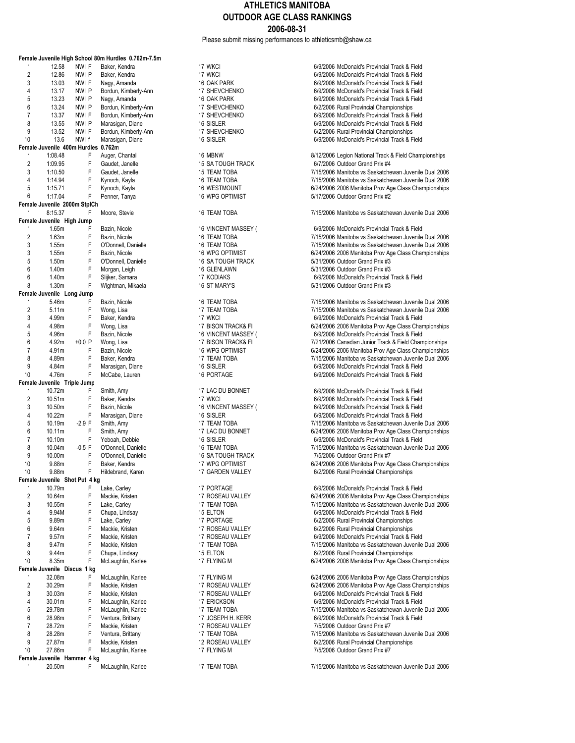# ATHLETICS MANITOBA
## OUTDOOR AGE CLASS RANKINGS
### 2006-08-31

Please submit missing performances to athleticsmb@shaw.ca

**Female Juvenile High School 80m Hurdles 0.762m-7.5m**

| Rank | Mark | Wind | F/P | Name | Age | Club | Date | Meet |
|---|---|---|---|---|---|---|---|---|
| 1 | 12.58 | NWI | F | Baker, Kendra | 17 | WKCI | 6/9/2006 | McDonald's Provincial Track & Field |
| 2 | 12.86 | NWI | P | Baker, Kendra | 17 | WKCI | 6/9/2006 | McDonald's Provincial Track & Field |
| 3 | 13.03 | NWI | F | Nagy, Amanda | 16 | OAK PARK | 6/9/2006 | McDonald's Provincial Track & Field |
| 4 | 13.17 | NWI | P | Bordun, Kimberly-Ann | 17 | SHEVCHENKO | 6/9/2006 | McDonald's Provincial Track & Field |
| 5 | 13.23 | NWI | P | Nagy, Amanda | 16 | OAK PARK | 6/9/2006 | McDonald's Provincial Track & Field |
| 6 | 13.24 | NWI | P | Bordun, Kimberly-Ann | 17 | SHEVCHENKO | 6/2/2006 | Rural Provincial Championships |
| 7 | 13.37 | NWI | F | Bordun, Kimberly-Ann | 17 | SHEVCHENKO | 6/9/2006 | McDonald's Provincial Track & Field |
| 8 | 13.55 | NWI | P | Marasigan, Diane | 16 | SISLER | 6/9/2006 | McDonald's Provincial Track & Field |
| 9 | 13.52 | NWI | F | Bordun, Kimberly-Ann | 17 | SHEVCHENKO | 6/2/2006 | Rural Provincial Championships |
| 10 | 13.6 | NWI | f | Marasigan, Diane | 16 | SISLER | 6/9/2006 | McDonald's Provincial Track & Field |

**Female Juvenile 400m Hurdles 0.762m**

| Rank | Mark | Wind | F/P | Name | Age | Club | Date | Meet |
|---|---|---|---|---|---|---|---|---|
| 1 | 1:08.48 | | F | Auger, Chantal | 16 | MBNW | 8/12/2006 | Legion National Track & Field Championships |
| 2 | 1:09.95 | | F | Gaudet, Janelle | 15 | SA TOUGH TRACK | 6/7/2006 | Outdoor Grand Prix #4 |
| 3 | 1:10.50 | | F | Gaudet, Janelle | 15 | TEAM TOBA | 7/15/2006 | Manitoba vs Saskatchewan Juvenile Dual 2006 |
| 4 | 1:14.94 | | F | Kynoch, Kayla | 16 | TEAM TOBA | 7/15/2006 | Manitoba vs Saskatchewan Juvenile Dual 2006 |
| 5 | 1:15.71 | | F | Kynoch, Kayla | 16 | WESTMOUNT | 6/24/2006 | 2006 Manitoba Prov Age Class Championships |
| 6 | 1:17.04 | | F | Penner, Tanya | 16 | WPG OPTIMIST | 5/17/2006 | Outdoor Grand Prix #2 |

**Female Juvenile 2000m StplCh**

| Rank | Mark | Wind | F/P | Name | Age | Club | Date | Meet |
|---|---|---|---|---|---|---|---|---|
| 1 | 8:15.37 | | F | Moore, Stevie | 16 | TEAM TOBA | 7/15/2006 | Manitoba vs Saskatchewan Juvenile Dual 2006 |

**Female Juvenile High Jump**

| Rank | Mark | Wind | F/P | Name | Age | Club | Date | Meet |
|---|---|---|---|---|---|---|---|---|
| 1 | 1.65m | | F | Bazin, Nicole | 16 | VINCENT MASSEY ( | 6/9/2006 | McDonald's Provincial Track & Field |
| 2 | 1.63m | | F | Bazin, Nicole | 16 | TEAM TOBA | 7/15/2006 | Manitoba vs Saskatchewan Juvenile Dual 2006 |
| 3 | 1.55m | | F | O'Donnell, Danielle | 16 | TEAM TOBA | 7/15/2006 | Manitoba vs Saskatchewan Juvenile Dual 2006 |
| 3 | 1.55m | | F | Bazin, Nicole | 16 | WPG OPTIMIST | 6/24/2006 | 2006 Manitoba Prov Age Class Championships |
| 5 | 1.50m | | F | O'Donnell, Danielle | 16 | SA TOUGH TRACK | 5/31/2006 | Outdoor Grand Prix #3 |
| 6 | 1.40m | | F | Morgan, Leigh | 16 | GLENLAWN | 5/31/2006 | Outdoor Grand Prix #3 |
| 6 | 1.40m | | F | Slijker, Samara | 17 | KODIAKS | 6/9/2006 | McDonald's Provincial Track & Field |
| 8 | 1.30m | | F | Wightman, Mikaela | 16 | ST MARY'S | 5/31/2006 | Outdoor Grand Prix #3 |

**Female Juvenile Long Jump**

| Rank | Mark | Wind | F/P | Name | Age | Club | Date | Meet |
|---|---|---|---|---|---|---|---|---|
| 1 | 5.46m | | F | Bazin, Nicole | 16 | TEAM TOBA | 7/15/2006 | Manitoba vs Saskatchewan Juvenile Dual 2006 |
| 2 | 5.11m | | F | Wong, Lisa | 17 | TEAM TOBA | 7/15/2006 | Manitoba vs Saskatchewan Juvenile Dual 2006 |
| 3 | 4.99m | | F | Baker, Kendra | 17 | WKCI | 6/9/2006 | McDonald's Provincial Track & Field |
| 4 | 4.98m | | F | Wong, Lisa | 17 | BISON TRACK& FI | 6/24/2006 | 2006 Manitoba Prov Age Class Championships |
| 5 | 4.96m | | F | Bazin, Nicole | 16 | VINCENT MASSEY ( | 6/9/2006 | McDonald's Provincial Track & Field |
| 6 | 4.92m | +0.0 | P | Wong, Lisa | 17 | BISON TRACK& FI | 7/21/2006 | Canadian Junior Track & Field Championships |
| 7 | 4.91m | | F | Bazin, Nicole | 16 | WPG OPTIMIST | 6/24/2006 | 2006 Manitoba Prov Age Class Championships |
| 8 | 4.89m | | F | Baker, Kendra | 17 | TEAM TOBA | 7/15/2006 | Manitoba vs Saskatchewan Juvenile Dual 2006 |
| 9 | 4.84m | | F | Marasigan, Diane | 16 | SISLER | 6/9/2006 | McDonald's Provincial Track & Field |
| 10 | 4.76m | | F | McCabe, Lauren | 16 | PORTAGE | 6/9/2006 | McDonald's Provincial Track & Field |

**Female Juvenile Triple Jump**

| Rank | Mark | Wind | F/P | Name | Age | Club | Date | Meet |
|---|---|---|---|---|---|---|---|---|
| 1 | 10.72m | | F | Smith, Amy | 17 | LAC DU BONNET | 6/9/2006 | McDonald's Provincial Track & Field |
| 2 | 10.51m | | F | Baker, Kendra | 17 | WKCI | 6/9/2006 | McDonald's Provincial Track & Field |
| 3 | 10.50m | | F | Bazin, Nicole | 16 | VINCENT MASSEY ( | 6/9/2006 | McDonald's Provincial Track & Field |
| 4 | 10.22m | | F | Marasigan, Diane | 16 | SISLER | 6/9/2006 | McDonald's Provincial Track & Field |
| 5 | 10.19m | -2.9 | F | Smith, Amy | 17 | TEAM TOBA | 7/15/2006 | Manitoba vs Saskatchewan Juvenile Dual 2006 |
| 6 | 10.11m | | F | Smith, Amy | 17 | LAC DU BONNET | 6/24/2006 | 2006 Manitoba Prov Age Class Championships |
| 7 | 10.10m | | F | Yeboah, Debbie | 16 | SISLER | 6/9/2006 | McDonald's Provincial Track & Field |
| 8 | 10.04m | -0.5 | F | O'Donnell, Danielle | 16 | TEAM TOBA | 7/15/2006 | Manitoba vs Saskatchewan Juvenile Dual 2006 |
| 9 | 10.00m | | F | O'Donnell, Danielle | 16 | SA TOUGH TRACK | 7/5/2006 | Outdoor Grand Prix #7 |
| 10 | 9.88m | | F | Baker, Kendra | 17 | WPG OPTIMIST | 6/24/2006 | 2006 Manitoba Prov Age Class Championships |
| 10 | 9.88m | | F | Hildebrand, Karen | 17 | GARDEN VALLEY | 6/2/2006 | Rural Provincial Championships |

**Female Juvenile Shot Put 4 kg**

| Rank | Mark | Wind | F/P | Name | Age | Club | Date | Meet |
|---|---|---|---|---|---|---|---|---|
| 1 | 10.79m | | F | Lake, Carley | 17 | PORTAGE | 6/9/2006 | McDonald's Provincial Track & Field |
| 2 | 10.64m | | F | Mackie, Kristen | 17 | ROSEAU VALLEY | 6/24/2006 | 2006 Manitoba Prov Age Class Championships |
| 3 | 10.55m | | F | Lake, Carley | 17 | TEAM TOBA | 7/15/2006 | Manitoba vs Saskatchewan Juvenile Dual 2006 |
| 4 | 9.94M | | F | Chupa, Lindsay | 15 | ELTON | 6/9/2006 | McDonald's Provincial Track & Field |
| 5 | 9.89m | | F | Lake, Carley | 17 | PORTAGE | 6/2/2006 | Rural Provincial Championships |
| 6 | 9.64m | | F | Mackie, Kristen | 17 | ROSEAU VALLEY | 6/2/2006 | Rural Provincial Championships |
| 7 | 9.57m | | F | Mackie, Kristen | 17 | ROSEAU VALLEY | 6/9/2006 | McDonald's Provincial Track & Field |
| 8 | 9.47m | | F | Mackie, Kristen | 17 | TEAM TOBA | 7/15/2006 | Manitoba vs Saskatchewan Juvenile Dual 2006 |
| 9 | 9.44m | | F | Chupa, Lindsay | 15 | ELTON | 6/2/2006 | Rural Provincial Championships |
| 10 | 8.35m | | F | McLaughlin, Karlee | 17 | FLYING M | 6/24/2006 | 2006 Manitoba Prov Age Class Championships |

**Female Juvenile Discus 1 kg**

| Rank | Mark | Wind | F/P | Name | Age | Club | Date | Meet |
|---|---|---|---|---|---|---|---|---|
| 1 | 32.08m | | F | McLaughlin, Karlee | 17 | FLYING M | 6/24/2006 | 2006 Manitoba Prov Age Class Championships |
| 2 | 30.29m | | F | Mackie, Kristen | 17 | ROSEAU VALLEY | 6/24/2006 | 2006 Manitoba Prov Age Class Championships |
| 3 | 30.03m | | F | Mackie, Kristen | 17 | ROSEAU VALLEY | 6/9/2006 | McDonald's Provincial Track & Field |
| 4 | 30.01m | | F | McLaughlin, Karlee | 17 | ERICKSON | 6/9/2006 | McDonald's Provincial Track & Field |
| 5 | 29.78m | | F | McLaughlin, Karlee | 17 | TEAM TOBA | 7/15/2006 | Manitoba vs Saskatchewan Juvenile Dual 2006 |
| 6 | 28.98m | | F | Ventura, Brittany | 17 | JOSEPH H. KERR | 6/9/2006 | McDonald's Provincial Track & Field |
| 7 | 28.72m | | F | Mackie, Kristen | 17 | ROSEAU VALLEY | 7/5/2006 | Outdoor Grand Prix #7 |
| 8 | 28.28m | | F | Ventura, Brittany | 17 | TEAM TOBA | 7/15/2006 | Manitoba vs Saskatchewan Juvenile Dual 2006 |
| 9 | 27.87m | | F | Mackie, Kristen | 12 | ROSEAU VALLEY | 6/2/2006 | Rural Provincial Championships |
| 10 | 27.86m | | F | McLaughlin, Karlee | 17 | FLYING M | 7/5/2006 | Outdoor Grand Prix #7 |

**Female Juvenile Hammer 4 kg**

| Rank | Mark | Wind | F/P | Name | Age | Club | Date | Meet |
|---|---|---|---|---|---|---|---|---|
| 1 | 20.50m | | F | McLaughlin, Karlee | 17 | TEAM TOBA | 7/15/2006 | Manitoba vs Saskatchewan Juvenile Dual 2006 |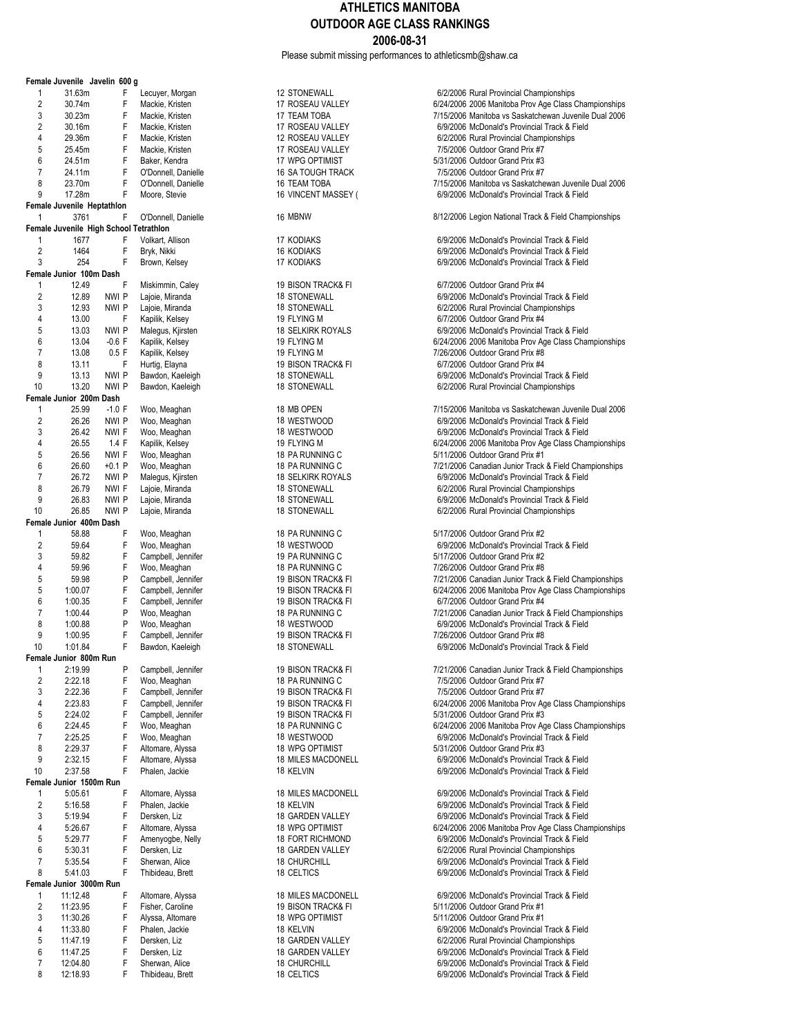# ATHLETICS MANITOBA
## OUTDOOR AGE CLASS RANKINGS
### 2006-08-31

Please submit missing performances to athleticsmb@shaw.ca

**Female Juvenile Javelin 600 g**

| Rank | Mark | Wind | F/P | Name | Age | Club | Date | Meet |
|---|---|---|---|---|---|---|---|---|
| 1 | 31.63m | | F | Lecuyer, Morgan | 12 | STONEWALL | 6/2/2006 | Rural Provincial Championships |
| 2 | 30.74m | | F | Mackie, Kristen | 17 | ROSEAU VALLEY | 6/24/2006 | 2006 Manitoba Prov Age Class Championships |
| 3 | 30.23m | | F | Mackie, Kristen | 17 | TEAM TOBA | 7/15/2006 | Manitoba vs Saskatchewan Juvenile Dual 2006 |
| 2 | 30.16m | | F | Mackie, Kristen | 17 | ROSEAU VALLEY | 6/9/2006 | McDonald's Provincial Track & Field |
| 4 | 29.36m | | F | Mackie, Kristen | 12 | ROSEAU VALLEY | 6/2/2006 | Rural Provincial Championships |
| 5 | 25.45m | | F | Mackie, Kristen | 17 | ROSEAU VALLEY | 7/5/2006 | Outdoor Grand Prix #7 |
| 6 | 24.51m | | F | Baker, Kendra | 17 | WPG OPTIMIST | 5/31/2006 | Outdoor Grand Prix #3 |
| 7 | 24.11m | | F | O'Donnell, Danielle | 16 | SA TOUGH TRACK | 7/5/2006 | Outdoor Grand Prix #7 |
| 8 | 23.70m | | F | O'Donnell, Danielle | 16 | TEAM TOBA | 7/15/2006 | Manitoba vs Saskatchewan Juvenile Dual 2006 |
| 9 | 17.28m | | F | Moore, Stevie | 16 | VINCENT MASSEY ( | 6/9/2006 | McDonald's Provincial Track & Field |

**Female Juvenile Heptathlon**

| Rank | Mark | Wind | F/P | Name | Age | Club | Date | Meet |
|---|---|---|---|---|---|---|---|---|
| 1 | 3761 | | F | O'Donnell, Danielle | 16 | MBNW | 8/12/2006 | Legion National Track & Field Championships |

**Female Juvenile High School Tetrathlon**

| Rank | Mark | Wind | F/P | Name | Age | Club | Date | Meet |
|---|---|---|---|---|---|---|---|---|
| 1 | 1677 | | F | Volkart, Allison | 17 | KODIAKS | 6/9/2006 | McDonald's Provincial Track & Field |
| 2 | 1464 | | F | Bryk, Nikki | 16 | KODIAKS | 6/9/2006 | McDonald's Provincial Track & Field |
| 3 | 254 | | F | Brown, Kelsey | 17 | KODIAKS | 6/9/2006 | McDonald's Provincial Track & Field |

**Female Junior 100m Dash**

| Rank | Mark | Wind | F/P | Name | Age | Club | Date | Meet |
|---|---|---|---|---|---|---|---|---|
| 1 | 12.49 | | F | Miskimmin, Caley | 19 | BISON TRACK& FI | 6/7/2006 | Outdoor Grand Prix #4 |
| 2 | 12.89 | NWI | P | Lajoie, Miranda | 18 | STONEWALL | 6/9/2006 | McDonald's Provincial Track & Field |
| 3 | 12.93 | NWI | P | Lajoie, Miranda | 18 | STONEWALL | 6/2/2006 | Rural Provincial Championships |
| 4 | 13.00 | | F | Kapilik, Kelsey | 19 | FLYING M | 6/7/2006 | Outdoor Grand Prix #4 |
| 5 | 13.03 | NWI | P | Malegus, Kjirsten | 18 | SELKIRK ROYALS | 6/9/2006 | McDonald's Provincial Track & Field |
| 6 | 13.04 | -0.6 | F | Kapilik, Kelsey | 19 | FLYING M | 6/24/2006 | 2006 Manitoba Prov Age Class Championships |
| 7 | 13.08 | 0.5 | F | Kapilik, Kelsey | 19 | FLYING M | 7/26/2006 | Outdoor Grand Prix #8 |
| 8 | 13.11 | | F | Hurtig, Elayna | 19 | BISON TRACK& FI | 6/7/2006 | Outdoor Grand Prix #4 |
| 9 | 13.13 | NWI | P | Bawdon, Kaeleigh | 18 | STONEWALL | 6/9/2006 | McDonald's Provincial Track & Field |
| 10 | 13.20 | NWI | P | Bawdon, Kaeleigh | 18 | STONEWALL | 6/2/2006 | Rural Provincial Championships |

**Female Junior 200m Dash**

| Rank | Mark | Wind | F/P | Name | Age | Club | Date | Meet |
|---|---|---|---|---|---|---|---|---|
| 1 | 25.99 | -1.0 | F | Woo, Meaghan | 18 | MB OPEN | 7/15/2006 | Manitoba vs Saskatchewan Juvenile Dual 2006 |
| 2 | 26.26 | NWI | P | Woo, Meaghan | 18 | WESTWOOD | 6/9/2006 | McDonald's Provincial Track & Field |
| 3 | 26.42 | NWI | F | Woo, Meaghan | 18 | WESTWOOD | 6/9/2006 | McDonald's Provincial Track & Field |
| 4 | 26.55 | 1.4 | F | Kapilik, Kelsey | 19 | FLYING M | 6/24/2006 | 2006 Manitoba Prov Age Class Championships |
| 5 | 26.56 | NWI | F | Woo, Meaghan | 18 | PA RUNNING C | 5/11/2006 | Outdoor Grand Prix #1 |
| 6 | 26.60 | +0.1 | P | Woo, Meaghan | 18 | PA RUNNING C | 7/21/2006 | Canadian Junior Track & Field Championships |
| 7 | 26.72 | NWI | P | Malegus, Kjirsten | 18 | SELKIRK ROYALS | 6/9/2006 | McDonald's Provincial Track & Field |
| 8 | 26.79 | NWI | F | Lajoie, Miranda | 18 | STONEWALL | 6/2/2006 | Rural Provincial Championships |
| 9 | 26.83 | NWI | P | Lajoie, Miranda | 18 | STONEWALL | 6/9/2006 | McDonald's Provincial Track & Field |
| 10 | 26.85 | NWI | P | Lajoie, Miranda | 18 | STONEWALL | 6/2/2006 | Rural Provincial Championships |

**Female Junior 400m Dash**

| Rank | Mark | Wind | F/P | Name | Age | Club | Date | Meet |
|---|---|---|---|---|---|---|---|---|
| 1 | 58.88 | | F | Woo, Meaghan | 18 | PA RUNNING C | 5/17/2006 | Outdoor Grand Prix #2 |
| 2 | 59.64 | | F | Woo, Meaghan | 18 | WESTWOOD | 6/9/2006 | McDonald's Provincial Track & Field |
| 3 | 59.82 | | F | Campbell, Jennifer | 19 | PA RUNNING C | 5/17/2006 | Outdoor Grand Prix #2 |
| 4 | 59.96 | | F | Woo, Meaghan | 18 | PA RUNNING C | 7/26/2006 | Outdoor Grand Prix #8 |
| 5 | 59.98 | | P | Campbell, Jennifer | 19 | BISON TRACK& FI | 7/21/2006 | Canadian Junior Track & Field Championships |
| 5 | 1:00.07 | | F | Campbell, Jennifer | 19 | BISON TRACK& FI | 6/24/2006 | 2006 Manitoba Prov Age Class Championships |
| 6 | 1:00.35 | | F | Campbell, Jennifer | 19 | BISON TRACK& FI | 6/7/2006 | Outdoor Grand Prix #4 |
| 7 | 1:00.44 | | P | Woo, Meaghan | 18 | PA RUNNING C | 7/21/2006 | Canadian Junior Track & Field Championships |
| 8 | 1:00.88 | | P | Woo, Meaghan | 18 | WESTWOOD | 6/9/2006 | McDonald's Provincial Track & Field |
| 9 | 1:00.95 | | F | Campbell, Jennifer | 19 | BISON TRACK& FI | 7/26/2006 | Outdoor Grand Prix #8 |
| 10 | 1:01.84 | | F | Bawdon, Kaeleigh | 18 | STONEWALL | 6/9/2006 | McDonald's Provincial Track & Field |

**Female Junior 800m Run**

| Rank | Mark | Wind | F/P | Name | Age | Club | Date | Meet |
|---|---|---|---|---|---|---|---|---|
| 1 | 2:19.99 | | P | Campbell, Jennifer | 19 | BISON TRACK& FI | 7/21/2006 | Canadian Junior Track & Field Championships |
| 2 | 2:22.18 | | F | Woo, Meaghan | 18 | PA RUNNING C | 7/5/2006 | Outdoor Grand Prix #7 |
| 3 | 2:22.36 | | F | Campbell, Jennifer | 19 | BISON TRACK& FI | 7/5/2006 | Outdoor Grand Prix #7 |
| 4 | 2:23.83 | | F | Campbell, Jennifer | 19 | BISON TRACK& FI | 6/24/2006 | 2006 Manitoba Prov Age Class Championships |
| 5 | 2:24.02 | | F | Campbell, Jennifer | 19 | BISON TRACK& FI | 5/31/2006 | Outdoor Grand Prix #3 |
| 6 | 2:24.45 | | F | Woo, Meaghan | 18 | PA RUNNING C | 6/24/2006 | 2006 Manitoba Prov Age Class Championships |
| 7 | 2:25.25 | | F | Woo, Meaghan | 18 | WESTWOOD | 6/9/2006 | McDonald's Provincial Track & Field |
| 8 | 2:29.37 | | F | Altomare, Alyssa | 18 | WPG OPTIMIST | 5/31/2006 | Outdoor Grand Prix #3 |
| 9 | 2:32.15 | | F | Altomare, Alyssa | 18 | MILES MACDONELL | 6/9/2006 | McDonald's Provincial Track & Field |
| 10 | 2:37.58 | | F | Phalen, Jackie | 18 | KELVIN | 6/9/2006 | McDonald's Provincial Track & Field |

**Female Junior 1500m Run**

| Rank | Mark | Wind | F/P | Name | Age | Club | Date | Meet |
|---|---|---|---|---|---|---|---|---|
| 1 | 5:05.61 | | F | Altomare, Alyssa | 18 | MILES MACDONELL | 6/9/2006 | McDonald's Provincial Track & Field |
| 2 | 5:16.58 | | F | Phalen, Jackie | 18 | KELVIN | 6/9/2006 | McDonald's Provincial Track & Field |
| 3 | 5:19.94 | | F | Dersken, Liz | 18 | GARDEN VALLEY | 6/9/2006 | McDonald's Provincial Track & Field |
| 4 | 5:26.67 | | F | Altomare, Alyssa | 18 | WPG OPTIMIST | 6/24/2006 | 2006 Manitoba Prov Age Class Championships |
| 5 | 5:29.77 | | F | Amenyogbe, Nelly | 18 | FORT RICHMOND | 6/9/2006 | McDonald's Provincial Track & Field |
| 6 | 5:30.31 | | F | Dersken, Liz | 18 | GARDEN VALLEY | 6/2/2006 | Rural Provincial Championships |
| 7 | 5:35.54 | | F | Sherwan, Alice | 18 | CHURCHILL | 6/9/2006 | McDonald's Provincial Track & Field |
| 8 | 5:41.03 | | F | Thibideau, Brett | 18 | CELTICS | 6/9/2006 | McDonald's Provincial Track & Field |

**Female Junior 3000m Run**

| Rank | Mark | Wind | F/P | Name | Age | Club | Date | Meet |
|---|---|---|---|---|---|---|---|---|
| 1 | 11:12.48 | | F | Altomare, Alyssa | 18 | MILES MACDONELL | 6/9/2006 | McDonald's Provincial Track & Field |
| 2 | 11:23.95 | | F | Fisher, Caroline | 19 | BISON TRACK& FI | 5/11/2006 | Outdoor Grand Prix #1 |
| 3 | 11:30.26 | | F | Alyssa, Altomare | 18 | WPG OPTIMIST | 5/11/2006 | Outdoor Grand Prix #1 |
| 4 | 11:33.80 | | F | Phalen, Jackie | 18 | KELVIN | 6/9/2006 | McDonald's Provincial Track & Field |
| 5 | 11:47.19 | | F | Dersken, Liz | 18 | GARDEN VALLEY | 6/2/2006 | Rural Provincial Championships |
| 6 | 11:47.25 | | F | Dersken, Liz | 18 | GARDEN VALLEY | 6/9/2006 | McDonald's Provincial Track & Field |
| 7 | 12:04.80 | | F | Sherwan, Alice | 18 | CHURCHILL | 6/9/2006 | McDonald's Provincial Track & Field |
| 8 | 12:18.93 | | F | Thibideau, Brett | 18 | CELTICS | 6/9/2006 | McDonald's Provincial Track & Field |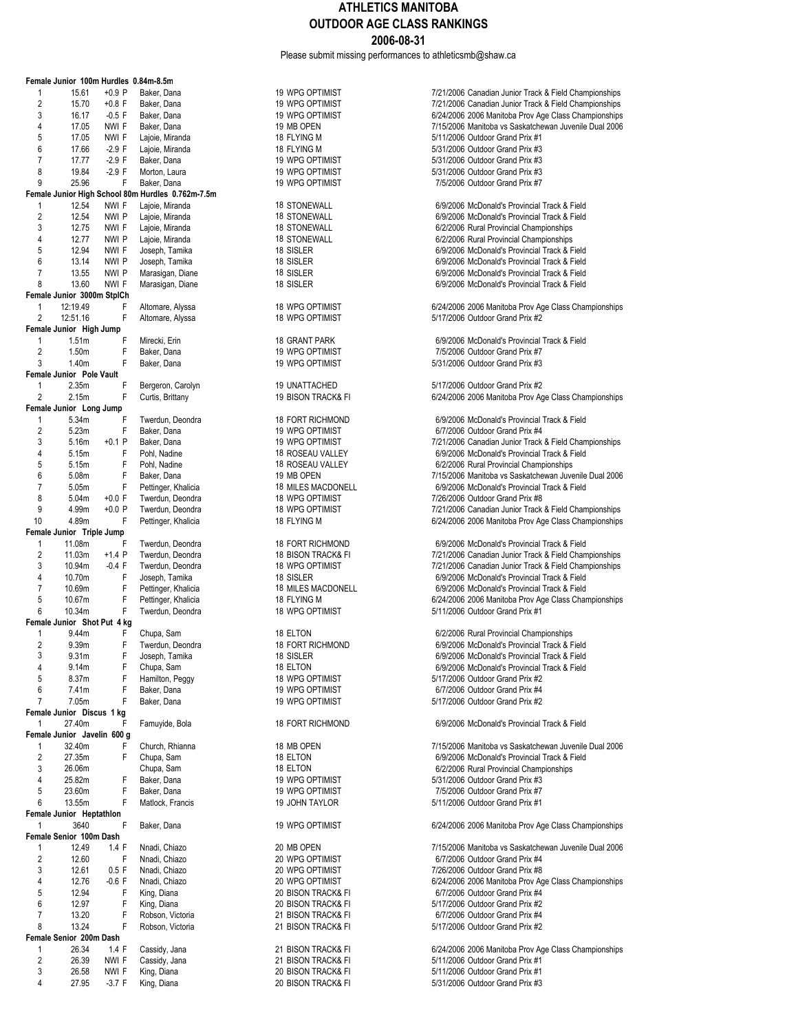# ATHLETICS MANITOBA
## OUTDOOR AGE CLASS RANKINGS
### 2006-08-31

Please submit missing performances to athleticsmb@shaw.ca

**Female Junior 100m Hurdles 0.84m-8.5m**

| Rank | Mark | Wind | Name | Age | Club | Date | Meet |
|---|---|---|---|---|---|---|---|
| 1 | 15.61 | +0.9 P | Baker, Dana | 19 | WPG OPTIMIST | 7/21/2006 | Canadian Junior Track & Field Championships |
| 2 | 15.70 | +0.8 F | Baker, Dana | 19 | WPG OPTIMIST | 7/21/2006 | Canadian Junior Track & Field Championships |
| 3 | 16.17 | -0.5 F | Baker, Dana | 19 | WPG OPTIMIST | 6/24/2006 | 2006 Manitoba Prov Age Class Championships |
| 4 | 17.05 | NWI F | Baker, Dana | 19 | MB OPEN | 7/15/2006 | Manitoba vs Saskatchewan Juvenile Dual 2006 |
| 5 | 17.05 | NWI F | Lajoie, Miranda | 18 | FLYING M | 5/11/2006 | Outdoor Grand Prix #1 |
| 6 | 17.66 | -2.9 F | Lajoie, Miranda | 18 | FLYING M | 5/31/2006 | Outdoor Grand Prix #3 |
| 7 | 17.77 | -2.9 F | Baker, Dana | 19 | WPG OPTIMIST | 5/31/2006 | Outdoor Grand Prix #3 |
| 8 | 19.84 | -2.9 F | Morton, Laura | 19 | WPG OPTIMIST | 5/31/2006 | Outdoor Grand Prix #3 |
| 9 | 25.96 | F | Baker, Dana | 19 | WPG OPTIMIST | 7/5/2006 | Outdoor Grand Prix #7 |

**Female Junior High School 80m Hurdles 0.762m-7.5m**

| Rank | Mark | Wind | Name | Age | Club | Date | Meet |
|---|---|---|---|---|---|---|---|
| 1 | 12.54 | NWI F | Lajoie, Miranda | 18 | STONEWALL | 6/9/2006 | McDonald's Provincial Track & Field |
| 2 | 12.54 | NWI P | Lajoie, Miranda | 18 | STONEWALL | 6/9/2006 | McDonald's Provincial Track & Field |
| 3 | 12.75 | NWI F | Lajoie, Miranda | 18 | STONEWALL | 6/2/2006 | Rural Provincial Championships |
| 4 | 12.77 | NWI P | Lajoie, Miranda | 18 | STONEWALL | 6/2/2006 | Rural Provincial Championships |
| 5 | 12.94 | NWI F | Joseph, Tamika | 18 | SISLER | 6/9/2006 | McDonald's Provincial Track & Field |
| 6 | 13.14 | NWI P | Joseph, Tamika | 18 | SISLER | 6/9/2006 | McDonald's Provincial Track & Field |
| 7 | 13.55 | NWI P | Marasigan, Diane | 18 | SISLER | 6/9/2006 | McDonald's Provincial Track & Field |
| 8 | 13.60 | NWI F | Marasigan, Diane | 18 | SISLER | 6/9/2006 | McDonald's Provincial Track & Field |

**Female Junior 3000m StplCh**

| Rank | Mark | Wind | Name | Age | Club | Date | Meet |
|---|---|---|---|---|---|---|---|
| 1 | 12:19.49 | F | Altomare, Alyssa | 18 | WPG OPTIMIST | 6/24/2006 | 2006 Manitoba Prov Age Class Championships |
| 2 | 12:51.16 | F | Altomare, Alyssa | 18 | WPG OPTIMIST | 5/17/2006 | Outdoor Grand Prix #2 |

**Female Junior High Jump**

| Rank | Mark | Wind | Name | Age | Club | Date | Meet |
|---|---|---|---|---|---|---|---|
| 1 | 1.51m | F | Mirecki, Erin | 18 | GRANT PARK | 6/9/2006 | McDonald's Provincial Track & Field |
| 2 | 1.50m | F | Baker, Dana | 19 | WPG OPTIMIST | 7/5/2006 | Outdoor Grand Prix #7 |
| 3 | 1.40m | F | Baker, Dana | 19 | WPG OPTIMIST | 5/31/2006 | Outdoor Grand Prix #3 |

**Female Junior Pole Vault**

| Rank | Mark | Wind | Name | Age | Club | Date | Meet |
|---|---|---|---|---|---|---|---|
| 1 | 2.35m | F | Bergeron, Carolyn | 19 | UNATTACHED | 5/17/2006 | Outdoor Grand Prix #2 |
| 2 | 2.15m | F | Curtis, Brittany | 19 | BISON TRACK& FI | 6/24/2006 | 2006 Manitoba Prov Age Class Championships |

**Female Junior Long Jump**

| Rank | Mark | Wind | Name | Age | Club | Date | Meet |
|---|---|---|---|---|---|---|---|
| 1 | 5.34m | F | Twerdun, Deondra | 18 | FORT RICHMOND | 6/9/2006 | McDonald's Provincial Track & Field |
| 2 | 5.23m | F | Baker, Dana | 19 | WPG OPTIMIST | 6/7/2006 | Outdoor Grand Prix #4 |
| 3 | 5.16m | +0.1 P | Baker, Dana | 19 | WPG OPTIMIST | 7/21/2006 | Canadian Junior Track & Field Championships |
| 4 | 5.15m | F | Pohl, Nadine | 18 | ROSEAU VALLEY | 6/9/2006 | McDonald's Provincial Track & Field |
| 5 | 5.15m | F | Pohl, Nadine | 18 | ROSEAU VALLEY | 6/2/2006 | Rural Provincial Championships |
| 6 | 5.08m | F | Baker, Dana | 19 | MB OPEN | 7/15/2006 | Manitoba vs Saskatchewan Juvenile Dual 2006 |
| 7 | 5.05m | F | Pettinger, Khalicia | 18 | MILES MACDONELL | 6/9/2006 | McDonald's Provincial Track & Field |
| 8 | 5.04m | +0.0 F | Twerdun, Deondra | 18 | WPG OPTIMIST | 7/26/2006 | Outdoor Grand Prix #8 |
| 9 | 4.99m | +0.0 P | Twerdun, Deondra | 18 | WPG OPTIMIST | 7/21/2006 | Canadian Junior Track & Field Championships |
| 10 | 4.89m | F | Pettinger, Khalicia | 18 | FLYING M | 6/24/2006 | 2006 Manitoba Prov Age Class Championships |

**Female Junior Triple Jump**

| Rank | Mark | Wind | Name | Age | Club | Date | Meet |
|---|---|---|---|---|---|---|---|
| 1 | 11.08m | F | Twerdun, Deondra | 18 | FORT RICHMOND | 6/9/2006 | McDonald's Provincial Track & Field |
| 2 | 11.03m | +1.4 P | Twerdun, Deondra | 18 | BISON TRACK& FI | 7/21/2006 | Canadian Junior Track & Field Championships |
| 3 | 10.94m | -0.4 F | Twerdun, Deondra | 18 | WPG OPTIMIST | 7/21/2006 | Canadian Junior Track & Field Championships |
| 4 | 10.70m | F | Joseph, Tamika | 18 | SISLER | 6/9/2006 | McDonald's Provincial Track & Field |
| 7 | 10.69m | F | Pettinger, Khalicia | 18 | MILES MACDONELL | 6/9/2006 | McDonald's Provincial Track & Field |
| 5 | 10.67m | F | Pettinger, Khalicia | 18 | FLYING M | 6/24/2006 | 2006 Manitoba Prov Age Class Championships |
| 6 | 10.34m | F | Twerdun, Deondra | 18 | WPG OPTIMIST | 5/11/2006 | Outdoor Grand Prix #1 |

**Female Junior Shot Put 4 kg**

| Rank | Mark | Wind | Name | Age | Club | Date | Meet |
|---|---|---|---|---|---|---|---|
| 1 | 9.44m | F | Chupa, Sam | 18 | ELTON | 6/2/2006 | Rural Provincial Championships |
| 2 | 9.39m | F | Twerdun, Deondra | 18 | FORT RICHMOND | 6/9/2006 | McDonald's Provincial Track & Field |
| 3 | 9.31m | F | Joseph, Tamika | 18 | SISLER | 6/9/2006 | McDonald's Provincial Track & Field |
| 4 | 9.14m | F | Chupa, Sam | 18 | ELTON | 6/9/2006 | McDonald's Provincial Track & Field |
| 5 | 8.37m | F | Hamilton, Peggy | 18 | WPG OPTIMIST | 5/17/2006 | Outdoor Grand Prix #2 |
| 6 | 7.41m | F | Baker, Dana | 19 | WPG OPTIMIST | 6/7/2006 | Outdoor Grand Prix #4 |
| 7 | 7.05m | F | Baker, Dana | 19 | WPG OPTIMIST | 5/17/2006 | Outdoor Grand Prix #2 |

**Female Junior Discus 1 kg**

| Rank | Mark | Wind | Name | Age | Club | Date | Meet |
|---|---|---|---|---|---|---|---|
| 1 | 27.40m | F | Famuyide, Bola | 18 | FORT RICHMOND | 6/9/2006 | McDonald's Provincial Track & Field |

**Female Junior Javelin 600 g**

| Rank | Mark | Wind | Name | Age | Club | Date | Meet |
|---|---|---|---|---|---|---|---|
| 1 | 32.40m | F | Church, Rhianna | 18 | MB OPEN | 7/15/2006 | Manitoba vs Saskatchewan Juvenile Dual 2006 |
| 2 | 27.35m | F | Chupa, Sam | 18 | ELTON | 6/9/2006 | McDonald's Provincial Track & Field |
| 3 | 26.06m | | Chupa, Sam | 18 | ELTON | 6/2/2006 | Rural Provincial Championships |
| 4 | 25.82m | F | Baker, Dana | 19 | WPG OPTIMIST | 5/31/2006 | Outdoor Grand Prix #3 |
| 5 | 23.60m | F | Baker, Dana | 19 | WPG OPTIMIST | 7/5/2006 | Outdoor Grand Prix #7 |
| 6 | 13.55m | F | Matlock, Francis | 19 | JOHN TAYLOR | 5/11/2006 | Outdoor Grand Prix #1 |

**Female Junior Heptathlon**

| Rank | Mark | Wind | Name | Age | Club | Date | Meet |
|---|---|---|---|---|---|---|---|
| 1 | 3640 | F | Baker, Dana | 19 | WPG OPTIMIST | 6/24/2006 | 2006 Manitoba Prov Age Class Championships |

**Female Senior 100m Dash**

| Rank | Mark | Wind | Name | Age | Club | Date | Meet |
|---|---|---|---|---|---|---|---|
| 1 | 12.49 | 1.4 F | Nnadi, Chiazo | 20 | MB OPEN | 7/15/2006 | Manitoba vs Saskatchewan Juvenile Dual 2006 |
| 2 | 12.60 | F | Nnadi, Chiazo | 20 | WPG OPTIMIST | 6/7/2006 | Outdoor Grand Prix #4 |
| 3 | 12.61 | 0.5 F | Nnadi, Chiazo | 20 | WPG OPTIMIST | 7/26/2006 | Outdoor Grand Prix #8 |
| 4 | 12.76 | -0.6 F | Nnadi, Chiazo | 20 | WPG OPTIMIST | 6/24/2006 | 2006 Manitoba Prov Age Class Championships |
| 5 | 12.94 | F | King, Diana | 20 | BISON TRACK& FI | 6/7/2006 | Outdoor Grand Prix #4 |
| 6 | 12.97 | F | King, Diana | 20 | BISON TRACK& FI | 5/17/2006 | Outdoor Grand Prix #2 |
| 7 | 13.20 | F | Robson, Victoria | 21 | BISON TRACK& FI | 6/7/2006 | Outdoor Grand Prix #4 |
| 8 | 13.24 | F | Robson, Victoria | 21 | BISON TRACK& FI | 5/17/2006 | Outdoor Grand Prix #2 |

**Female Senior 200m Dash**

| Rank | Mark | Wind | Name | Age | Club | Date | Meet |
|---|---|---|---|---|---|---|---|
| 1 | 26.34 | 1.4 F | Cassidy, Jana | 21 | BISON TRACK& FI | 6/24/2006 | 2006 Manitoba Prov Age Class Championships |
| 2 | 26.39 | NWI F | Cassidy, Jana | 21 | BISON TRACK& FI | 5/11/2006 | Outdoor Grand Prix #1 |
| 3 | 26.58 | NWI F | King, Diana | 20 | BISON TRACK& FI | 5/11/2006 | Outdoor Grand Prix #1 |
| 4 | 27.95 | -3.7 F | King, Diana | 20 | BISON TRACK& FI | 5/31/2006 | Outdoor Grand Prix #3 |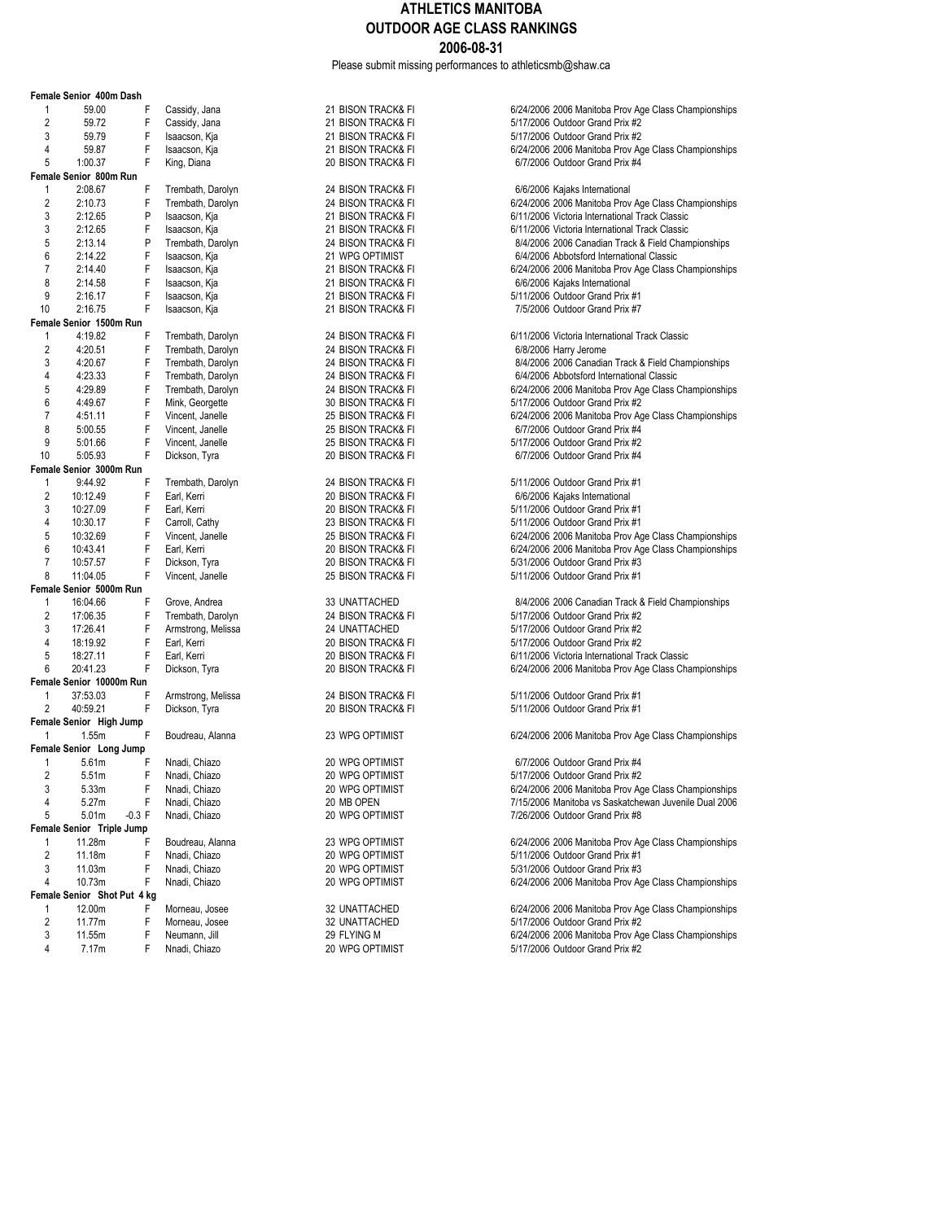# ATHLETICS MANITOBA
## OUTDOOR AGE CLASS RANKINGS
## 2006-08-31

Please submit missing performances to athleticsmb@shaw.ca

**Female Senior 400m Dash**

| Rank | Mark | | Name | Age/Club | Date/Meet |
|---|---|---|---|---|---|
| 1 | 59.00 | F | Cassidy, Jana | 21 BISON TRACK& FI | 6/24/2006 2006 Manitoba Prov Age Class Championships |
| 2 | 59.72 | F | Cassidy, Jana | 21 BISON TRACK& FI | 5/17/2006 Outdoor Grand Prix #2 |
| 3 | 59.79 | F | Isaacson, Kja | 21 BISON TRACK& FI | 5/17/2006 Outdoor Grand Prix #2 |
| 4 | 59.87 | F | Isaacson, Kja | 21 BISON TRACK& FI | 6/24/2006 2006 Manitoba Prov Age Class Championships |
| 5 | 1:00.37 | F | King, Diana | 20 BISON TRACK& FI | 6/7/2006 Outdoor Grand Prix #4 |

**Female Senior 800m Run**

| Rank | Mark | | Name | Age/Club | Date/Meet |
|---|---|---|---|---|---|
| 1 | 2:08.67 | F | Trembath, Darolyn | 24 BISON TRACK& FI | 6/6/2006 Kajaks International |
| 2 | 2:10.73 | F | Trembath, Darolyn | 24 BISON TRACK& FI | 6/24/2006 2006 Manitoba Prov Age Class Championships |
| 3 | 2:12.65 | P | Isaacson, Kja | 21 BISON TRACK& FI | 6/11/2006 Victoria International Track Classic |
| 3 | 2:12.65 | F | Isaacson, Kja | 21 BISON TRACK& FI | 6/11/2006 Victoria International Track Classic |
| 5 | 2:13.14 | P | Trembath, Darolyn | 24 BISON TRACK& FI | 8/4/2006 2006 Canadian Track & Field Championships |
| 6 | 2:14.22 | F | Isaacson, Kja | 21 WPG OPTIMIST | 6/4/2006 Abbotsford International Classic |
| 7 | 2:14.40 | F | Isaacson, Kja | 21 BISON TRACK& FI | 6/24/2006 2006 Manitoba Prov Age Class Championships |
| 8 | 2:14.58 | F | Isaacson, Kja | 21 BISON TRACK& FI | 6/6/2006 Kajaks International |
| 9 | 2:16.17 | F | Isaacson, Kja | 21 BISON TRACK& FI | 5/11/2006 Outdoor Grand Prix #1 |
| 10 | 2:16.75 | F | Isaacson, Kja | 21 BISON TRACK& FI | 7/5/2006 Outdoor Grand Prix #7 |

**Female Senior 1500m Run**

| Rank | Mark | | Name | Age/Club | Date/Meet |
|---|---|---|---|---|---|
| 1 | 4:19.82 | F | Trembath, Darolyn | 24 BISON TRACK& FI | 6/11/2006 Victoria International Track Classic |
| 2 | 4:20.51 | F | Trembath, Darolyn | 24 BISON TRACK& FI | 6/8/2006 Harry Jerome |
| 3 | 4:20.67 | F | Trembath, Darolyn | 24 BISON TRACK& FI | 8/4/2006 2006 Canadian Track & Field Championships |
| 4 | 4:23.33 | F | Trembath, Darolyn | 24 BISON TRACK& FI | 6/4/2006 Abbotsford International Classic |
| 5 | 4:29.89 | F | Trembath, Darolyn | 24 BISON TRACK& FI | 6/24/2006 2006 Manitoba Prov Age Class Championships |
| 6 | 4:49.67 | F | Mink, Georgette | 30 BISON TRACK& FI | 5/17/2006 Outdoor Grand Prix #2 |
| 7 | 4:51.11 | F | Vincent, Janelle | 25 BISON TRACK& FI | 6/24/2006 2006 Manitoba Prov Age Class Championships |
| 8 | 5:00.55 | F | Vincent, Janelle | 25 BISON TRACK& FI | 6/7/2006 Outdoor Grand Prix #4 |
| 9 | 5:01.66 | F | Vincent, Janelle | 25 BISON TRACK& FI | 5/17/2006 Outdoor Grand Prix #2 |
| 10 | 5:05.93 | F | Dickson, Tyra | 20 BISON TRACK& FI | 6/7/2006 Outdoor Grand Prix #4 |

**Female Senior 3000m Run**

| Rank | Mark | | Name | Age/Club | Date/Meet |
|---|---|---|---|---|---|
| 1 | 9:44.92 | F | Trembath, Darolyn | 24 BISON TRACK& FI | 5/11/2006 Outdoor Grand Prix #1 |
| 2 | 10:12.49 | F | Earl, Kerri | 20 BISON TRACK& FI | 6/6/2006 Kajaks International |
| 3 | 10:27.09 | F | Earl, Kerri | 20 BISON TRACK& FI | 5/11/2006 Outdoor Grand Prix #1 |
| 4 | 10:30.17 | F | Carroll, Cathy | 23 BISON TRACK& FI | 5/11/2006 Outdoor Grand Prix #1 |
| 5 | 10:32.69 | F | Vincent, Janelle | 25 BISON TRACK& FI | 6/24/2006 2006 Manitoba Prov Age Class Championships |
| 6 | 10:43.41 | F | Earl, Kerri | 20 BISON TRACK& FI | 6/24/2006 2006 Manitoba Prov Age Class Championships |
| 7 | 10:57.57 | F | Dickson, Tyra | 20 BISON TRACK& FI | 5/31/2006 Outdoor Grand Prix #3 |
| 8 | 11:04.05 | F | Vincent, Janelle | 25 BISON TRACK& FI | 5/11/2006 Outdoor Grand Prix #1 |

**Female Senior 5000m Run**

| Rank | Mark | | Name | Age/Club | Date/Meet |
|---|---|---|---|---|---|
| 1 | 16:04.66 | F | Grove, Andrea | 33 UNATTACHED | 8/4/2006 2006 Canadian Track & Field Championships |
| 2 | 17:06.35 | F | Trembath, Darolyn | 24 BISON TRACK& FI | 5/17/2006 Outdoor Grand Prix #2 |
| 3 | 17:26.41 | F | Armstrong, Melissa | 24 UNATTACHED | 5/17/2006 Outdoor Grand Prix #2 |
| 4 | 18:19.92 | F | Earl, Kerri | 20 BISON TRACK& FI | 5/17/2006 Outdoor Grand Prix #2 |
| 5 | 18:27.11 | F | Earl, Kerri | 20 BISON TRACK& FI | 6/11/2006 Victoria International Track Classic |
| 6 | 20:41.23 | F | Dickson, Tyra | 20 BISON TRACK& FI | 6/24/2006 2006 Manitoba Prov Age Class Championships |

**Female Senior 10000m Run**

| Rank | Mark | | Name | Age/Club | Date/Meet |
|---|---|---|---|---|---|
| 1 | 37:53.03 | F | Armstrong, Melissa | 24 BISON TRACK& FI | 5/11/2006 Outdoor Grand Prix #1 |
| 2 | 40:59.21 | F | Dickson, Tyra | 20 BISON TRACK& FI | 5/11/2006 Outdoor Grand Prix #1 |

**Female Senior High Jump**

| Rank | Mark | | Name | Age/Club | Date/Meet |
|---|---|---|---|---|---|
| 1 | 1.55m | F | Boudreau, Alanna | 23 WPG OPTIMIST | 6/24/2006 2006 Manitoba Prov Age Class Championships |

**Female Senior Long Jump**

| Rank | Mark | | Name | Age/Club | Date/Meet |
|---|---|---|---|---|---|
| 1 | 5.61m | F | Nnadi, Chiazo | 20 WPG OPTIMIST | 6/7/2006 Outdoor Grand Prix #4 |
| 2 | 5.51m | F | Nnadi, Chiazo | 20 WPG OPTIMIST | 5/17/2006 Outdoor Grand Prix #2 |
| 3 | 5.33m | F | Nnadi, Chiazo | 20 WPG OPTIMIST | 6/24/2006 2006 Manitoba Prov Age Class Championships |
| 4 | 5.27m | F | Nnadi, Chiazo | 20 MB OPEN | 7/15/2006 Manitoba vs Saskatchewan Juvenile Dual 2006 |
| 5 | 5.01m -0.3 | F | Nnadi, Chiazo | 20 WPG OPTIMIST | 7/26/2006 Outdoor Grand Prix #8 |

**Female Senior Triple Jump**

| Rank | Mark | | Name | Age/Club | Date/Meet |
|---|---|---|---|---|---|
| 1 | 11.28m | F | Boudreau, Alanna | 23 WPG OPTIMIST | 6/24/2006 2006 Manitoba Prov Age Class Championships |
| 2 | 11.18m | F | Nnadi, Chiazo | 20 WPG OPTIMIST | 5/11/2006 Outdoor Grand Prix #1 |
| 3 | 11.03m | F | Nnadi, Chiazo | 20 WPG OPTIMIST | 5/31/2006 Outdoor Grand Prix #3 |
| 4 | 10.73m | F | Nnadi, Chiazo | 20 WPG OPTIMIST | 6/24/2006 2006 Manitoba Prov Age Class Championships |

**Female Senior Shot Put 4 kg**

| Rank | Mark | | Name | Age/Club | Date/Meet |
|---|---|---|---|---|---|
| 1 | 12.00m | F | Morneau, Josee | 32 UNATTACHED | 6/24/2006 2006 Manitoba Prov Age Class Championships |
| 2 | 11.77m | F | Morneau, Josee | 32 UNATTACHED | 5/17/2006 Outdoor Grand Prix #2 |
| 3 | 11.55m | F | Neumann, Jill | 29 FLYING M | 6/24/2006 2006 Manitoba Prov Age Class Championships |
| 4 | 7.17m | F | Nnadi, Chiazo | 20 WPG OPTIMIST | 5/17/2006 Outdoor Grand Prix #2 |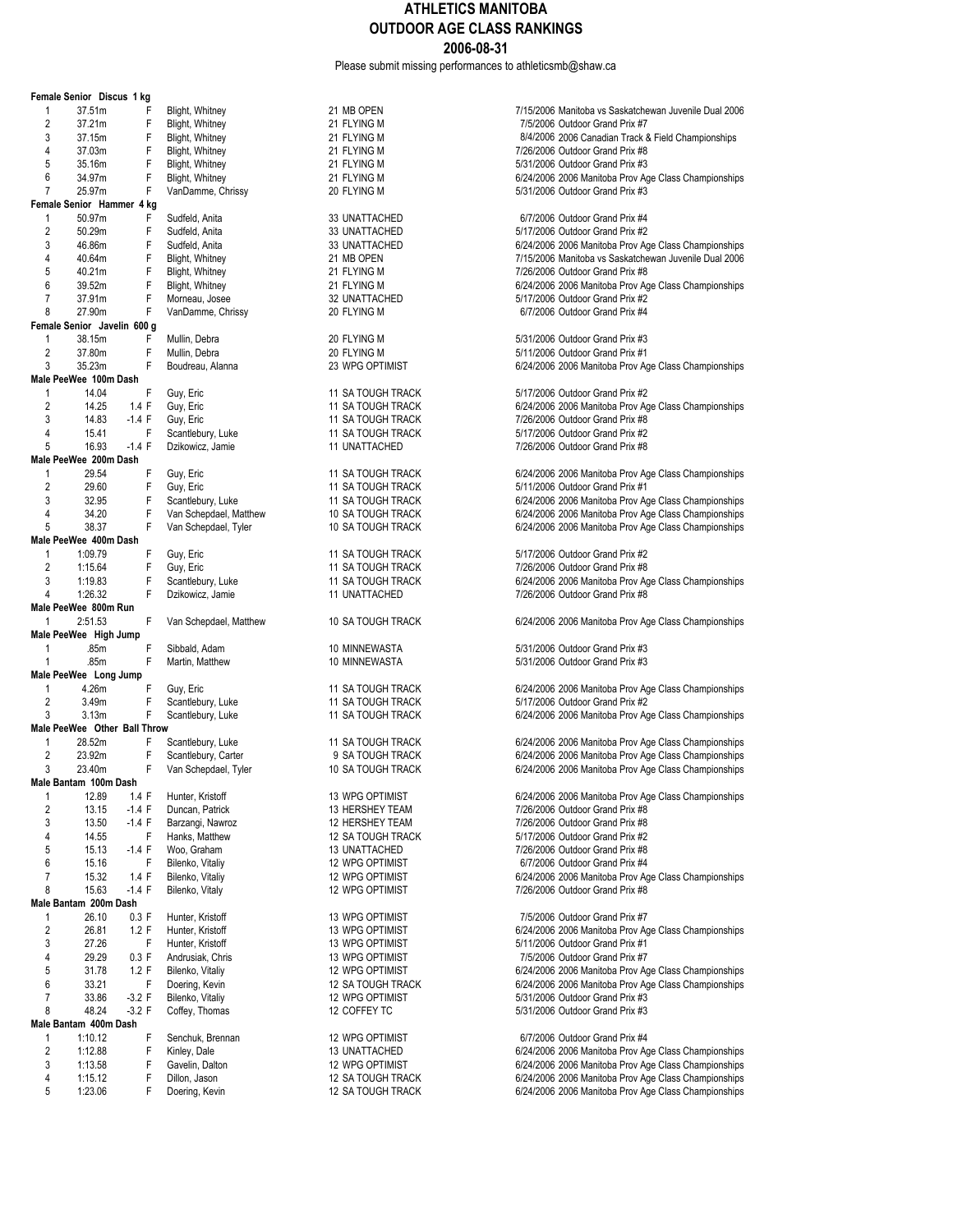# ATHLETICS MANITOBA
## OUTDOOR AGE CLASS RANKINGS
### 2006-08-31

Please submit missing performances to athleticsmb@shaw.ca

**Female Senior Discus 1 kg**

| Rank | Mark | Wind | Name | Age/Club | Date/Meet |
|---|---|---|---|---|---|
| 1 | 37.51m | F | Blight, Whitney | 21 MB OPEN | 7/15/2006 Manitoba vs Saskatchewan Juvenile Dual 2006 |
| 2 | 37.21m | F | Blight, Whitney | 21 FLYING M | 7/5/2006 Outdoor Grand Prix #7 |
| 3 | 37.15m | F | Blight, Whitney | 21 FLYING M | 8/4/2006 2006 Canadian Track & Field Championships |
| 4 | 37.03m | F | Blight, Whitney | 21 FLYING M | 7/26/2006 Outdoor Grand Prix #8 |
| 5 | 35.16m | F | Blight, Whitney | 21 FLYING M | 5/31/2006 Outdoor Grand Prix #3 |
| 6 | 34.97m | F | Blight, Whitney | 21 FLYING M | 6/24/2006 2006 Manitoba Prov Age Class Championships |
| 7 | 25.97m | F | VanDamme, Chrissy | 20 FLYING M | 5/31/2006 Outdoor Grand Prix #3 |

**Female Senior Hammer 4 kg**

| Rank | Mark | Wind | Name | Age/Club | Date/Meet |
|---|---|---|---|---|---|
| 1 | 50.97m | F | Sudfeld, Anita | 33 UNATTACHED | 6/7/2006 Outdoor Grand Prix #4 |
| 2 | 50.29m | F | Sudfeld, Anita | 33 UNATTACHED | 5/17/2006 Outdoor Grand Prix #2 |
| 3 | 46.86m | F | Sudfeld, Anita | 33 UNATTACHED | 6/24/2006 2006 Manitoba Prov Age Class Championships |
| 4 | 40.64m | F | Blight, Whitney | 21 MB OPEN | 7/15/2006 Manitoba vs Saskatchewan Juvenile Dual 2006 |
| 5 | 40.21m | F | Blight, Whitney | 21 FLYING M | 7/26/2006 Outdoor Grand Prix #8 |
| 6 | 39.52m | F | Blight, Whitney | 21 FLYING M | 6/24/2006 2006 Manitoba Prov Age Class Championships |
| 7 | 37.91m | F | Morneau, Josee | 32 UNATTACHED | 5/17/2006 Outdoor Grand Prix #2 |
| 8 | 27.90m | F | VanDamme, Chrissy | 20 FLYING M | 6/7/2006 Outdoor Grand Prix #4 |

**Female Senior Javelin 600 g**

| Rank | Mark | Wind | Name | Age/Club | Date/Meet |
|---|---|---|---|---|---|
| 1 | 38.15m | F | Mullin, Debra | 20 FLYING M | 5/31/2006 Outdoor Grand Prix #3 |
| 2 | 37.80m | F | Mullin, Debra | 20 FLYING M | 5/11/2006 Outdoor Grand Prix #1 |
| 3 | 35.23m | F | Boudreau, Alanna | 23 WPG OPTIMIST | 6/24/2006 2006 Manitoba Prov Age Class Championships |

**Male PeeWee 100m Dash**

| Rank | Mark | Wind | Name | Age/Club | Date/Meet |
|---|---|---|---|---|---|
| 1 | 14.04 | F | Guy, Eric | 11 SA TOUGH TRACK | 5/17/2006 Outdoor Grand Prix #2 |
| 2 | 14.25 | 1.4 F | Guy, Eric | 11 SA TOUGH TRACK | 6/24/2006 2006 Manitoba Prov Age Class Championships |
| 3 | 14.83 | -1.4 F | Guy, Eric | 11 SA TOUGH TRACK | 7/26/2006 Outdoor Grand Prix #8 |
| 4 | 15.41 | F | Scantlebury, Luke | 11 SA TOUGH TRACK | 5/17/2006 Outdoor Grand Prix #2 |
| 5 | 16.93 | -1.4 F | Dzikowicz, Jamie | 11 UNATTACHED | 7/26/2006 Outdoor Grand Prix #8 |

**Male PeeWee 200m Dash**

| Rank | Mark | Wind | Name | Age/Club | Date/Meet |
|---|---|---|---|---|---|
| 1 | 29.54 | F | Guy, Eric | 11 SA TOUGH TRACK | 6/24/2006 2006 Manitoba Prov Age Class Championships |
| 2 | 29.60 | F | Guy, Eric | 11 SA TOUGH TRACK | 5/11/2006 Outdoor Grand Prix #1 |
| 3 | 32.95 | F | Scantlebury, Luke | 11 SA TOUGH TRACK | 6/24/2006 2006 Manitoba Prov Age Class Championships |
| 4 | 34.20 | F | Van Schepdael, Matthew | 10 SA TOUGH TRACK | 6/24/2006 2006 Manitoba Prov Age Class Championships |
| 5 | 38.37 | F | Van Schepdael, Tyler | 10 SA TOUGH TRACK | 6/24/2006 2006 Manitoba Prov Age Class Championships |

**Male PeeWee 400m Dash**

| Rank | Mark | Wind | Name | Age/Club | Date/Meet |
|---|---|---|---|---|---|
| 1 | 1:09.79 | F | Guy, Eric | 11 SA TOUGH TRACK | 5/17/2006 Outdoor Grand Prix #2 |
| 2 | 1:15.64 | F | Guy, Eric | 11 SA TOUGH TRACK | 7/26/2006 Outdoor Grand Prix #8 |
| 3 | 1:19.83 | F | Scantlebury, Luke | 11 SA TOUGH TRACK | 6/24/2006 2006 Manitoba Prov Age Class Championships |
| 4 | 1:26.32 | F | Dzikowicz, Jamie | 11 UNATTACHED | 7/26/2006 Outdoor Grand Prix #8 |

**Male PeeWee 800m Run**

| Rank | Mark | Wind | Name | Age/Club | Date/Meet |
|---|---|---|---|---|---|
| 1 | 2:51.53 | F | Van Schepdael, Matthew | 10 SA TOUGH TRACK | 6/24/2006 2006 Manitoba Prov Age Class Championships |

**Male PeeWee High Jump**

| Rank | Mark | Wind | Name | Age/Club | Date/Meet |
|---|---|---|---|---|---|
| 1 | .85m | F | Sibbald, Adam | 10 MINNEWASTA | 5/31/2006 Outdoor Grand Prix #3 |
| 1 | .85m | F | Martin, Matthew | 10 MINNEWASTA | 5/31/2006 Outdoor Grand Prix #3 |

**Male PeeWee Long Jump**

| Rank | Mark | Wind | Name | Age/Club | Date/Meet |
|---|---|---|---|---|---|
| 1 | 4.26m | F | Guy, Eric | 11 SA TOUGH TRACK | 6/24/2006 2006 Manitoba Prov Age Class Championships |
| 2 | 3.49m | F | Scantlebury, Luke | 11 SA TOUGH TRACK | 5/17/2006 Outdoor Grand Prix #2 |
| 3 | 3.13m | F | Scantlebury, Luke | 11 SA TOUGH TRACK | 6/24/2006 2006 Manitoba Prov Age Class Championships |

**Male PeeWee Other Ball Throw**

| Rank | Mark | Wind | Name | Age/Club | Date/Meet |
|---|---|---|---|---|---|
| 1 | 28.52m | F | Scantlebury, Luke | 11 SA TOUGH TRACK | 6/24/2006 2006 Manitoba Prov Age Class Championships |
| 2 | 23.92m | F | Scantlebury, Carter | 9 SA TOUGH TRACK | 6/24/2006 2006 Manitoba Prov Age Class Championships |
| 3 | 23.40m | F | Van Schepdael, Tyler | 10 SA TOUGH TRACK | 6/24/2006 2006 Manitoba Prov Age Class Championships |

**Male Bantam 100m Dash**

| Rank | Mark | Wind | Name | Age/Club | Date/Meet |
|---|---|---|---|---|---|
| 1 | 12.89 | 1.4 F | Hunter, Kristoff | 13 WPG OPTIMIST | 6/24/2006 2006 Manitoba Prov Age Class Championships |
| 2 | 13.15 | -1.4 F | Duncan, Patrick | 13 HERSHEY TEAM | 7/26/2006 Outdoor Grand Prix #8 |
| 3 | 13.50 | -1.4 F | Barzangi, Nawroz | 12 HERSHEY TEAM | 7/26/2006 Outdoor Grand Prix #8 |
| 4 | 14.55 | F | Hanks, Matthew | 12 SA TOUGH TRACK | 5/17/2006 Outdoor Grand Prix #2 |
| 5 | 15.13 | -1.4 F | Woo, Graham | 13 UNATTACHED | 7/26/2006 Outdoor Grand Prix #8 |
| 6 | 15.16 | F | Bilenko, Vitaliy | 12 WPG OPTIMIST | 6/7/2006 Outdoor Grand Prix #4 |
| 7 | 15.32 | 1.4 F | Bilenko, Vitaliy | 12 WPG OPTIMIST | 6/24/2006 2006 Manitoba Prov Age Class Championships |
| 8 | 15.63 | -1.4 F | Bilenko, Vitaly | 12 WPG OPTIMIST | 7/26/2006 Outdoor Grand Prix #8 |

**Male Bantam 200m Dash**

| Rank | Mark | Wind | Name | Age/Club | Date/Meet |
|---|---|---|---|---|---|
| 1 | 26.10 | 0.3 F | Hunter, Kristoff | 13 WPG OPTIMIST | 7/5/2006 Outdoor Grand Prix #7 |
| 2 | 26.81 | 1.2 F | Hunter, Kristoff | 13 WPG OPTIMIST | 6/24/2006 2006 Manitoba Prov Age Class Championships |
| 3 | 27.26 | F | Hunter, Kristoff | 13 WPG OPTIMIST | 5/11/2006 Outdoor Grand Prix #1 |
| 4 | 29.29 | 0.3 F | Andrusiak, Chris | 13 WPG OPTIMIST | 7/5/2006 Outdoor Grand Prix #7 |
| 5 | 31.78 | 1.2 F | Bilenko, Vitaliy | 12 WPG OPTIMIST | 6/24/2006 2006 Manitoba Prov Age Class Championships |
| 6 | 33.21 | F | Doering, Kevin | 12 SA TOUGH TRACK | 6/24/2006 2006 Manitoba Prov Age Class Championships |
| 7 | 33.86 | -3.2 F | Bilenko, Vitaliy | 12 WPG OPTIMIST | 5/31/2006 Outdoor Grand Prix #3 |
| 8 | 48.24 | -3.2 F | Coffey, Thomas | 12 COFFEY TC | 5/31/2006 Outdoor Grand Prix #3 |

**Male Bantam 400m Dash**

| Rank | Mark | Wind | Name | Age/Club | Date/Meet |
|---|---|---|---|---|---|
| 1 | 1:10.12 | F | Senchuk, Brennan | 12 WPG OPTIMIST | 6/7/2006 Outdoor Grand Prix #4 |
| 2 | 1:12.88 | F | Kinley, Dale | 13 UNATTACHED | 6/24/2006 2006 Manitoba Prov Age Class Championships |
| 3 | 1:13.58 | F | Gavelin, Dalton | 12 WPG OPTIMIST | 6/24/2006 2006 Manitoba Prov Age Class Championships |
| 4 | 1:15.12 | F | Dillon, Jason | 12 SA TOUGH TRACK | 6/24/2006 2006 Manitoba Prov Age Class Championships |
| 5 | 1:23.06 | F | Doering, Kevin | 12 SA TOUGH TRACK | 6/24/2006 2006 Manitoba Prov Age Class Championships |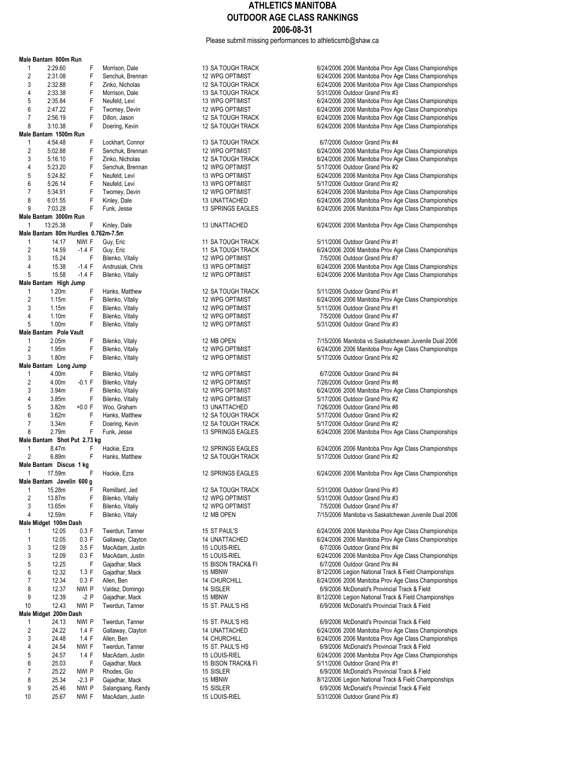# ATHLETICS MANITOBA
## OUTDOOR AGE CLASS RANKINGS
### 2006-08-31

Please submit missing performances to athleticsmb@shaw.ca

**Male Bantam 800m Run**

| | | | | | | | |
|---|---|---|---|---|---|---|---|
| 1 | 2:29.60 | | F | Morrison, Dale | 13 SA TOUGH TRACK | 6/24/2006 | 2006 Manitoba Prov Age Class Championships |
| 2 | 2:31.08 | | F | Senchuk, Brennan | 12 WPG OPTIMIST | 6/24/2006 | 2006 Manitoba Prov Age Class Championships |
| 3 | 2:32.88 | | F | Zinko, Nicholas | 12 SA TOUGH TRACK | 6/24/2006 | 2006 Manitoba Prov Age Class Championships |
| 4 | 2:33.38 | | F | Morrison, Dale | 13 SA TOUGH TRACK | 5/31/2006 | Outdoor Grand Prix #3 |
| 5 | 2:35.84 | | F | Neufeld, Levi | 13 WPG OPTIMIST | 6/24/2006 | 2006 Manitoba Prov Age Class Championships |
| 6 | 2:47.22 | | F | Twomey, Devin | 12 WPG OPTIMIST | 6/24/2006 | 2006 Manitoba Prov Age Class Championships |
| 7 | 2:56.19 | | F | Dillon, Jason | 12 SA TOUGH TRACK | 6/24/2006 | 2006 Manitoba Prov Age Class Championships |
| 8 | 3:10.38 | | F | Doering, Kevin | 12 SA TOUGH TRACK | 6/24/2006 | 2006 Manitoba Prov Age Class Championships |

**Male Bantam 1500m Run**

| | | | | | | | |
|---|---|---|---|---|---|---|---|
| 1 | 4:54.48 | | F | Lockhart, Connor | 13 SA TOUGH TRACK | 6/7/2006 | Outdoor Grand Prix #4 |
| 2 | 5:02.88 | | F | Senchuk, Brennan | 12 WPG OPTIMIST | 6/24/2006 | 2006 Manitoba Prov Age Class Championships |
| 3 | 5:16.10 | | F | Zinko, Nicholas | 12 SA TOUGH TRACK | 6/24/2006 | 2006 Manitoba Prov Age Class Championships |
| 4 | 5:23.20 | | F | Senchuk, Brennan | 12 WPG OPTIMIST | 5/17/2006 | Outdoor Grand Prix #2 |
| 5 | 5:24.82 | | F | Neufeld, Levi | 13 WPG OPTIMIST | 6/24/2006 | 2006 Manitoba Prov Age Class Championships |
| 6 | 5:26.14 | | F | Neufeld, Levi | 13 WPG OPTIMIST | 5/17/2006 | Outdoor Grand Prix #2 |
| 7 | 5:34.91 | | F | Twomey, Devin | 12 WPG OPTIMIST | 6/24/2006 | 2006 Manitoba Prov Age Class Championships |
| 8 | 6:01.55 | | F | Kinley, Dale | 13 UNATTACHED | 6/24/2006 | 2006 Manitoba Prov Age Class Championships |
| 9 | 7:03.28 | | F | Funk, Jesse | 13 SPRINGS EAGLES | 6/24/2006 | 2006 Manitoba Prov Age Class Championships |

**Male Bantam 3000m Run**

| | | | | | | | |
|---|---|---|---|---|---|---|---|
| 1 | 13:25.38 | | F | Kinley, Dale | 13 UNATTACHED | 6/24/2006 | 2006 Manitoba Prov Age Class Championships |

**Male Bantam 80m Hurdles 0.762m-7.5m**

| | | | | | | | |
|---|---|---|---|---|---|---|---|
| 1 | 14.17 | NWI | F | Guy, Eric | 11 SA TOUGH TRACK | 5/11/2006 | Outdoor Grand Prix #1 |
| 2 | 14.59 | -1.4 | F | Guy, Eric | 11 SA TOUGH TRACK | 6/24/2006 | 2006 Manitoba Prov Age Class Championships |
| 3 | 15.24 | | F | Bilenko, Vitaliy | 12 WPG OPTIMIST | 7/5/2006 | Outdoor Grand Prix #7 |
| 4 | 15.38 | -1.4 | F | Andrusiak, Chris | 13 WPG OPTIMIST | 6/24/2006 | 2006 Manitoba Prov Age Class Championships |
| 5 | 15.58 | -1.4 | F | Bilenko, Vitaliy | 12 WPG OPTIMIST | 6/24/2006 | 2006 Manitoba Prov Age Class Championships |

**Male Bantam High Jump**

| | | | | | | | |
|---|---|---|---|---|---|---|---|
| 1 | 1.20m | | F | Hanks, Matthew | 12 SA TOUGH TRACK | 5/11/2006 | Outdoor Grand Prix #1 |
| 2 | 1.15m | | F | Bilenko, Vitaliy | 12 WPG OPTIMIST | 6/24/2006 | 2006 Manitoba Prov Age Class Championships |
| 3 | 1.15m | | F | Bilenko, Vitaliy | 12 WPG OPTIMIST | 5/11/2006 | Outdoor Grand Prix #1 |
| 4 | 1.10m | | F | Bilenko, Vitaliy | 12 WPG OPTIMIST | 7/5/2006 | Outdoor Grand Prix #7 |
| 5 | 1.00m | | F | Bilenko, Vitaliy | 12 WPG OPTIMIST | 5/31/2006 | Outdoor Grand Prix #3 |

**Male Bantam Pole Vault**

| | | | | | | | |
|---|---|---|---|---|---|---|---|
| 1 | 2.05m | | F | Bilenko, Vitaly | 12 MB OPEN | 7/15/2006 | Manitoba vs Saskatchewan Juvenile Dual 2006 |
| 2 | 1.95m | | F | Bilenko, Vitaliy | 12 WPG OPTIMIST | 6/24/2006 | 2006 Manitoba Prov Age Class Championships |
| 3 | 1.80m | | F | Bilenko, Vitaliy | 12 WPG OPTIMIST | 5/17/2006 | Outdoor Grand Prix #2 |

**Male Bantam Long Jump**

| | | | | | | | |
|---|---|---|---|---|---|---|---|
| 1 | 4.00m | | F | Bilenko, Vitaliy | 12 WPG OPTIMIST | 6/7/2006 | Outdoor Grand Prix #4 |
| 2 | 4.00m | -0.1 | F | Bilenko, Vitaly | 12 WPG OPTIMIST | 7/26/2006 | Outdoor Grand Prix #8 |
| 3 | 3.94m | | F | Bilenko, Vitaliy | 12 WPG OPTIMIST | 6/24/2006 | 2006 Manitoba Prov Age Class Championships |
| 4 | 3.85m | | F | Bilenko, Vitaliy | 12 WPG OPTIMIST | 5/17/2006 | Outdoor Grand Prix #2 |
| 5 | 3.82m | +0.0 | F | Woo, Graham | 13 UNATTACHED | 7/26/2006 | Outdoor Grand Prix #8 |
| 6 | 3.62m | | F | Hanks, Matthew | 12 SA TOUGH TRACK | 5/17/2006 | Outdoor Grand Prix #2 |
| 7 | 3.34m | | F | Doering, Kevin | 12 SA TOUGH TRACK | 5/17/2006 | Outdoor Grand Prix #2 |
| 8 | 2.79m | | F | Funk, Jesse | 13 SPRINGS EAGLES | 6/24/2006 | 2006 Manitoba Prov Age Class Championships |

**Male Bantam Shot Put 2.73 kg**

| | | | | | | | |
|---|---|---|---|---|---|---|---|
| 1 | 8.47m | | F | Hackie, Ezra | 12 SPRINGS EAGLES | 6/24/2006 | 2006 Manitoba Prov Age Class Championships |
| 2 | 6.89m | | F | Hanks, Matthew | 12 SA TOUGH TRACK | 5/17/2006 | Outdoor Grand Prix #2 |

**Male Bantam Discus 1 kg**

| | | | | | | | |
|---|---|---|---|---|---|---|---|
| 1 | 17.59m | | F | Hackie, Ezra | 12 SPRINGS EAGLES | 6/24/2006 | 2006 Manitoba Prov Age Class Championships |

**Male Bantam Javelin 600 g**

| | | | | | | | |
|---|---|---|---|---|---|---|---|
| 1 | 15.28m | | F | Remillard, Jed | 12 SA TOUGH TRACK | 5/31/2006 | Outdoor Grand Prix #3 |
| 2 | 13.87m | | F | Bilenko, Vitaliy | 12 WPG OPTIMIST | 5/31/2006 | Outdoor Grand Prix #3 |
| 3 | 13.65m | | F | Bilenko, Vitaliy | 12 WPG OPTIMIST | 7/5/2006 | Outdoor Grand Prix #7 |
| 4 | 12.59m | | F | Bilenko, Vitaly | 12 MB OPEN | 7/15/2006 | Manitoba vs Saskatchewan Juvenile Dual 2006 |

**Male Midget 100m Dash**

| | | | | | | | |
|---|---|---|---|---|---|---|---|
| 1 | 12.05 | 0.3 | F | Twerdun, Tanner | 15 ST PAUL'S | 6/24/2006 | 2006 Manitoba Prov Age Class Championships |
| 1 | 12.05 | 0.3 | F | Gallaway, Clayton | 14 UNATTACHED | 6/24/2006 | 2006 Manitoba Prov Age Class Championships |
| 3 | 12.09 | 3.5 | F | MacAdam, Justin | 15 LOUIS-RIEL | 6/7/2006 | Outdoor Grand Prix #4 |
| 3 | 12.09 | 0.3 | F | MacAdam, Justin | 15 LOUIS-RIEL | 6/24/2006 | 2006 Manitoba Prov Age Class Championships |
| 5 | 12.25 | | F | Gajadhar, Mack | 15 BISON TRACK& FI | 6/7/2006 | Outdoor Grand Prix #4 |
| 6 | 12.32 | 1.3 | F | Gajadhar, Mack | 15 MBNW | 8/12/2006 | Legion National Track & Field Championships |
| 7 | 12.34 | 0.3 | F | Allen, Ben | 14 CHURCHILL | 6/24/2006 | 2006 Manitoba Prov Age Class Championships |
| 8 | 12.37 | NWI | P | Valdez, Domingo | 14 SISLER | 6/9/2006 | McDonald's Provincial Track & Field |
| 9 | 12.39 | -2 | P | Gajadhar, Mack | 15 MBNW | 8/12/2006 | Legion National Track & Field Championships |
| 10 | 12.43 | NWI | P | Twerdun, Tanner | 15 ST. PAUL'S HS | 6/9/2006 | McDonald's Provincial Track & Field |

**Male Midget 200m Dash**

| | | | | | | | |
|---|---|---|---|---|---|---|---|
| 1 | 24.13 | NWI | P | Twerdun, Tanner | 15 ST. PAUL'S HS | 6/9/2006 | McDonald's Provincial Track & Field |
| 2 | 24.22 | 1.4 | F | Gallaway, Clayton | 14 UNATTACHED | 6/24/2006 | 2006 Manitoba Prov Age Class Championships |
| 3 | 24.48 | 1.4 | F | Allen, Ben | 14 CHURCHILL | 6/24/2006 | 2006 Manitoba Prov Age Class Championships |
| 4 | 24.54 | NWI | F | Twerdun, Tanner | 15 ST. PAUL'S HS | 6/9/2006 | McDonald's Provincial Track & Field |
| 5 | 24.57 | 1.4 | F | MacAdam, Justin | 15 LOUIS-RIEL | 6/24/2006 | 2006 Manitoba Prov Age Class Championships |
| 6 | 25.03 | | F | Gajadhar, Mack | 15 BISON TRACK& FI | 5/11/2006 | Outdoor Grand Prix #1 |
| 7 | 25.22 | NWI | P | Rhodes, Gio | 15 SISLER | 6/9/2006 | McDonald's Provincial Track & Field |
| 8 | 25.34 | -2.3 | P | Gajadhar, Mack | 15 MBNW | 8/12/2006 | Legion National Track & Field Championships |
| 9 | 25.46 | NWI | P | Salangsang, Randy | 15 SISLER | 6/9/2006 | McDonald's Provincial Track & Field |
| 10 | 25.67 | NWI | F | MacAdam, Justin | 15 LOUIS-RIEL | 5/31/2006 | Outdoor Grand Prix #3 |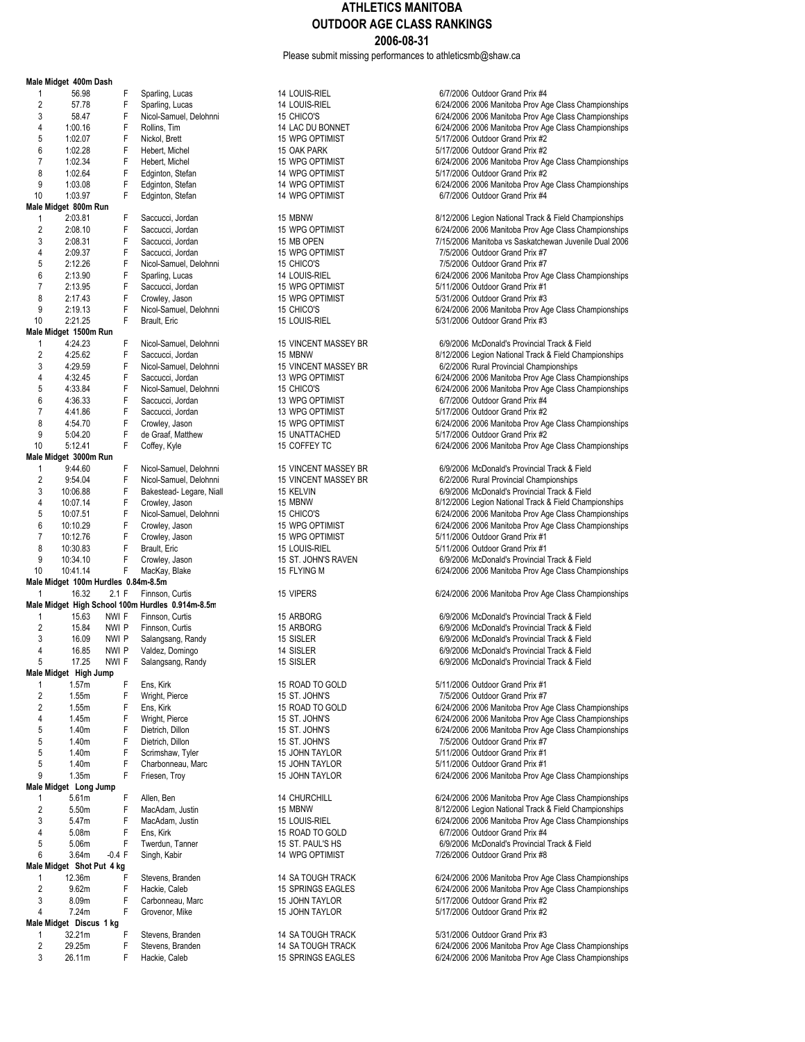# ATHLETICS MANITOBA
## OUTDOOR AGE CLASS RANKINGS
### 2006-08-31

Please submit missing performances to athleticsmb@shaw.ca

**Male Midget 400m Dash**

| Rank | Mark | Wind | Type | Name | Age | Club | Date | Meet |
|---|---|---|---|---|---|---|---|---|
| 1 | 56.98 | | F | Sparling, Lucas | 14 | LOUIS-RIEL | 6/7/2006 | Outdoor Grand Prix #4 |
| 2 | 57.78 | | F | Sparling, Lucas | 14 | LOUIS-RIEL | 6/24/2006 | 2006 Manitoba Prov Age Class Championships |
| 3 | 58.47 | | F | Nicol-Samuel, Delohnni | 15 | CHICO'S | 6/24/2006 | 2006 Manitoba Prov Age Class Championships |
| 4 | 1:00.16 | | F | Rollins, Tim | 14 | LAC DU BONNET | 6/24/2006 | 2006 Manitoba Prov Age Class Championships |
| 5 | 1:02.07 | | F | Nickol, Brett | 15 | WPG OPTIMIST | 5/17/2006 | Outdoor Grand Prix #2 |
| 6 | 1:02.28 | | F | Hebert, Michel | 15 | OAK PARK | 5/17/2006 | Outdoor Grand Prix #2 |
| 7 | 1:02.34 | | F | Hebert, Michel | 15 | WPG OPTIMIST | 6/24/2006 | 2006 Manitoba Prov Age Class Championships |
| 8 | 1:02.64 | | F | Edginton, Stefan | 14 | WPG OPTIMIST | 5/17/2006 | Outdoor Grand Prix #2 |
| 9 | 1:03.08 | | F | Edginton, Stefan | 14 | WPG OPTIMIST | 6/24/2006 | 2006 Manitoba Prov Age Class Championships |
| 10 | 1:03.97 | | F | Edginton, Stefan | 14 | WPG OPTIMIST | 6/7/2006 | Outdoor Grand Prix #4 |

**Male Midget 800m Run**

| Rank | Mark | Wind | Type | Name | Age | Club | Date | Meet |
|---|---|---|---|---|---|---|---|---|
| 1 | 2:03.81 | | F | Saccucci, Jordan | 15 | MBNW | 8/12/2006 | Legion National Track & Field Championships |
| 2 | 2:08.10 | | F | Saccucci, Jordan | 15 | WPG OPTIMIST | 6/24/2006 | 2006 Manitoba Prov Age Class Championships |
| 3 | 2:08.31 | | F | Saccucci, Jordan | 15 | MB OPEN | 7/15/2006 | Manitoba vs Saskatchewan Juvenile Dual 2006 |
| 4 | 2:09.37 | | F | Saccucci, Jordan | 15 | WPG OPTIMIST | 7/5/2006 | Outdoor Grand Prix #7 |
| 5 | 2:12.26 | | F | Nicol-Samuel, Delohnni | 15 | CHICO'S | 7/5/2006 | Outdoor Grand Prix #7 |
| 6 | 2:13.90 | | F | Sparling, Lucas | 14 | LOUIS-RIEL | 6/24/2006 | 2006 Manitoba Prov Age Class Championships |
| 7 | 2:13.95 | | F | Saccucci, Jordan | 15 | WPG OPTIMIST | 5/11/2006 | Outdoor Grand Prix #1 |
| 8 | 2:17.43 | | F | Crowley, Jason | 15 | WPG OPTIMIST | 5/31/2006 | Outdoor Grand Prix #3 |
| 9 | 2:19.13 | | F | Nicol-Samuel, Delohnni | 15 | CHICO'S | 6/24/2006 | 2006 Manitoba Prov Age Class Championships |
| 10 | 2:21.25 | | F | Brault, Eric | 15 | LOUIS-RIEL | 5/31/2006 | Outdoor Grand Prix #3 |

**Male Midget 1500m Run**

| Rank | Mark | Wind | Type | Name | Age | Club | Date | Meet |
|---|---|---|---|---|---|---|---|---|
| 1 | 4:24.23 | | F | Nicol-Samuel, Delohnni | 15 | VINCENT MASSEY BR | 6/9/2006 | McDonald's Provincial Track & Field |
| 2 | 4:25.62 | | F | Saccucci, Jordan | 15 | MBNW | 8/12/2006 | Legion National Track & Field Championships |
| 3 | 4:29.59 | | F | Nicol-Samuel, Delohnni | 15 | VINCENT MASSEY BR | 6/2/2006 | Rural Provincial Championships |
| 4 | 4:32.45 | | F | Saccucci, Jordan | 13 | WPG OPTIMIST | 6/24/2006 | 2006 Manitoba Prov Age Class Championships |
| 5 | 4:33.84 | | F | Nicol-Samuel, Delohnni | 15 | CHICO'S | 6/24/2006 | 2006 Manitoba Prov Age Class Championships |
| 6 | 4:36.33 | | F | Saccucci, Jordan | 13 | WPG OPTIMIST | 6/7/2006 | Outdoor Grand Prix #4 |
| 7 | 4:41.86 | | F | Saccucci, Jordan | 13 | WPG OPTIMIST | 5/17/2006 | Outdoor Grand Prix #2 |
| 8 | 4:54.70 | | F | Crowley, Jason | 15 | WPG OPTIMIST | 6/24/2006 | 2006 Manitoba Prov Age Class Championships |
| 9 | 5:04.20 | | F | de Graaf, Matthew | 15 | UNATTACHED | 5/17/2006 | Outdoor Grand Prix #2 |
| 10 | 5:12.41 | | F | Coffey, Kyle | 15 | COFFEY TC | 6/24/2006 | 2006 Manitoba Prov Age Class Championships |

**Male Midget 3000m Run**

| Rank | Mark | Wind | Type | Name | Age | Club | Date | Meet |
|---|---|---|---|---|---|---|---|---|
| 1 | 9:44.60 | | F | Nicol-Samuel, Delohnni | 15 | VINCENT MASSEY BR | 6/9/2006 | McDonald's Provincial Track & Field |
| 2 | 9:54.04 | | F | Nicol-Samuel, Delohnni | 15 | VINCENT MASSEY BR | 6/2/2006 | Rural Provincial Championships |
| 3 | 10:06.88 | | F | Bakestead- Legare, Niall | 15 | KELVIN | 6/9/2006 | McDonald's Provincial Track & Field |
| 4 | 10:07.14 | | F | Crowley, Jason | 15 | MBNW | 8/12/2006 | Legion National Track & Field Championships |
| 5 | 10:07.51 | | F | Nicol-Samuel, Delohnni | 15 | CHICO'S | 6/24/2006 | 2006 Manitoba Prov Age Class Championships |
| 6 | 10:10.29 | | F | Crowley, Jason | 15 | WPG OPTIMIST | 6/24/2006 | 2006 Manitoba Prov Age Class Championships |
| 7 | 10:12.76 | | F | Crowley, Jason | 15 | WPG OPTIMIST | 5/11/2006 | Outdoor Grand Prix #1 |
| 8 | 10:30.83 | | F | Brault, Eric | 15 | LOUIS-RIEL | 5/11/2006 | Outdoor Grand Prix #1 |
| 9 | 10:34.10 | | F | Crowley, Jason | 15 | ST. JOHN'S RAVEN | 6/9/2006 | McDonald's Provincial Track & Field |
| 10 | 10:41.14 | | F | MacKay, Blake | 15 | FLYING M | 6/24/2006 | 2006 Manitoba Prov Age Class Championships |

**Male Midget 100m Hurdles 0.84m-8.5m**

| Rank | Mark | Wind | Type | Name | Age | Club | Date | Meet |
|---|---|---|---|---|---|---|---|---|
| 1 | 16.32 | 2.1 | F | Finnson, Curtis | 15 | VIPERS | 6/24/2006 | 2006 Manitoba Prov Age Class Championships |

**Male Midget High School 100m Hurdles 0.914m-8.5m**

| Rank | Mark | Wind | Type | Name | Age | Club | Date | Meet |
|---|---|---|---|---|---|---|---|---|
| 1 | 15.63 | NWI | F | Finnson, Curtis | 15 | ARBORG | 6/9/2006 | McDonald's Provincial Track & Field |
| 2 | 15.84 | NWI | P | Finnson, Curtis | 15 | ARBORG | 6/9/2006 | McDonald's Provincial Track & Field |
| 3 | 16.09 | NWI | P | Salangsang, Randy | 15 | SISLER | 6/9/2006 | McDonald's Provincial Track & Field |
| 4 | 16.85 | NWI | P | Valdez, Domingo | 14 | SISLER | 6/9/2006 | McDonald's Provincial Track & Field |
| 5 | 17.25 | NWI | F | Salangsang, Randy | 15 | SISLER | 6/9/2006 | McDonald's Provincial Track & Field |

**Male Midget High Jump**

| Rank | Mark | Wind | Type | Name | Age | Club | Date | Meet |
|---|---|---|---|---|---|---|---|---|
| 1 | 1.57m | | F | Ens, Kirk | 15 | ROAD TO GOLD | 5/11/2006 | Outdoor Grand Prix #1 |
| 2 | 1.55m | | F | Wright, Pierce | 15 | ST. JOHN'S | 7/5/2006 | Outdoor Grand Prix #7 |
| 2 | 1.55m | | F | Ens, Kirk | 15 | ROAD TO GOLD | 6/24/2006 | 2006 Manitoba Prov Age Class Championships |
| 4 | 1.45m | | F | Wright, Pierce | 15 | ST. JOHN'S | 6/24/2006 | 2006 Manitoba Prov Age Class Championships |
| 5 | 1.40m | | F | Dietrich, Dillon | 15 | ST. JOHN'S | 6/24/2006 | 2006 Manitoba Prov Age Class Championships |
| 5 | 1.40m | | F | Dietrich, Dillon | 15 | ST. JOHN'S | 7/5/2006 | Outdoor Grand Prix #7 |
| 5 | 1.40m | | F | Scrimshaw, Tyler | 15 | JOHN TAYLOR | 5/11/2006 | Outdoor Grand Prix #1 |
| 5 | 1.40m | | F | Charbonneau, Marc | 15 | JOHN TAYLOR | 5/11/2006 | Outdoor Grand Prix #1 |
| 9 | 1.35m | | F | Friesen, Troy | 15 | JOHN TAYLOR | 6/24/2006 | 2006 Manitoba Prov Age Class Championships |

**Male Midget Long Jump**

| Rank | Mark | Wind | Type | Name | Age | Club | Date | Meet |
|---|---|---|---|---|---|---|---|---|
| 1 | 5.61m | | F | Allen, Ben | 14 | CHURCHILL | 6/24/2006 | 2006 Manitoba Prov Age Class Championships |
| 2 | 5.50m | | F | MacAdam, Justin | 15 | MBNW | 8/12/2006 | Legion National Track & Field Championships |
| 3 | 5.47m | | F | MacAdam, Justin | 15 | LOUIS-RIEL | 6/24/2006 | 2006 Manitoba Prov Age Class Championships |
| 4 | 5.08m | | F | Ens, Kirk | 15 | ROAD TO GOLD | 6/7/2006 | Outdoor Grand Prix #4 |
| 5 | 5.06m | | F | Twerdun, Tanner | 15 | ST. PAUL'S HS | 6/9/2006 | McDonald's Provincial Track & Field |
| 6 | 3.64m | -0.4 | F | Singh, Kabir | 14 | WPG OPTIMIST | 7/26/2006 | Outdoor Grand Prix #8 |

**Male Midget Shot Put 4 kg**

| Rank | Mark | Wind | Type | Name | Age | Club | Date | Meet |
|---|---|---|---|---|---|---|---|---|
| 1 | 12.36m | | F | Stevens, Branden | 14 | SA TOUGH TRACK | 6/24/2006 | 2006 Manitoba Prov Age Class Championships |
| 2 | 9.62m | | F | Hackie, Caleb | 15 | SPRINGS EAGLES | 6/24/2006 | 2006 Manitoba Prov Age Class Championships |
| 3 | 8.09m | | F | Carbonneau, Marc | 15 | JOHN TAYLOR | 5/17/2006 | Outdoor Grand Prix #2 |
| 4 | 7.24m | | F | Grovenor, Mike | 15 | JOHN TAYLOR | 5/17/2006 | Outdoor Grand Prix #2 |

**Male Midget Discus 1 kg**

| Rank | Mark | Wind | Type | Name | Age | Club | Date | Meet |
|---|---|---|---|---|---|---|---|---|
| 1 | 32.21m | | F | Stevens, Branden | 14 | SA TOUGH TRACK | 5/31/2006 | Outdoor Grand Prix #3 |
| 2 | 29.25m | | F | Stevens, Branden | 14 | SA TOUGH TRACK | 6/24/2006 | 2006 Manitoba Prov Age Class Championships |
| 3 | 26.11m | | F | Hackie, Caleb | 15 | SPRINGS EAGLES | 6/24/2006 | 2006 Manitoba Prov Age Class Championships |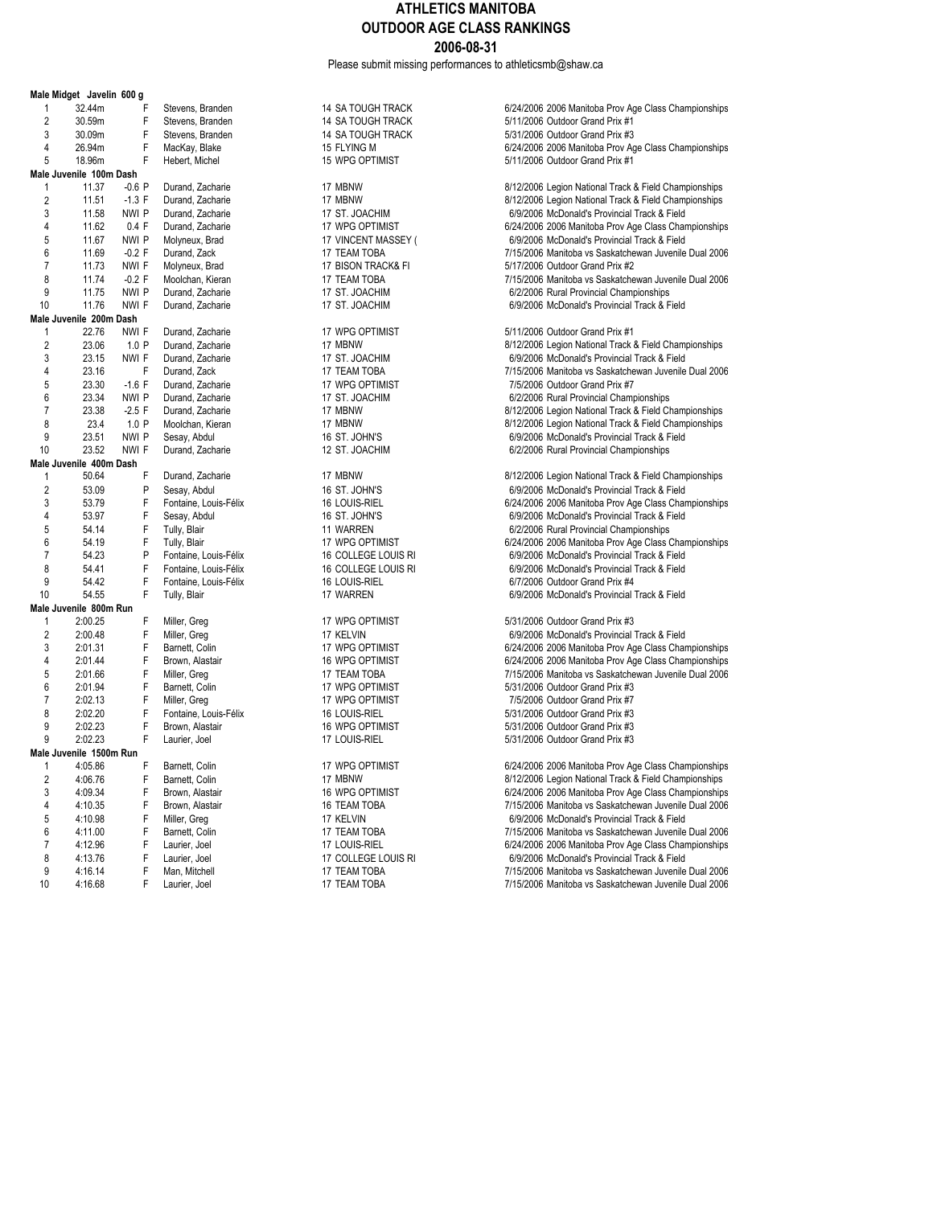# ATHLETICS MANITOBA
# OUTDOOR AGE CLASS RANKINGS
# 2006-08-31

Please submit missing performances to athleticsmb@shaw.ca

**Male Midget Javelin 600 g**

| Rank | Mark | Wind | F/P | Name | Age | Club | Date | Meet |
|---|---|---|---|---|---|---|---|---|
| 1 | 32.44m | | F | Stevens, Branden | 14 | SA TOUGH TRACK | 6/24/2006 | 2006 Manitoba Prov Age Class Championships |
| 2 | 30.59m | | F | Stevens, Branden | 14 | SA TOUGH TRACK | 5/11/2006 | Outdoor Grand Prix #1 |
| 3 | 30.09m | | F | Stevens, Branden | 14 | SA TOUGH TRACK | 5/31/2006 | Outdoor Grand Prix #3 |
| 4 | 26.94m | | F | MacKay, Blake | 15 | FLYING M | 6/24/2006 | 2006 Manitoba Prov Age Class Championships |
| 5 | 18.96m | | F | Hebert, Michel | 15 | WPG OPTIMIST | 5/11/2006 | Outdoor Grand Prix #1 |

**Male Juvenile 100m Dash**

| Rank | Mark | Wind | F/P | Name | Age | Club | Date | Meet |
|---|---|---|---|---|---|---|---|---|
| 1 | 11.37 | -0.6 | P | Durand, Zacharie | 17 | MBNW | 8/12/2006 | Legion National Track & Field Championships |
| 2 | 11.51 | -1.3 | F | Durand, Zacharie | 17 | MBNW | 8/12/2006 | Legion National Track & Field Championships |
| 3 | 11.58 | NWI | P | Durand, Zacharie | 17 | ST. JOACHIM | 6/9/2006 | McDonald's Provincial Track & Field |
| 4 | 11.62 | 0.4 | F | Durand, Zacharie | 17 | WPG OPTIMIST | 6/24/2006 | 2006 Manitoba Prov Age Class Championships |
| 5 | 11.67 | NWI | P | Molyneux, Brad | 17 | VINCENT MASSEY ( | 6/9/2006 | McDonald's Provincial Track & Field |
| 6 | 11.69 | -0.2 | F | Durand, Zack | 17 | TEAM TOBA | 7/15/2006 | Manitoba vs Saskatchewan Juvenile Dual 2006 |
| 7 | 11.73 | NWI | F | Molyneux, Brad | 17 | BISON TRACK& FI | 5/17/2006 | Outdoor Grand Prix #2 |
| 8 | 11.74 | -0.2 | F | Moolchan, Kieran | 17 | TEAM TOBA | 7/15/2006 | Manitoba vs Saskatchewan Juvenile Dual 2006 |
| 9 | 11.75 | NWI | P | Durand, Zacharie | 17 | ST. JOACHIM | 6/2/2006 | Rural Provincial Championships |
| 10 | 11.76 | NWI | F | Durand, Zacharie | 17 | ST. JOACHIM | 6/9/2006 | McDonald's Provincial Track & Field |

**Male Juvenile 200m Dash**

| Rank | Mark | Wind | F/P | Name | Age | Club | Date | Meet |
|---|---|---|---|---|---|---|---|---|
| 1 | 22.76 | NWI | F | Durand, Zacharie | 17 | WPG OPTIMIST | 5/11/2006 | Outdoor Grand Prix #1 |
| 2 | 23.06 | 1.0 | P | Durand, Zacharie | 17 | MBNW | 8/12/2006 | Legion National Track & Field Championships |
| 3 | 23.15 | NWI | F | Durand, Zacharie | 17 | ST. JOACHIM | 6/9/2006 | McDonald's Provincial Track & Field |
| 4 | 23.16 | | F | Durand, Zack | 17 | TEAM TOBA | 7/15/2006 | Manitoba vs Saskatchewan Juvenile Dual 2006 |
| 5 | 23.30 | -1.6 | F | Durand, Zacharie | 17 | WPG OPTIMIST | 7/5/2006 | Outdoor Grand Prix #7 |
| 6 | 23.34 | NWI | P | Durand, Zacharie | 17 | ST. JOACHIM | 6/2/2006 | Rural Provincial Championships |
| 7 | 23.38 | -2.5 | F | Durand, Zacharie | 17 | MBNW | 8/12/2006 | Legion National Track & Field Championships |
| 8 | 23.4 | 1.0 | P | Moolchan, Kieran | 17 | MBNW | 8/12/2006 | Legion National Track & Field Championships |
| 9 | 23.51 | NWI | P | Sesay, Abdul | 16 | ST. JOHN'S | 6/9/2006 | McDonald's Provincial Track & Field |
| 10 | 23.52 | NWI | F | Durand, Zacharie | 12 | ST. JOACHIM | 6/2/2006 | Rural Provincial Championships |

**Male Juvenile 400m Dash**

| Rank | Mark | Wind | F/P | Name | Age | Club | Date | Meet |
|---|---|---|---|---|---|---|---|---|
| 1 | 50.64 | | F | Durand, Zacharie | 17 | MBNW | 8/12/2006 | Legion National Track & Field Championships |
| 2 | 53.09 | | P | Sesay, Abdul | 16 | ST. JOHN'S | 6/9/2006 | McDonald's Provincial Track & Field |
| 3 | 53.79 | | F | Fontaine, Louis-Félix | 16 | LOUIS-RIEL | 6/24/2006 | 2006 Manitoba Prov Age Class Championships |
| 4 | 53.97 | | F | Sesay, Abdul | 16 | ST. JOHN'S | 6/9/2006 | McDonald's Provincial Track & Field |
| 5 | 54.14 | | F | Tully, Blair | 11 | WARREN | 6/2/2006 | Rural Provincial Championships |
| 6 | 54.19 | | F | Tully, Blair | 17 | WPG OPTIMIST | 6/24/2006 | 2006 Manitoba Prov Age Class Championships |
| 7 | 54.23 | | P | Fontaine, Louis-Félix | 16 | COLLEGE LOUIS RI | 6/9/2006 | McDonald's Provincial Track & Field |
| 8 | 54.41 | | F | Fontaine, Louis-Félix | 16 | COLLEGE LOUIS RI | 6/9/2006 | McDonald's Provincial Track & Field |
| 9 | 54.42 | | F | Fontaine, Louis-Félix | 16 | LOUIS-RIEL | 6/7/2006 | Outdoor Grand Prix #4 |
| 10 | 54.55 | | F | Tully, Blair | 17 | WARREN | 6/9/2006 | McDonald's Provincial Track & Field |

**Male Juvenile 800m Run**

| Rank | Mark | Wind | F/P | Name | Age | Club | Date | Meet |
|---|---|---|---|---|---|---|---|---|
| 1 | 2:00.25 | | F | Miller, Greg | 17 | WPG OPTIMIST | 5/31/2006 | Outdoor Grand Prix #3 |
| 2 | 2:00.48 | | F | Miller, Greg | 17 | KELVIN | 6/9/2006 | McDonald's Provincial Track & Field |
| 3 | 2:01.31 | | F | Barnett, Colin | 17 | WPG OPTIMIST | 6/24/2006 | 2006 Manitoba Prov Age Class Championships |
| 4 | 2:01.44 | | F | Brown, Alastair | 16 | WPG OPTIMIST | 6/24/2006 | 2006 Manitoba Prov Age Class Championships |
| 5 | 2:01.66 | | F | Miller, Greg | 17 | TEAM TOBA | 7/15/2006 | Manitoba vs Saskatchewan Juvenile Dual 2006 |
| 6 | 2:01.94 | | F | Barnett, Colin | 17 | WPG OPTIMIST | 5/31/2006 | Outdoor Grand Prix #3 |
| 7 | 2:02.13 | | F | Miller, Greg | 17 | WPG OPTIMIST | 7/5/2006 | Outdoor Grand Prix #7 |
| 8 | 2:02.20 | | F | Fontaine, Louis-Félix | 16 | LOUIS-RIEL | 5/31/2006 | Outdoor Grand Prix #3 |
| 9 | 2:02.23 | | F | Brown, Alastair | 16 | WPG OPTIMIST | 5/31/2006 | Outdoor Grand Prix #3 |
| 9 | 2:02.23 | | F | Laurier, Joel | 17 | LOUIS-RIEL | 5/31/2006 | Outdoor Grand Prix #3 |

**Male Juvenile 1500m Run**

| Rank | Mark | Wind | F/P | Name | Age | Club | Date | Meet |
|---|---|---|---|---|---|---|---|---|
| 1 | 4:05.86 | | F | Barnett, Colin | 17 | WPG OPTIMIST | 6/24/2006 | 2006 Manitoba Prov Age Class Championships |
| 2 | 4:06.76 | | F | Barnett, Colin | 17 | MBNW | 8/12/2006 | Legion National Track & Field Championships |
| 3 | 4:09.34 | | F | Brown, Alastair | 16 | WPG OPTIMIST | 6/24/2006 | 2006 Manitoba Prov Age Class Championships |
| 4 | 4:10.35 | | F | Brown, Alastair | 16 | TEAM TOBA | 7/15/2006 | Manitoba vs Saskatchewan Juvenile Dual 2006 |
| 5 | 4:10.98 | | F | Miller, Greg | 17 | KELVIN | 6/9/2006 | McDonald's Provincial Track & Field |
| 6 | 4:11.00 | | F | Barnett, Colin | 17 | TEAM TOBA | 7/15/2006 | Manitoba vs Saskatchewan Juvenile Dual 2006 |
| 7 | 4:12.96 | | F | Laurier, Joel | 17 | LOUIS-RIEL | 6/24/2006 | 2006 Manitoba Prov Age Class Championships |
| 8 | 4:13.76 | | F | Laurier, Joel | 17 | COLLEGE LOUIS RI | 6/9/2006 | McDonald's Provincial Track & Field |
| 9 | 4:16.14 | | F | Man, Mitchell | 17 | TEAM TOBA | 7/15/2006 | Manitoba vs Saskatchewan Juvenile Dual 2006 |
| 10 | 4:16.68 | | F | Laurier, Joel | 17 | TEAM TOBA | 7/15/2006 | Manitoba vs Saskatchewan Juvenile Dual 2006 |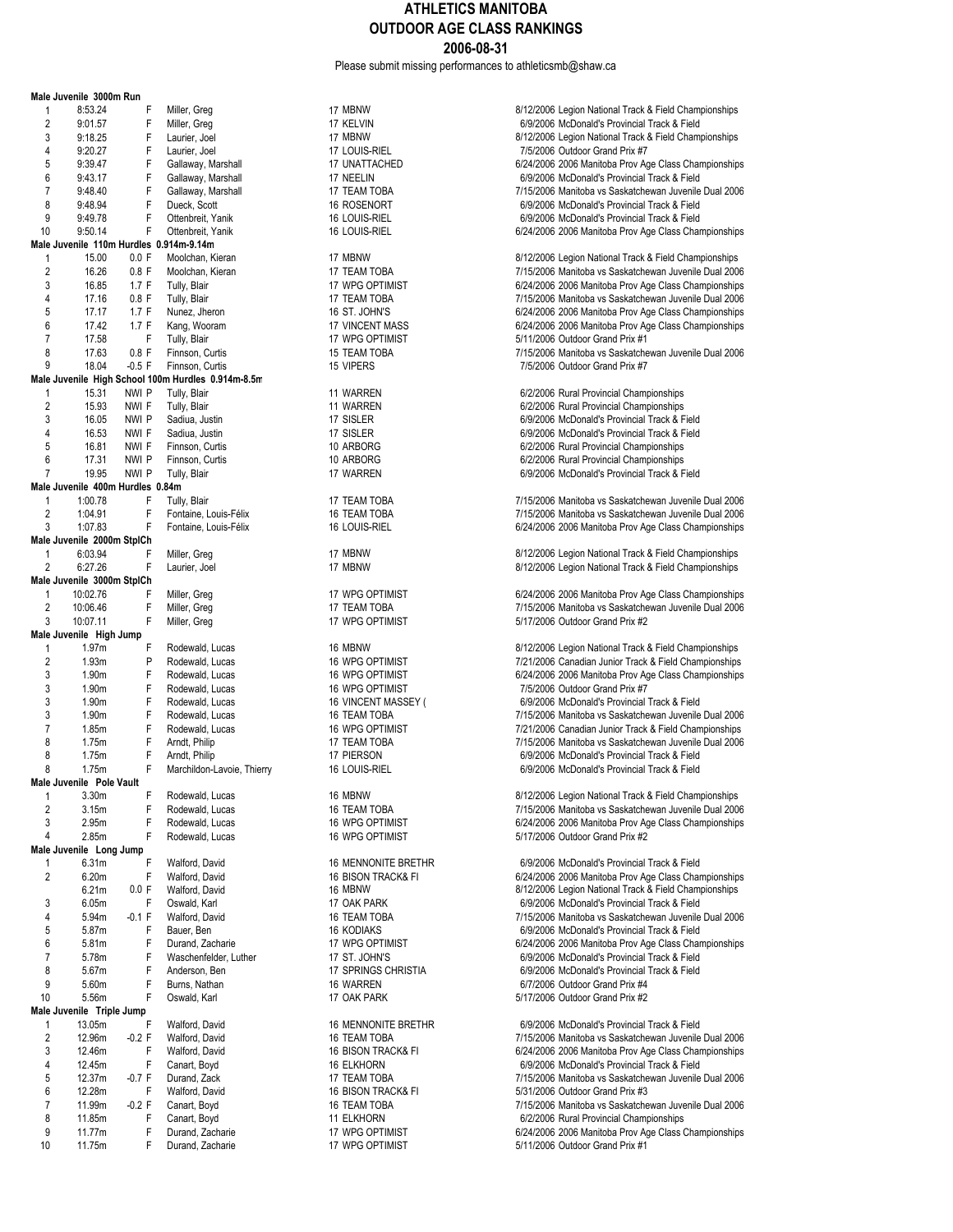# ATHLETICS MANITOBA
## OUTDOOR AGE CLASS RANKINGS
### 2006-08-31

Please submit missing performances to athleticsmb@shaw.ca

**Male Juvenile 3000m Run**

| Rank | Mark | Wind | F/P | Name | Age | Club | Date | Meet |
|---|---|---|---|---|---|---|---|---|
| 1 | 8:53.24 | | F | Miller, Greg | 17 | MBNW | 8/12/2006 | Legion National Track & Field Championships |
| 2 | 9:01.57 | | F | Miller, Greg | 17 | KELVIN | 6/9/2006 | McDonald's Provincial Track & Field |
| 3 | 9:18.25 | | F | Laurier, Joel | 17 | MBNW | 8/12/2006 | Legion National Track & Field Championships |
| 4 | 9:20.27 | | F | Laurier, Joel | 17 | LOUIS-RIEL | 7/5/2006 | Outdoor Grand Prix #7 |
| 5 | 9:39.47 | | F | Gallaway, Marshall | 17 | UNATTACHED | 6/24/2006 | 2006 Manitoba Prov Age Class Championships |
| 6 | 9:43.17 | | F | Gallaway, Marshall | 17 | NEELIN | 6/9/2006 | McDonald's Provincial Track & Field |
| 7 | 9:48.40 | | F | Gallaway, Marshall | 17 | TEAM TOBA | 7/15/2006 | Manitoba vs Saskatchewan Juvenile Dual 2006 |
| 8 | 9:48.94 | | F | Dueck, Scott | 16 | ROSENORT | 6/9/2006 | McDonald's Provincial Track & Field |
| 9 | 9:49.78 | | F | Ottenbreit, Yanik | 16 | LOUIS-RIEL | 6/9/2006 | McDonald's Provincial Track & Field |
| 10 | 9:50.14 | | F | Ottenbreit, Yanik | 16 | LOUIS-RIEL | 6/24/2006 | 2006 Manitoba Prov Age Class Championships |

**Male Juvenile 110m Hurdles 0.914m-9.14m**

| Rank | Mark | Wind | F/P | Name | Age | Club | Date | Meet |
|---|---|---|---|---|---|---|---|---|
| 1 | 15.00 | 0.0 | F | Moolchan, Kieran | 17 | MBNW | 8/12/2006 | Legion National Track & Field Championships |
| 2 | 16.26 | 0.8 | F | Moolchan, Kieran | 17 | TEAM TOBA | 7/15/2006 | Manitoba vs Saskatchewan Juvenile Dual 2006 |
| 3 | 16.85 | 1.7 | F | Tully, Blair | 17 | WPG OPTIMIST | 6/24/2006 | 2006 Manitoba Prov Age Class Championships |
| 4 | 17.16 | 0.8 | F | Tully, Blair | 17 | TEAM TOBA | 7/15/2006 | Manitoba vs Saskatchewan Juvenile Dual 2006 |
| 5 | 17.17 | 1.7 | F | Nunez, Jheron | 16 | ST. JOHN'S | 6/24/2006 | 2006 Manitoba Prov Age Class Championships |
| 6 | 17.42 | 1.7 | F | Kang, Wooram | 17 | VINCENT MASS | 6/24/2006 | 2006 Manitoba Prov Age Class Championships |
| 7 | 17.58 | | F | Tully, Blair | 17 | WPG OPTIMIST | 5/11/2006 | Outdoor Grand Prix #1 |
| 8 | 17.63 | 0.8 | F | Finnson, Curtis | 15 | TEAM TOBA | 7/15/2006 | Manitoba vs Saskatchewan Juvenile Dual 2006 |
| 9 | 18.04 | -0.5 | F | Finnson, Curtis | 15 | VIPERS | 7/5/2006 | Outdoor Grand Prix #7 |

**Male Juvenile High School 100m Hurdles 0.914m-8.5m**

| Rank | Mark | Wind | F/P | Name | Age | Club | Date | Meet |
|---|---|---|---|---|---|---|---|---|
| 1 | 15.31 | NWI | P | Tully, Blair | 11 | WARREN | 6/2/2006 | Rural Provincial Championships |
| 2 | 15.93 | NWI | F | Tully, Blair | 11 | WARREN | 6/2/2006 | Rural Provincial Championships |
| 3 | 16.05 | NWI | P | Sadiua, Justin | 17 | SISLER | 6/9/2006 | McDonald's Provincial Track & Field |
| 4 | 16.53 | NWI | F | Sadiua, Justin | 17 | SISLER | 6/9/2006 | McDonald's Provincial Track & Field |
| 5 | 16.81 | NWI | F | Finnson, Curtis | 10 | ARBORG | 6/2/2006 | Rural Provincial Championships |
| 6 | 17.31 | NWI | P | Finnson, Curtis | 10 | ARBORG | 6/2/2006 | Rural Provincial Championships |
| 7 | 19.95 | NWI | P | Tully, Blair | 17 | WARREN | 6/9/2006 | McDonald's Provincial Track & Field |

**Male Juvenile 400m Hurdles 0.84m**

| Rank | Mark | Wind | F/P | Name | Age | Club | Date | Meet |
|---|---|---|---|---|---|---|---|---|
| 1 | 1:00.78 | | F | Tully, Blair | 17 | TEAM TOBA | 7/15/2006 | Manitoba vs Saskatchewan Juvenile Dual 2006 |
| 2 | 1:04.91 | | F | Fontaine, Louis-Félix | 16 | TEAM TOBA | 7/15/2006 | Manitoba vs Saskatchewan Juvenile Dual 2006 |
| 3 | 1:07.83 | | F | Fontaine, Louis-Félix | 16 | LOUIS-RIEL | 6/24/2006 | 2006 Manitoba Prov Age Class Championships |

**Male Juvenile 2000m StplCh**

| Rank | Mark | Wind | F/P | Name | Age | Club | Date | Meet |
|---|---|---|---|---|---|---|---|---|
| 1 | 6:03.94 | | F | Miller, Greg | 17 | MBNW | 8/12/2006 | Legion National Track & Field Championships |
| 2 | 6:27.26 | | F | Laurier, Joel | 17 | MBNW | 8/12/2006 | Legion National Track & Field Championships |

**Male Juvenile 3000m StplCh**

| Rank | Mark | Wind | F/P | Name | Age | Club | Date | Meet |
|---|---|---|---|---|---|---|---|---|
| 1 | 10:02.76 | | F | Miller, Greg | 17 | WPG OPTIMIST | 6/24/2006 | 2006 Manitoba Prov Age Class Championships |
| 2 | 10:06.46 | | F | Miller, Greg | 17 | TEAM TOBA | 7/15/2006 | Manitoba vs Saskatchewan Juvenile Dual 2006 |
| 3 | 10:07.11 | | F | Miller, Greg | 17 | WPG OPTIMIST | 5/17/2006 | Outdoor Grand Prix #2 |

**Male Juvenile High Jump**

| Rank | Mark | Wind | F/P | Name | Age | Club | Date | Meet |
|---|---|---|---|---|---|---|---|---|
| 1 | 1.97m | | F | Rodewald, Lucas | 16 | MBNW | 8/12/2006 | Legion National Track & Field Championships |
| 2 | 1.93m | | P | Rodewald, Lucas | 16 | WPG OPTIMIST | 7/21/2006 | Canadian Junior Track & Field Championships |
| 3 | 1.90m | | F | Rodewald, Lucas | 16 | WPG OPTIMIST | 6/24/2006 | 2006 Manitoba Prov Age Class Championships |
| 3 | 1.90m | | F | Rodewald, Lucas | 16 | WPG OPTIMIST | 7/5/2006 | Outdoor Grand Prix #7 |
| 3 | 1.90m | | F | Rodewald, Lucas | 16 | VINCENT MASSEY ( | 6/9/2006 | McDonald's Provincial Track & Field |
| 3 | 1.90m | | F | Rodewald, Lucas | 16 | TEAM TOBA | 7/15/2006 | Manitoba vs Saskatchewan Juvenile Dual 2006 |
| 7 | 1.85m | | F | Rodewald, Lucas | 16 | WPG OPTIMIST | 7/21/2006 | Canadian Junior Track & Field Championships |
| 8 | 1.75m | | F | Arndt, Philip | 17 | TEAM TOBA | 7/15/2006 | Manitoba vs Saskatchewan Juvenile Dual 2006 |
| 8 | 1.75m | | F | Arndt, Philip | 17 | PIERSON | 6/9/2006 | McDonald's Provincial Track & Field |
| 8 | 1.75m | | F | Marchildon-Lavoie, Thierry | 16 | LOUIS-RIEL | 6/9/2006 | McDonald's Provincial Track & Field |

**Male Juvenile Pole Vault**

| Rank | Mark | Wind | F/P | Name | Age | Club | Date | Meet |
|---|---|---|---|---|---|---|---|---|
| 1 | 3.30m | | F | Rodewald, Lucas | 16 | MBNW | 8/12/2006 | Legion National Track & Field Championships |
| 2 | 3.15m | | F | Rodewald, Lucas | 16 | TEAM TOBA | 7/15/2006 | Manitoba vs Saskatchewan Juvenile Dual 2006 |
| 3 | 2.95m | | F | Rodewald, Lucas | 16 | WPG OPTIMIST | 6/24/2006 | 2006 Manitoba Prov Age Class Championships |
| 4 | 2.85m | | F | Rodewald, Lucas | 16 | WPG OPTIMIST | 5/17/2006 | Outdoor Grand Prix #2 |

**Male Juvenile Long Jump**

| Rank | Mark | Wind | F/P | Name | Age | Club | Date | Meet |
|---|---|---|---|---|---|---|---|---|
| 1 | 6.31m | | F | Walford, David | 16 | MENNONITE BRETHR | 6/9/2006 | McDonald's Provincial Track & Field |
| 2 | 6.20m | | F | Walford, David | 16 | BISON TRACK& FI | 6/24/2006 | 2006 Manitoba Prov Age Class Championships |
| | 6.21m | 0.0 | F | Walford, David | 16 | MBNW | 8/12/2006 | Legion National Track & Field Championships |
| 3 | 6.05m | | F | Oswald, Karl | 17 | OAK PARK | 6/9/2006 | McDonald's Provincial Track & Field |
| 4 | 5.94m | -0.1 | F | Walford, David | 16 | TEAM TOBA | 7/15/2006 | Manitoba vs Saskatchewan Juvenile Dual 2006 |
| 5 | 5.87m | | F | Bauer, Ben | 16 | KODIAKS | 6/9/2006 | McDonald's Provincial Track & Field |
| 6 | 5.81m | | F | Durand, Zacharie | 17 | WPG OPTIMIST | 6/24/2006 | 2006 Manitoba Prov Age Class Championships |
| 7 | 5.78m | | F | Waschenfelder, Luther | 17 | ST. JOHN'S | 6/9/2006 | McDonald's Provincial Track & Field |
| 8 | 5.67m | | F | Anderson, Ben | 17 | SPRINGS CHRISTIA | 6/9/2006 | McDonald's Provincial Track & Field |
| 9 | 5.60m | | F | Burns, Nathan | 16 | WARREN | 6/7/2006 | Outdoor Grand Prix #4 |
| 10 | 5.56m | | F | Oswald, Karl | 17 | OAK PARK | 5/17/2006 | Outdoor Grand Prix #2 |

**Male Juvenile Triple Jump**

| Rank | Mark | Wind | F/P | Name | Age | Club | Date | Meet |
|---|---|---|---|---|---|---|---|---|
| 1 | 13.05m | | F | Walford, David | 16 | MENNONITE BRETHR | 6/9/2006 | McDonald's Provincial Track & Field |
| 2 | 12.96m | -0.2 | F | Walford, David | 16 | TEAM TOBA | 7/15/2006 | Manitoba vs Saskatchewan Juvenile Dual 2006 |
| 3 | 12.46m | | F | Walford, David | 16 | BISON TRACK& FI | 6/24/2006 | 2006 Manitoba Prov Age Class Championships |
| 4 | 12.45m | | F | Canart, Boyd | 16 | ELKHORN | 6/9/2006 | McDonald's Provincial Track & Field |
| 5 | 12.37m | -0.7 | F | Durand, Zack | 17 | TEAM TOBA | 7/15/2006 | Manitoba vs Saskatchewan Juvenile Dual 2006 |
| 6 | 12.28m | | F | Walford, David | 16 | BISON TRACK& FI | 5/31/2006 | Outdoor Grand Prix #3 |
| 7 | 11.99m | -0.2 | F | Canart, Boyd | 16 | TEAM TOBA | 7/15/2006 | Manitoba vs Saskatchewan Juvenile Dual 2006 |
| 8 | 11.85m | | F | Canart, Boyd | 11 | ELKHORN | 6/2/2006 | Rural Provincial Championships |
| 9 | 11.77m | | F | Durand, Zacharie | 17 | WPG OPTIMIST | 6/24/2006 | 2006 Manitoba Prov Age Class Championships |
| 10 | 11.75m | | F | Durand, Zacharie | 17 | WPG OPTIMIST | 5/11/2006 | Outdoor Grand Prix #1 |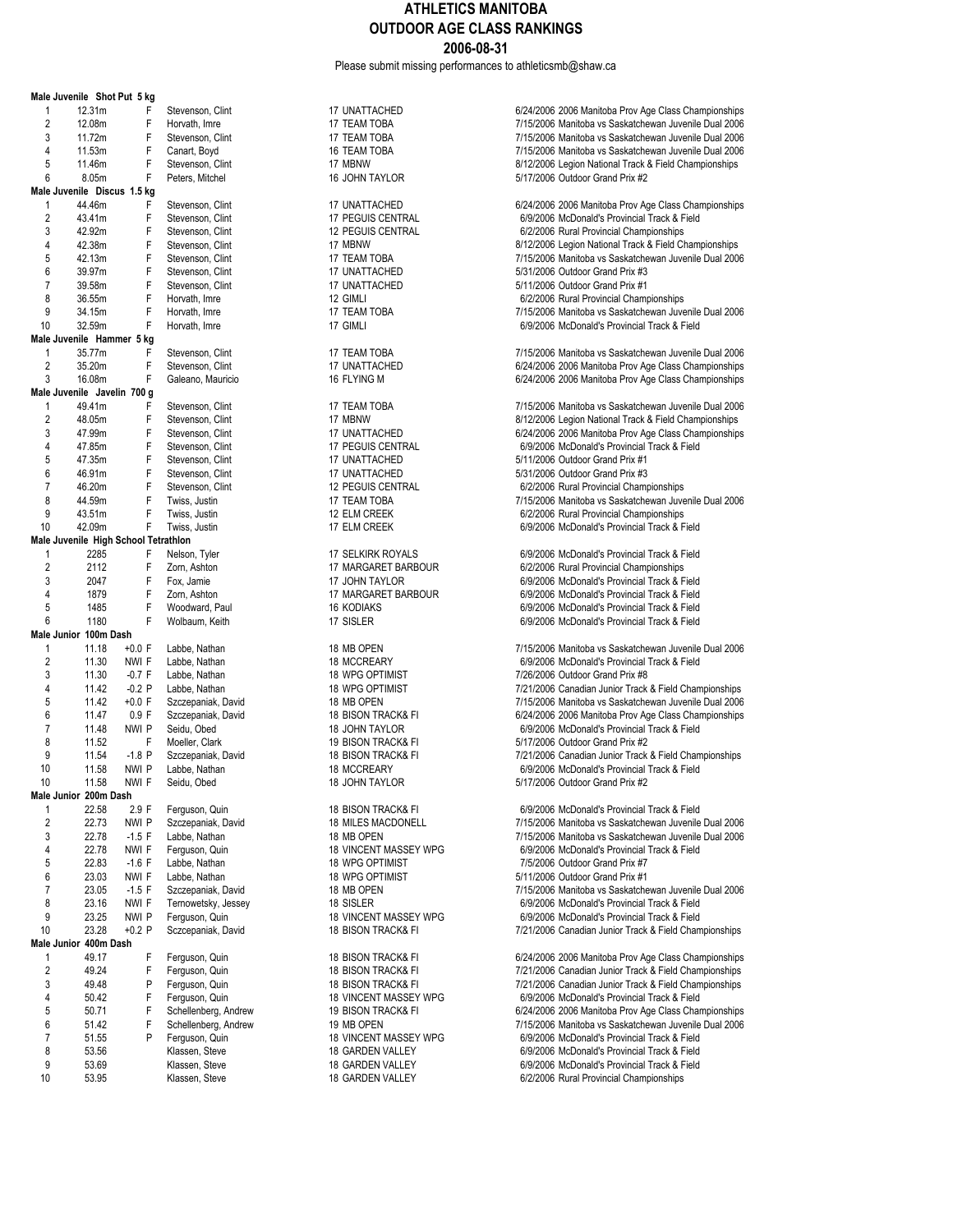# ATHLETICS MANITOBA
## OUTDOOR AGE CLASS RANKINGS
### 2006-08-31

Please submit missing performances to athleticsmb@shaw.ca

**Male Juvenile Shot Put 5 kg**

| | | | | | | |
|---|---|---|---|---|---|---|
| 1 | 12.31m | F | Stevenson, Clint | 17 UNATTACHED | 6/24/2006 | 2006 Manitoba Prov Age Class Championships |
| 2 | 12.08m | F | Horvath, Imre | 17 TEAM TOBA | 7/15/2006 | Manitoba vs Saskatchewan Juvenile Dual 2006 |
| 3 | 11.72m | F | Stevenson, Clint | 17 TEAM TOBA | 7/15/2006 | Manitoba vs Saskatchewan Juvenile Dual 2006 |
| 4 | 11.53m | F | Canart, Boyd | 16 TEAM TOBA | 7/15/2006 | Manitoba vs Saskatchewan Juvenile Dual 2006 |
| 5 | 11.46m | F | Stevenson, Clint | 17 MBNW | 8/12/2006 | Legion National Track & Field Championships |
| 6 | 8.05m | F | Peters, Mitchel | 16 JOHN TAYLOR | 5/17/2006 | Outdoor Grand Prix #2 |

**Male Juvenile Discus 1.5 kg**

| | | | | | | |
|---|---|---|---|---|---|---|
| 1 | 44.46m | F | Stevenson, Clint | 17 UNATTACHED | 6/24/2006 | 2006 Manitoba Prov Age Class Championships |
| 2 | 43.41m | F | Stevenson, Clint | 17 PEGUIS CENTRAL | 6/9/2006 | McDonald's Provincial Track & Field |
| 3 | 42.92m | F | Stevenson, Clint | 12 PEGUIS CENTRAL | 6/2/2006 | Rural Provincial Championships |
| 4 | 42.38m | F | Stevenson, Clint | 17 MBNW | 8/12/2006 | Legion National Track & Field Championships |
| 5 | 42.13m | F | Stevenson, Clint | 17 TEAM TOBA | 7/15/2006 | Manitoba vs Saskatchewan Juvenile Dual 2006 |
| 6 | 39.97m | F | Stevenson, Clint | 17 UNATTACHED | 5/31/2006 | Outdoor Grand Prix #3 |
| 7 | 39.58m | F | Stevenson, Clint | 17 UNATTACHED | 5/11/2006 | Outdoor Grand Prix #1 |
| 8 | 36.55m | F | Horvath, Imre | 12 GIMLI | 6/2/2006 | Rural Provincial Championships |
| 9 | 34.15m | F | Horvath, Imre | 17 TEAM TOBA | 7/15/2006 | Manitoba vs Saskatchewan Juvenile Dual 2006 |
| 10 | 32.59m | F | Horvath, Imre | 17 GIMLI | 6/9/2006 | McDonald's Provincial Track & Field |

**Male Juvenile Hammer 5 kg**

| | | | | | | |
|---|---|---|---|---|---|---|
| 1 | 35.77m | F | Stevenson, Clint | 17 TEAM TOBA | 7/15/2006 | Manitoba vs Saskatchewan Juvenile Dual 2006 |
| 2 | 35.20m | F | Stevenson, Clint | 17 UNATTACHED | 6/24/2006 | 2006 Manitoba Prov Age Class Championships |
| 3 | 16.08m | F | Galeano, Mauricio | 16 FLYING M | 6/24/2006 | 2006 Manitoba Prov Age Class Championships |

**Male Juvenile Javelin 700 g**

| | | | | | | |
|---|---|---|---|---|---|---|
| 1 | 49.41m | F | Stevenson, Clint | 17 TEAM TOBA | 7/15/2006 | Manitoba vs Saskatchewan Juvenile Dual 2006 |
| 2 | 48.05m | F | Stevenson, Clint | 17 MBNW | 8/12/2006 | Legion National Track & Field Championships |
| 3 | 47.99m | F | Stevenson, Clint | 17 UNATTACHED | 6/24/2006 | 2006 Manitoba Prov Age Class Championships |
| 4 | 47.85m | F | Stevenson, Clint | 17 PEGUIS CENTRAL | 6/9/2006 | McDonald's Provincial Track & Field |
| 5 | 47.35m | F | Stevenson, Clint | 17 UNATTACHED | 5/11/2006 | Outdoor Grand Prix #1 |
| 6 | 46.91m | F | Stevenson, Clint | 17 UNATTACHED | 5/31/2006 | Outdoor Grand Prix #3 |
| 7 | 46.20m | F | Stevenson, Clint | 12 PEGUIS CENTRAL | 6/2/2006 | Rural Provincial Championships |
| 8 | 44.59m | F | Twiss, Justin | 17 TEAM TOBA | 7/15/2006 | Manitoba vs Saskatchewan Juvenile Dual 2006 |
| 9 | 43.51m | F | Twiss, Justin | 12 ELM CREEK | 6/2/2006 | Rural Provincial Championships |
| 10 | 42.09m | F | Twiss, Justin | 17 ELM CREEK | 6/9/2006 | McDonald's Provincial Track & Field |

**Male Juvenile High School Tetrathlon**

| | | | | | | |
|---|---|---|---|---|---|---|
| 1 | 2285 | F | Nelson, Tyler | 17 SELKIRK ROYALS | 6/9/2006 | McDonald's Provincial Track & Field |
| 2 | 2112 | F | Zorn, Ashton | 17 MARGARET BARBOUR | 6/2/2006 | Rural Provincial Championships |
| 3 | 2047 | F | Fox, Jamie | 17 JOHN TAYLOR | 6/9/2006 | McDonald's Provincial Track & Field |
| 4 | 1879 | F | Zorn, Ashton | 17 MARGARET BARBOUR | 6/9/2006 | McDonald's Provincial Track & Field |
| 5 | 1485 | F | Woodward, Paul | 16 KODIAKS | 6/9/2006 | McDonald's Provincial Track & Field |
| 6 | 1180 | F | Wolbaum, Keith | 17 SISLER | 6/9/2006 | McDonald's Provincial Track & Field |

**Male Junior 100m Dash**

| | | | | | | | |
|---|---|---|---|---|---|---|---|
| 1 | 11.18 | +0.0 | F | Labbe, Nathan | 18 MB OPEN | 7/15/2006 | Manitoba vs Saskatchewan Juvenile Dual 2006 |
| 2 | 11.30 | NWI | F | Labbe, Nathan | 18 MCCREARY | 6/9/2006 | McDonald's Provincial Track & Field |
| 3 | 11.30 | -0.7 | F | Labbe, Nathan | 18 WPG OPTIMIST | 7/26/2006 | Outdoor Grand Prix #8 |
| 4 | 11.42 | -0.2 | P | Labbe, Nathan | 18 WPG OPTIMIST | 7/21/2006 | Canadian Junior Track & Field Championships |
| 5 | 11.42 | +0.0 | F | Szczepaniak, David | 18 MB OPEN | 7/15/2006 | Manitoba vs Saskatchewan Juvenile Dual 2006 |
| 6 | 11.47 | 0.9 | F | Szczepaniak, David | 18 BISON TRACK& FI | 6/24/2006 | 2006 Manitoba Prov Age Class Championships |
| 7 | 11.48 | NWI | P | Seidu, Obed | 18 JOHN TAYLOR | 6/9/2006 | McDonald's Provincial Track & Field |
| 8 | 11.52 | | F | Moeller, Clark | 19 BISON TRACK& FI | 5/17/2006 | Outdoor Grand Prix #2 |
| 9 | 11.54 | -1.8 | P | Szczepaniak, David | 18 BISON TRACK& FI | 7/21/2006 | Canadian Junior Track & Field Championships |
| 10 | 11.58 | NWI | P | Labbe, Nathan | 18 MCCREARY | 6/9/2006 | McDonald's Provincial Track & Field |
| 10 | 11.58 | NWI | F | Seidu, Obed | 18 JOHN TAYLOR | 5/17/2006 | Outdoor Grand Prix #2 |

**Male Junior 200m Dash**

| | | | | | | | |
|---|---|---|---|---|---|---|---|
| 1 | 22.58 | 2.9 | F | Ferguson, Quin | 18 BISON TRACK& FI | 6/9/2006 | McDonald's Provincial Track & Field |
| 2 | 22.73 | NWI | P | Szczepaniak, David | 18 MILES MACDONELL | 7/15/2006 | Manitoba vs Saskatchewan Juvenile Dual 2006 |
| 3 | 22.78 | -1.5 | F | Labbe, Nathan | 18 MB OPEN | 7/15/2006 | Manitoba vs Saskatchewan Juvenile Dual 2006 |
| 4 | 22.78 | NWI | F | Ferguson, Quin | 18 VINCENT MASSEY WPG | 6/9/2006 | McDonald's Provincial Track & Field |
| 5 | 22.83 | -1.6 | F | Labbe, Nathan | 18 WPG OPTIMIST | 7/5/2006 | Outdoor Grand Prix #7 |
| 6 | 23.03 | NWI | F | Labbe, Nathan | 18 WPG OPTIMIST | 5/11/2006 | Outdoor Grand Prix #1 |
| 7 | 23.05 | -1.5 | F | Szczepaniak, David | 18 MB OPEN | 7/15/2006 | Manitoba vs Saskatchewan Juvenile Dual 2006 |
| 8 | 23.16 | NWI | F | Ternowetsky, Jessey | 18 SISLER | 6/9/2006 | McDonald's Provincial Track & Field |
| 9 | 23.25 | NWI | P | Ferguson, Quin | 18 VINCENT MASSEY WPG | 6/9/2006 | McDonald's Provincial Track & Field |
| 10 | 23.28 | +0.2 | P | Sczcepaniak, David | 18 BISON TRACK& FI | 7/21/2006 | Canadian Junior Track & Field Championships |

**Male Junior 400m Dash**

| | | | | | | |
|---|---|---|---|---|---|---|
| 1 | 49.17 | F | Ferguson, Quin | 18 BISON TRACK& FI | 6/24/2006 | 2006 Manitoba Prov Age Class Championships |
| 2 | 49.24 | F | Ferguson, Quin | 18 BISON TRACK& FI | 7/21/2006 | Canadian Junior Track & Field Championships |
| 3 | 49.48 | P | Ferguson, Quin | 18 BISON TRACK& FI | 7/21/2006 | Canadian Junior Track & Field Championships |
| 4 | 50.42 | F | Ferguson, Quin | 18 VINCENT MASSEY WPG | 6/9/2006 | McDonald's Provincial Track & Field |
| 5 | 50.71 | F | Schellenberg, Andrew | 19 BISON TRACK& FI | 6/24/2006 | 2006 Manitoba Prov Age Class Championships |
| 6 | 51.42 | F | Schellenberg, Andrew | 19 MB OPEN | 7/15/2006 | Manitoba vs Saskatchewan Juvenile Dual 2006 |
| 7 | 51.55 | P | Ferguson, Quin | 18 VINCENT MASSEY WPG | 6/9/2006 | McDonald's Provincial Track & Field |
| 8 | 53.56 | | Klassen, Steve | 18 GARDEN VALLEY | 6/9/2006 | McDonald's Provincial Track & Field |
| 9 | 53.69 | | Klassen, Steve | 18 GARDEN VALLEY | 6/9/2006 | McDonald's Provincial Track & Field |
| 10 | 53.95 | | Klassen, Steve | 18 GARDEN VALLEY | 6/2/2006 | Rural Provincial Championships |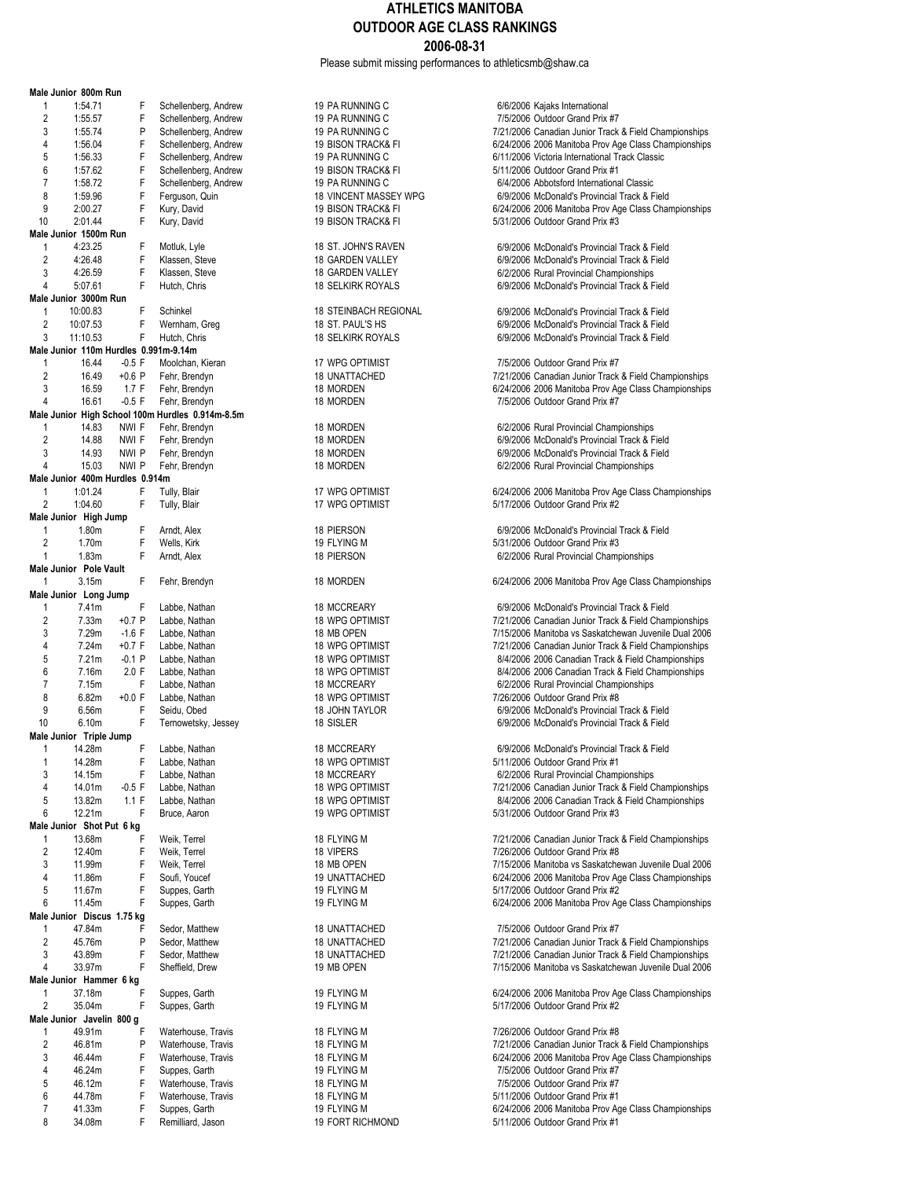# ATHLETICS MANITOBA
## OUTDOOR AGE CLASS RANKINGS
### 2006-08-31

Please submit missing performances to athleticsmb@shaw.ca

**Male Junior 800m Run**

| | | | | | | |
|---|---|---|---|---|---|---|
| 1 | 1:54.71 | F | Schellenberg, Andrew | 19 PA RUNNING C | 6/6/2006 | Kajaks International |
| 2 | 1:55.57 | F | Schellenberg, Andrew | 19 PA RUNNING C | 7/5/2006 | Outdoor Grand Prix #7 |
| 3 | 1:55.74 | P | Schellenberg, Andrew | 19 PA RUNNING C | 7/21/2006 | Canadian Junior Track & Field Championships |
| 4 | 1:56.04 | F | Schellenberg, Andrew | 19 BISON TRACK& FI | 6/24/2006 | 2006 Manitoba Prov Age Class Championships |
| 5 | 1:56.33 | F | Schellenberg, Andrew | 19 PA RUNNING C | 6/11/2006 | Victoria International Track Classic |
| 6 | 1:57.62 | F | Schellenberg, Andrew | 19 BISON TRACK& FI | 5/11/2006 | Outdoor Grand Prix #1 |
| 7 | 1:58.72 | F | Schellenberg, Andrew | 19 PA RUNNING C | 6/4/2006 | Abbotsford International Classic |
| 8 | 1:59.96 | F | Ferguson, Quin | 18 VINCENT MASSEY WPG | 6/9/2006 | McDonald's Provincial Track & Field |
| 9 | 2:00.27 | F | Kury, David | 19 BISON TRACK& FI | 6/24/2006 | 2006 Manitoba Prov Age Class Championships |
| 10 | 2:01.44 | F | Kury, David | 19 BISON TRACK& FI | 5/31/2006 | Outdoor Grand Prix #3 |

**Male Junior 1500m Run**

| | | | | | | |
|---|---|---|---|---|---|---|
| 1 | 4:23.25 | F | Motluk, Lyle | 18 ST. JOHN'S RAVEN | 6/9/2006 | McDonald's Provincial Track & Field |
| 2 | 4:26.48 | F | Klassen, Steve | 18 GARDEN VALLEY | 6/9/2006 | McDonald's Provincial Track & Field |
| 3 | 4:26.59 | F | Klassen, Steve | 18 GARDEN VALLEY | 6/2/2006 | Rural Provincial Championships |
| 4 | 5:07.61 | F | Hutch, Chris | 18 SELKIRK ROYALS | 6/9/2006 | McDonald's Provincial Track & Field |

**Male Junior 3000m Run**

| | | | | | | |
|---|---|---|---|---|---|---|
| 1 | 10:00.83 | F | Schinkel | 18 STEINBACH REGIONAL | 6/9/2006 | McDonald's Provincial Track & Field |
| 2 | 10:07.53 | F | Wernham, Greg | 18 ST. PAUL'S HS | 6/9/2006 | McDonald's Provincial Track & Field |
| 3 | 11:10.53 | F | Hutch, Chris | 18 SELKIRK ROYALS | 6/9/2006 | McDonald's Provincial Track & Field |

**Male Junior 110m Hurdles 0.991m-9.14m**

| | | | | | | |
|---|---|---|---|---|---|---|
| 1 | 16.44 | -0.5 F | Moolchan, Kieran | 17 WPG OPTIMIST | 7/5/2006 | Outdoor Grand Prix #7 |
| 2 | 16.49 | +0.6 P | Fehr, Brendyn | 18 UNATTACHED | 7/21/2006 | Canadian Junior Track & Field Championships |
| 3 | 16.59 | 1.7 F | Fehr, Brendyn | 18 MORDEN | 6/24/2006 | 2006 Manitoba Prov Age Class Championships |
| 4 | 16.61 | -0.5 F | Fehr, Brendyn | 18 MORDEN | 7/5/2006 | Outdoor Grand Prix #7 |

**Male Junior High School 100m Hurdles 0.914m-8.5m**

| | | | | | | |
|---|---|---|---|---|---|---|
| 1 | 14.83 | NWI F | Fehr, Brendyn | 18 MORDEN | 6/2/2006 | Rural Provincial Championships |
| 2 | 14.88 | NWI F | Fehr, Brendyn | 18 MORDEN | 6/9/2006 | McDonald's Provincial Track & Field |
| 3 | 14.93 | NWI P | Fehr, Brendyn | 18 MORDEN | 6/9/2006 | McDonald's Provincial Track & Field |
| 4 | 15.03 | NWI P | Fehr, Brendyn | 18 MORDEN | 6/2/2006 | Rural Provincial Championships |

**Male Junior 400m Hurdles 0.914m**

| | | | | | | |
|---|---|---|---|---|---|---|
| 1 | 1:01.24 | F | Tully, Blair | 17 WPG OPTIMIST | 6/24/2006 | 2006 Manitoba Prov Age Class Championships |
| 2 | 1:04.60 | F | Tully, Blair | 17 WPG OPTIMIST | 5/17/2006 | Outdoor Grand Prix #2 |

**Male Junior High Jump**

| | | | | | | |
|---|---|---|---|---|---|---|
| 1 | 1.80m | F | Arndt, Alex | 18 PIERSON | 6/9/2006 | McDonald's Provincial Track & Field |
| 2 | 1.70m | F | Wells, Kirk | 19 FLYING M | 5/31/2006 | Outdoor Grand Prix #3 |
| 1 | 1.83m | F | Arndt, Alex | 18 PIERSON | 6/2/2006 | Rural Provincial Championships |

**Male Junior Pole Vault**

| | | | | | | |
|---|---|---|---|---|---|---|
| 1 | 3.15m | F | Fehr, Brendyn | 18 MORDEN | 6/24/2006 | 2006 Manitoba Prov Age Class Championships |

**Male Junior Long Jump**

| | | | | | | |
|---|---|---|---|---|---|---|
| 1 | 7.41m | F | Labbe, Nathan | 18 MCCREARY | 6/9/2006 | McDonald's Provincial Track & Field |
| 2 | 7.33m | +0.7 P | Labbe, Nathan | 18 WPG OPTIMIST | 7/21/2006 | Canadian Junior Track & Field Championships |
| 3 | 7.29m | -1.6 F | Labbe, Nathan | 18 MB OPEN | 7/15/2006 | Manitoba vs Saskatchewan Juvenile Dual 2006 |
| 4 | 7.24m | +0.7 F | Labbe, Nathan | 18 WPG OPTIMIST | 7/21/2006 | Canadian Junior Track & Field Championships |
| 5 | 7.21m | -0.1 P | Labbe, Nathan | 18 WPG OPTIMIST | 8/4/2006 | 2006 Canadian Track & Field Championships |
| 6 | 7.16m | 2.0 F | Labbe, Nathan | 18 WPG OPTIMIST | 8/4/2006 | 2006 Canadian Track & Field Championships |
| 7 | 7.15m | F | Labbe, Nathan | 18 MCCREARY | 6/2/2006 | Rural Provincial Championships |
| 8 | 6.82m | +0.0 F | Labbe, Nathan | 18 WPG OPTIMIST | 7/26/2006 | Outdoor Grand Prix #8 |
| 9 | 6.56m | F | Seidu, Obed | 18 JOHN TAYLOR | 6/9/2006 | McDonald's Provincial Track & Field |
| 10 | 6.10m | F | Ternowetsky, Jessey | 18 SISLER | 6/9/2006 | McDonald's Provincial Track & Field |

**Male Junior Triple Jump**

| | | | | | | |
|---|---|---|---|---|---|---|
| 1 | 14.28m | F | Labbe, Nathan | 18 MCCREARY | 6/9/2006 | McDonald's Provincial Track & Field |
| 1 | 14.28m | F | Labbe, Nathan | 18 WPG OPTIMIST | 5/11/2006 | Outdoor Grand Prix #1 |
| 3 | 14.15m | F | Labbe, Nathan | 18 MCCREARY | 6/2/2006 | Rural Provincial Championships |
| 4 | 14.01m | -0.5 F | Labbe, Nathan | 18 WPG OPTIMIST | 7/21/2006 | Canadian Junior Track & Field Championships |
| 5 | 13.82m | 1.1 F | Labbe, Nathan | 18 WPG OPTIMIST | 8/4/2006 | 2006 Canadian Track & Field Championships |
| 6 | 12.21m | F | Bruce, Aaron | 19 WPG OPTIMIST | 5/31/2006 | Outdoor Grand Prix #3 |

**Male Junior Shot Put 6 kg**

| | | | | | | |
|---|---|---|---|---|---|---|
| 1 | 13.68m | F | Weik, Terrel | 18 FLYING M | 7/21/2006 | Canadian Junior Track & Field Championships |
| 2 | 12.40m | F | Weik, Terrel | 18 VIPERS | 7/26/2006 | Outdoor Grand Prix #8 |
| 3 | 11.99m | F | Weik, Terrel | 18 MB OPEN | 7/15/2006 | Manitoba vs Saskatchewan Juvenile Dual 2006 |
| 4 | 11.86m | F | Soufi, Youcef | 19 UNATTACHED | 6/24/2006 | 2006 Manitoba Prov Age Class Championships |
| 5 | 11.67m | F | Suppes, Garth | 19 FLYING M | 5/17/2006 | Outdoor Grand Prix #2 |
| 6 | 11.45m | F | Suppes, Garth | 19 FLYING M | 6/24/2006 | 2006 Manitoba Prov Age Class Championships |

**Male Junior Discus 1.75 kg**

| | | | | | | |
|---|---|---|---|---|---|---|
| 1 | 47.84m | F | Sedor, Matthew | 18 UNATTACHED | 7/5/2006 | Outdoor Grand Prix #7 |
| 2 | 45.76m | P | Sedor, Matthew | 18 UNATTACHED | 7/21/2006 | Canadian Junior Track & Field Championships |
| 3 | 43.89m | F | Sedor, Matthew | 18 UNATTACHED | 7/21/2006 | Canadian Junior Track & Field Championships |
| 4 | 33.97m | F | Sheffield, Drew | 19 MB OPEN | 7/15/2006 | Manitoba vs Saskatchewan Juvenile Dual 2006 |

**Male Junior Hammer 6 kg**

| | | | | | | |
|---|---|---|---|---|---|---|
| 1 | 37.18m | F | Suppes, Garth | 19 FLYING M | 6/24/2006 | 2006 Manitoba Prov Age Class Championships |
| 2 | 35.04m | F | Suppes, Garth | 19 FLYING M | 5/17/2006 | Outdoor Grand Prix #2 |

**Male Junior Javelin 800 g**

| | | | | | | |
|---|---|---|---|---|---|---|
| 1 | 49.91m | F | Waterhouse, Travis | 18 FLYING M | 7/26/2006 | Outdoor Grand Prix #8 |
| 2 | 46.81m | P | Waterhouse, Travis | 18 FLYING M | 7/21/2006 | Canadian Junior Track & Field Championships |
| 3 | 46.44m | F | Waterhouse, Travis | 18 FLYING M | 6/24/2006 | 2006 Manitoba Prov Age Class Championships |
| 4 | 46.24m | F | Suppes, Garth | 19 FLYING M | 7/5/2006 | Outdoor Grand Prix #7 |
| 5 | 46.12m | F | Waterhouse, Travis | 18 FLYING M | 7/5/2006 | Outdoor Grand Prix #7 |
| 6 | 44.78m | F | Waterhouse, Travis | 18 FLYING M | 5/11/2006 | Outdoor Grand Prix #1 |
| 7 | 41.33m | F | Suppes, Garth | 19 FLYING M | 6/24/2006 | 2006 Manitoba Prov Age Class Championships |
| 8 | 34.08m | F | Remilliard, Jason | 19 FORT RICHMOND | 5/11/2006 | Outdoor Grand Prix #1 |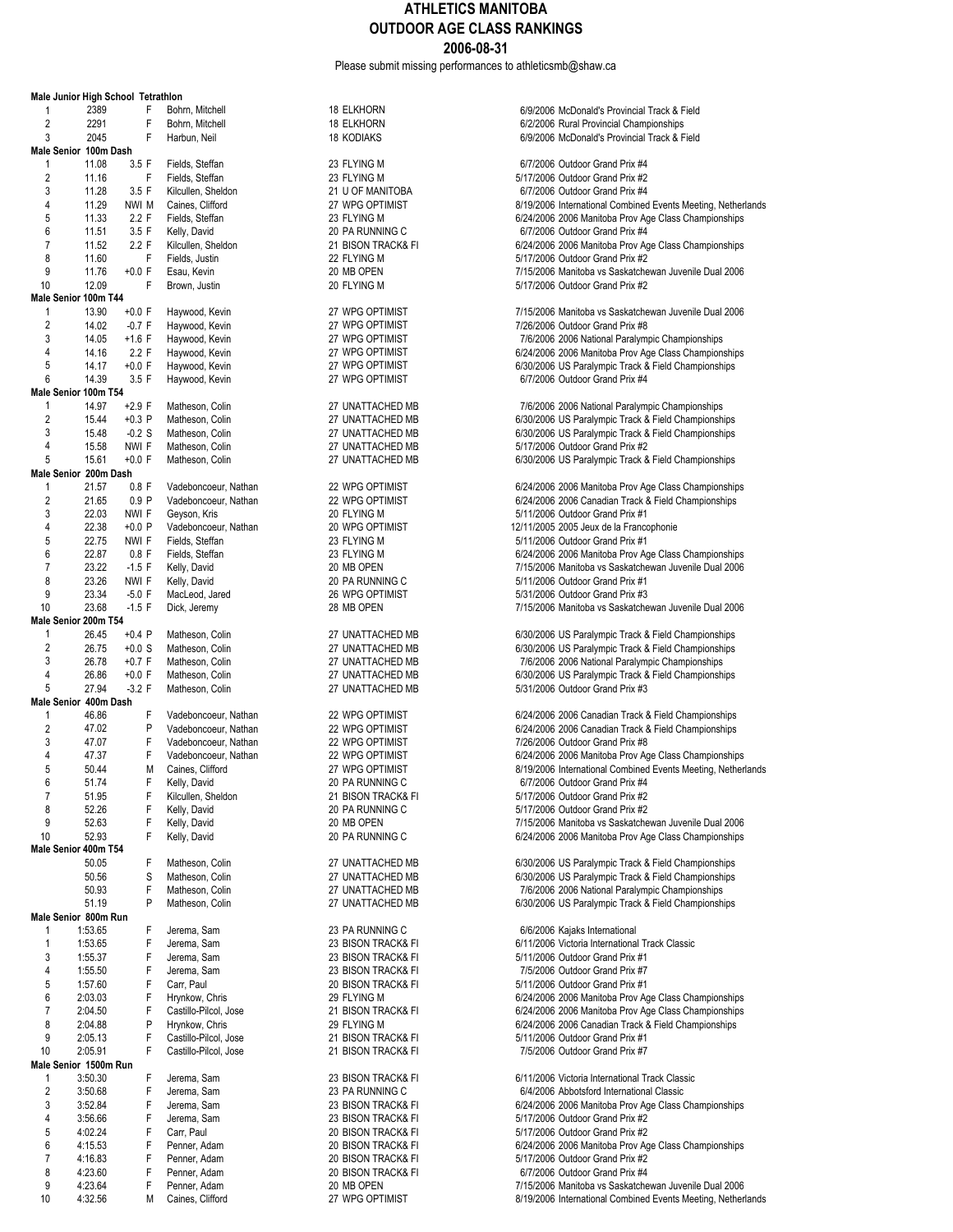# ATHLETICS MANITOBA
## OUTDOOR AGE CLASS RANKINGS
### 2006-08-31

Please submit missing performances to athleticsmb@shaw.ca

**Male Junior High School Tetrathlon**

| Rank | Mark | Wind/Type | Name | Age Club | Date Meet |
|---|---|---|---|---|---|
| 1 | 2389 | F | Bohrn, Mitchell | 18 ELKHORN | 6/9/2006 McDonald's Provincial Track & Field |
| 2 | 2291 | F | Bohrn, Mitchell | 18 ELKHORN | 6/2/2006 Rural Provincial Championships |
| 3 | 2045 | F | Harbun, Neil | 18 KODIAKS | 6/9/2006 McDonald's Provincial Track & Field |

**Male Senior 100m Dash**

| Rank | Mark | Wind/Type | Name | Age Club | Date Meet |
|---|---|---|---|---|---|
| 1 | 11.08 | 3.5 F | Fields, Steffan | 23 FLYING M | 6/7/2006 Outdoor Grand Prix #4 |
| 2 | 11.16 | F | Fields, Steffan | 23 FLYING M | 5/17/2006 Outdoor Grand Prix #2 |
| 3 | 11.28 | 3.5 F | Kilcullen, Sheldon | 21 U OF MANITOBA | 6/7/2006 Outdoor Grand Prix #4 |
| 4 | 11.29 | NWI M | Caines, Clifford | 27 WPG OPTIMIST | 8/19/2006 International Combined Events Meeting, Netherlands |
| 5 | 11.33 | 2.2 F | Fields, Steffan | 23 FLYING M | 6/24/2006 2006 Manitoba Prov Age Class Championships |
| 6 | 11.51 | 3.5 F | Kelly, David | 20 PA RUNNING C | 6/7/2006 Outdoor Grand Prix #4 |
| 7 | 11.52 | 2.2 F | Kilcullen, Sheldon | 21 BISON TRACK& FI | 6/24/2006 2006 Manitoba Prov Age Class Championships |
| 8 | 11.60 | F | Fields, Justin | 22 FLYING M | 5/17/2006 Outdoor Grand Prix #2 |
| 9 | 11.76 | +0.0 F | Esau, Kevin | 20 MB OPEN | 7/15/2006 Manitoba vs Saskatchewan Juvenile Dual 2006 |
| 10 | 12.09 | F | Brown, Justin | 20 FLYING M | 5/17/2006 Outdoor Grand Prix #2 |

**Male Senior 100m T44**

| Rank | Mark | Wind/Type | Name | Age Club | Date Meet |
|---|---|---|---|---|---|
| 1 | 13.90 | +0.0 F | Haywood, Kevin | 27 WPG OPTIMIST | 7/15/2006 Manitoba vs Saskatchewan Juvenile Dual 2006 |
| 2 | 14.02 | -0.7 F | Haywood, Kevin | 27 WPG OPTIMIST | 7/26/2006 Outdoor Grand Prix #8 |
| 3 | 14.05 | +1.6 F | Haywood, Kevin | 27 WPG OPTIMIST | 7/6/2006 2006 National Paralympic Championships |
| 4 | 14.16 | 2.2 F | Haywood, Kevin | 27 WPG OPTIMIST | 6/24/2006 2006 Manitoba Prov Age Class Championships |
| 5 | 14.17 | +0.0 F | Haywood, Kevin | 27 WPG OPTIMIST | 6/30/2006 US Paralympic Track & Field Championships |
| 6 | 14.39 | 3.5 F | Haywood, Kevin | 27 WPG OPTIMIST | 6/7/2006 Outdoor Grand Prix #4 |

**Male Senior 100m T54**

| Rank | Mark | Wind/Type | Name | Age Club | Date Meet |
|---|---|---|---|---|---|
| 1 | 14.97 | +2.9 F | Matheson, Colin | 27 UNATTACHED MB | 7/6/2006 2006 National Paralympic Championships |
| 2 | 15.44 | +0.3 P | Matheson, Colin | 27 UNATTACHED MB | 6/30/2006 US Paralympic Track & Field Championships |
| 3 | 15.48 | -0.2 S | Matheson, Colin | 27 UNATTACHED MB | 6/30/2006 US Paralympic Track & Field Championships |
| 4 | 15.58 | NWI F | Matheson, Colin | 27 UNATTACHED MB | 5/17/2006 Outdoor Grand Prix #2 |
| 5 | 15.61 | +0.0 F | Matheson, Colin | 27 UNATTACHED MB | 6/30/2006 US Paralympic Track & Field Championships |

**Male Senior 200m Dash**

| Rank | Mark | Wind/Type | Name | Age Club | Date Meet |
|---|---|---|---|---|---|
| 1 | 21.57 | 0.8 F | Vadeboncoeur, Nathan | 22 WPG OPTIMIST | 6/24/2006 2006 Manitoba Prov Age Class Championships |
| 2 | 21.65 | 0.9 P | Vadeboncoeur, Nathan | 22 WPG OPTIMIST | 6/24/2006 2006 Canadian Track & Field Championships |
| 3 | 22.03 | NWI F | Geyson, Kris | 20 FLYING M | 5/11/2006 Outdoor Grand Prix #1 |
| 4 | 22.38 | +0.0 P | Vadeboncoeur, Nathan | 20 WPG OPTIMIST | 12/11/2005 2005 Jeux de la Francophonie |
| 5 | 22.75 | NWI F | Fields, Steffan | 23 FLYING M | 5/11/2006 Outdoor Grand Prix #1 |
| 6 | 22.87 | 0.8 F | Fields, Steffan | 23 FLYING M | 6/24/2006 2006 Manitoba Prov Age Class Championships |
| 7 | 23.22 | -1.5 F | Kelly, David | 20 MB OPEN | 7/15/2006 Manitoba vs Saskatchewan Juvenile Dual 2006 |
| 8 | 23.26 | NWI F | Kelly, David | 20 PA RUNNING C | 5/11/2006 Outdoor Grand Prix #1 |
| 9 | 23.34 | -5.0 F | MacLeod, Jared | 26 WPG OPTIMIST | 5/31/2006 Outdoor Grand Prix #3 |
| 10 | 23.68 | -1.5 F | Dick, Jeremy | 28 MB OPEN | 7/15/2006 Manitoba vs Saskatchewan Juvenile Dual 2006 |

**Male Senior 200m T54**

| Rank | Mark | Wind/Type | Name | Age Club | Date Meet |
|---|---|---|---|---|---|
| 1 | 26.45 | +0.4 P | Matheson, Colin | 27 UNATTACHED MB | 6/30/2006 US Paralympic Track & Field Championships |
| 2 | 26.75 | +0.0 S | Matheson, Colin | 27 UNATTACHED MB | 6/30/2006 US Paralympic Track & Field Championships |
| 3 | 26.78 | +0.7 F | Matheson, Colin | 27 UNATTACHED MB | 7/6/2006 2006 National Paralympic Championships |
| 4 | 26.86 | +0.0 F | Matheson, Colin | 27 UNATTACHED MB | 6/30/2006 US Paralympic Track & Field Championships |
| 5 | 27.94 | -3.2 F | Matheson, Colin | 27 UNATTACHED MB | 5/31/2006 Outdoor Grand Prix #3 |

**Male Senior 400m Dash**

| Rank | Mark | Wind/Type | Name | Age Club | Date Meet |
|---|---|---|---|---|---|
| 1 | 46.86 | F | Vadeboncoeur, Nathan | 22 WPG OPTIMIST | 6/24/2006 2006 Canadian Track & Field Championships |
| 2 | 47.02 | P | Vadeboncoeur, Nathan | 22 WPG OPTIMIST | 6/24/2006 2006 Canadian Track & Field Championships |
| 3 | 47.07 | F | Vadeboncoeur, Nathan | 22 WPG OPTIMIST | 7/26/2006 Outdoor Grand Prix #8 |
| 4 | 47.37 | F | Vadeboncoeur, Nathan | 22 WPG OPTIMIST | 6/24/2006 2006 Manitoba Prov Age Class Championships |
| 5 | 50.44 | M | Caines, Clifford | 27 WPG OPTIMIST | 8/19/2006 International Combined Events Meeting, Netherlands |
| 6 | 51.74 | F | Kelly, David | 20 PA RUNNING C | 6/7/2006 Outdoor Grand Prix #4 |
| 7 | 51.95 | F | Kilcullen, Sheldon | 21 BISON TRACK& FI | 5/17/2006 Outdoor Grand Prix #2 |
| 8 | 52.26 | F | Kelly, David | 20 PA RUNNING C | 5/17/2006 Outdoor Grand Prix #2 |
| 9 | 52.63 | F | Kelly, David | 20 MB OPEN | 7/15/2006 Manitoba vs Saskatchewan Juvenile Dual 2006 |
| 10 | 52.93 | F | Kelly, David | 20 PA RUNNING C | 6/24/2006 2006 Manitoba Prov Age Class Championships |

**Male Senior 400m T54**

| Rank | Mark | Wind/Type | Name | Age Club | Date Meet |
|---|---|---|---|---|---|
| | 50.05 | F | Matheson, Colin | 27 UNATTACHED MB | 6/30/2006 US Paralympic Track & Field Championships |
| | 50.56 | S | Matheson, Colin | 27 UNATTACHED MB | 6/30/2006 US Paralympic Track & Field Championships |
| | 50.93 | F | Matheson, Colin | 27 UNATTACHED MB | 7/6/2006 2006 National Paralympic Championships |
| | 51.19 | P | Matheson, Colin | 27 UNATTACHED MB | 6/30/2006 US Paralympic Track & Field Championships |

**Male Senior 800m Run**

| Rank | Mark | Wind/Type | Name | Age Club | Date Meet |
|---|---|---|---|---|---|
| 1 | 1:53.65 | F | Jerema, Sam | 23 PA RUNNING C | 6/6/2006 Kajaks International |
| 1 | 1:53.65 | F | Jerema, Sam | 23 BISON TRACK& FI | 6/11/2006 Victoria International Track Classic |
| 3 | 1:55.37 | F | Jerema, Sam | 23 BISON TRACK& FI | 5/11/2006 Outdoor Grand Prix #1 |
| 4 | 1:55.50 | F | Jerema, Sam | 23 BISON TRACK& FI | 7/5/2006 Outdoor Grand Prix #7 |
| 5 | 1:57.60 | F | Carr, Paul | 20 BISON TRACK& FI | 5/11/2006 Outdoor Grand Prix #1 |
| 6 | 2:03.03 | F | Hrynkow, Chris | 29 FLYING M | 6/24/2006 2006 Manitoba Prov Age Class Championships |
| 7 | 2:04.50 | F | Castillo-Pilcol, Jose | 21 BISON TRACK& FI | 6/24/2006 2006 Manitoba Prov Age Class Championships |
| 8 | 2:04.88 | P | Hrynkow, Chris | 29 FLYING M | 6/24/2006 2006 Canadian Track & Field Championships |
| 9 | 2:05.13 | F | Castillo-Pilcol, Jose | 21 BISON TRACK& FI | 5/11/2006 Outdoor Grand Prix #1 |
| 10 | 2:05.91 | F | Castillo-Pilcol, Jose | 21 BISON TRACK& FI | 7/5/2006 Outdoor Grand Prix #7 |

**Male Senior 1500m Run**

| Rank | Mark | Wind/Type | Name | Age Club | Date Meet |
|---|---|---|---|---|---|
| 1 | 3:50.30 | F | Jerema, Sam | 23 BISON TRACK& FI | 6/11/2006 Victoria International Track Classic |
| 2 | 3:50.68 | F | Jerema, Sam | 23 PA RUNNING C | 6/4/2006 Abbotsford International Classic |
| 3 | 3:52.84 | F | Jerema, Sam | 23 BISON TRACK& FI | 6/24/2006 2006 Manitoba Prov Age Class Championships |
| 4 | 3:56.66 | F | Jerema, Sam | 23 BISON TRACK& FI | 5/17/2006 Outdoor Grand Prix #2 |
| 5 | 4:02.24 | F | Carr, Paul | 20 BISON TRACK& FI | 5/17/2006 Outdoor Grand Prix #2 |
| 6 | 4:15.53 | F | Penner, Adam | 20 BISON TRACK& FI | 6/24/2006 2006 Manitoba Prov Age Class Championships |
| 7 | 4:16.83 | F | Penner, Adam | 20 BISON TRACK& FI | 5/17/2006 Outdoor Grand Prix #2 |
| 8 | 4:23.60 | F | Penner, Adam | 20 BISON TRACK& FI | 6/7/2006 Outdoor Grand Prix #4 |
| 9 | 4:23.64 | F | Penner, Adam | 20 MB OPEN | 7/15/2006 Manitoba vs Saskatchewan Juvenile Dual 2006 |
| 10 | 4:32.56 | M | Caines, Clifford | 27 WPG OPTIMIST | 8/19/2006 International Combined Events Meeting, Netherlands |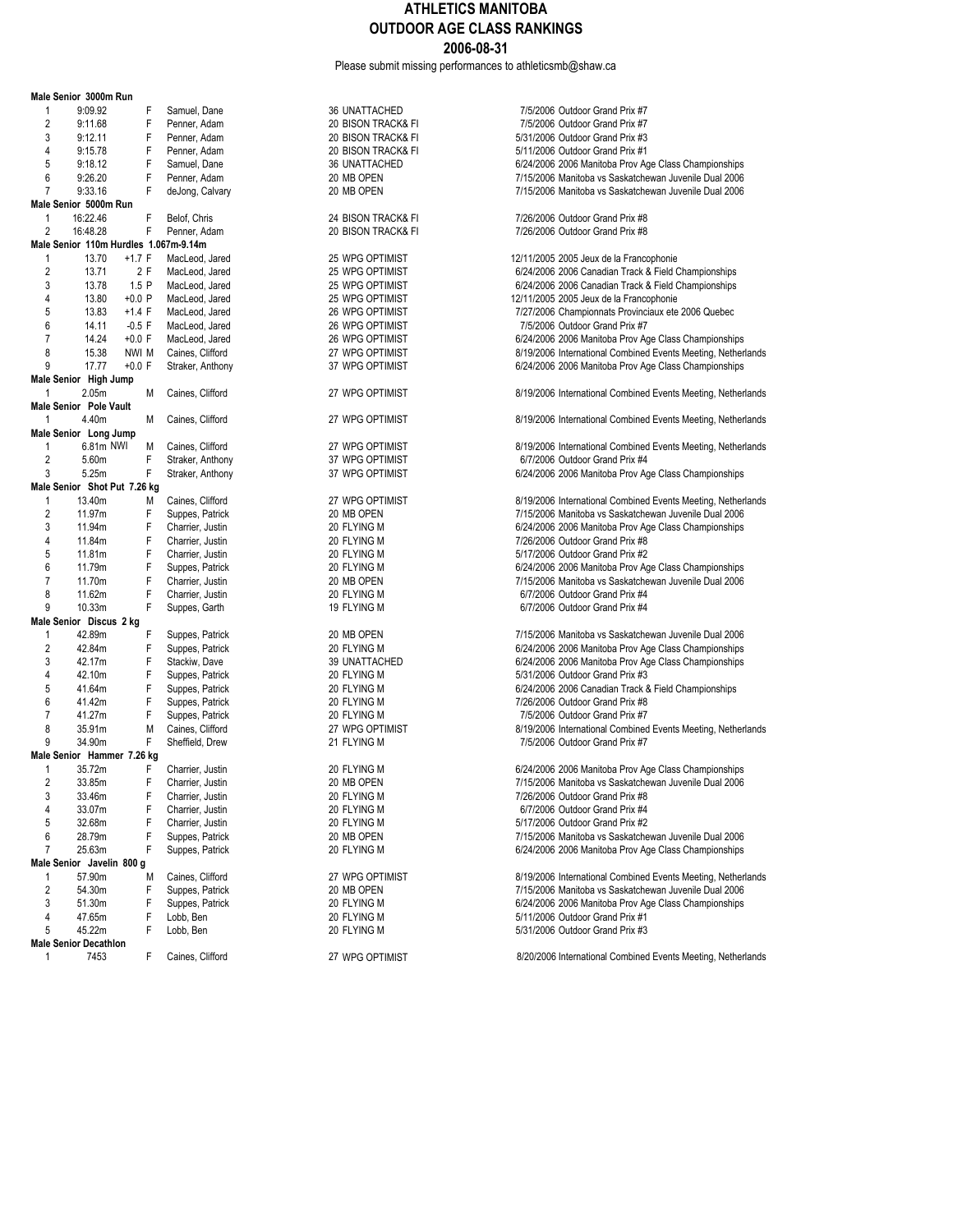# ATHLETICS MANITOBA
## OUTDOOR AGE CLASS RANKINGS
### 2006-08-31

Please submit missing performances to athleticsmb@shaw.ca

**Male Senior 3000m Run**

| | | | | | | | |
|---|---|---|---|---|---|---|---|
| 1 | 9:09.92 | F | Samuel, Dane | 36 | UNATTACHED | 7/5/2006 | Outdoor Grand Prix #7 |
| 2 | 9:11.68 | F | Penner, Adam | 20 | BISON TRACK& FI | 7/5/2006 | Outdoor Grand Prix #7 |
| 3 | 9:12.11 | F | Penner, Adam | 20 | BISON TRACK& FI | 5/31/2006 | Outdoor Grand Prix #3 |
| 4 | 9:15.78 | F | Penner, Adam | 20 | BISON TRACK& FI | 5/11/2006 | Outdoor Grand Prix #1 |
| 5 | 9:18.12 | F | Samuel, Dane | 36 | UNATTACHED | 6/24/2006 | 2006 Manitoba Prov Age Class Championships |
| 6 | 9:26.20 | F | Penner, Adam | 20 | MB OPEN | 7/15/2006 | Manitoba vs Saskatchewan Juvenile Dual 2006 |
| 7 | 9:33.16 | F | deJong, Calvary | 20 | MB OPEN | 7/15/2006 | Manitoba vs Saskatchewan Juvenile Dual 2006 |

**Male Senior 5000m Run**

| | | | | | | | |
|---|---|---|---|---|---|---|---|
| 1 | 16:22.46 | F | Belof, Chris | 24 | BISON TRACK& FI | 7/26/2006 | Outdoor Grand Prix #8 |
| 2 | 16:48.28 | F | Penner, Adam | 20 | BISON TRACK& FI | 7/26/2006 | Outdoor Grand Prix #8 |

**Male Senior 110m Hurdles 1.067m-9.14m**

| | | | | | | | | |
|---|---|---|---|---|---|---|---|---|
| 1 | 13.70 | +1.7 | F | MacLeod, Jared | 25 | WPG OPTIMIST | 12/11/2005 | 2005 Jeux de la Francophonie |
| 2 | 13.71 | 2 | F | MacLeod, Jared | 25 | WPG OPTIMIST | 6/24/2006 | 2006 Canadian Track & Field Championships |
| 3 | 13.78 | 1.5 | P | MacLeod, Jared | 25 | WPG OPTIMIST | 6/24/2006 | 2006 Canadian Track & Field Championships |
| 4 | 13.80 | +0.0 | P | MacLeod, Jared | 25 | WPG OPTIMIST | 12/11/2005 | 2005 Jeux de la Francophonie |
| 5 | 13.83 | +1.4 | F | MacLeod, Jared | 26 | WPG OPTIMIST | 7/27/2006 | Championnats Provinciaux ete 2006 Quebec |
| 6 | 14.11 | -0.5 | F | MacLeod, Jared | 26 | WPG OPTIMIST | 7/5/2006 | Outdoor Grand Prix #7 |
| 7 | 14.24 | +0.0 | F | MacLeod, Jared | 26 | WPG OPTIMIST | 6/24/2006 | 2006 Manitoba Prov Age Class Championships |
| 8 | 15.38 | NWI | M | Caines, Clifford | 27 | WPG OPTIMIST | 8/19/2006 | International Combined Events Meeting, Netherlands |
| 9 | 17.77 | +0.0 | F | Straker, Anthony | 37 | WPG OPTIMIST | 6/24/2006 | 2006 Manitoba Prov Age Class Championships |

**Male Senior High Jump**

| | | | | | | | |
|---|---|---|---|---|---|---|---|
| 1 | 2.05m | M | Caines, Clifford | 27 | WPG OPTIMIST | 8/19/2006 | International Combined Events Meeting, Netherlands |

**Male Senior Pole Vault**

| | | | | | | | |
|---|---|---|---|---|---|---|---|
| 1 | 4.40m | M | Caines, Clifford | 27 | WPG OPTIMIST | 8/19/2006 | International Combined Events Meeting, Netherlands |

**Male Senior Long Jump**

| | | | | | | | | |
|---|---|---|---|---|---|---|---|---|
| 1 | 6.81m | NWI | M | Caines, Clifford | 27 | WPG OPTIMIST | 8/19/2006 | International Combined Events Meeting, Netherlands |
| 2 | 5.60m | | F | Straker, Anthony | 37 | WPG OPTIMIST | 6/7/2006 | Outdoor Grand Prix #4 |
| 3 | 5.25m | | F | Straker, Anthony | 37 | WPG OPTIMIST | 6/24/2006 | 2006 Manitoba Prov Age Class Championships |

**Male Senior Shot Put 7.26 kg**

| | | | | | | | |
|---|---|---|---|---|---|---|---|
| 1 | 13.40m | M | Caines, Clifford | 27 | WPG OPTIMIST | 8/19/2006 | International Combined Events Meeting, Netherlands |
| 2 | 11.97m | F | Suppes, Patrick | 20 | MB OPEN | 7/15/2006 | Manitoba vs Saskatchewan Juvenile Dual 2006 |
| 3 | 11.94m | F | Charrier, Justin | 20 | FLYING M | 6/24/2006 | 2006 Manitoba Prov Age Class Championships |
| 4 | 11.84m | F | Charrier, Justin | 20 | FLYING M | 7/26/2006 | Outdoor Grand Prix #8 |
| 5 | 11.81m | F | Charrier, Justin | 20 | FLYING M | 5/17/2006 | Outdoor Grand Prix #2 |
| 6 | 11.79m | F | Suppes, Patrick | 20 | FLYING M | 6/24/2006 | 2006 Manitoba Prov Age Class Championships |
| 7 | 11.70m | F | Charrier, Justin | 20 | MB OPEN | 7/15/2006 | Manitoba vs Saskatchewan Juvenile Dual 2006 |
| 8 | 11.62m | F | Charrier, Justin | 20 | FLYING M | 6/7/2006 | Outdoor Grand Prix #4 |
| 9 | 10.33m | F | Suppes, Garth | 19 | FLYING M | 6/7/2006 | Outdoor Grand Prix #4 |

**Male Senior Discus 2 kg**

| | | | | | | | |
|---|---|---|---|---|---|---|---|
| 1 | 42.89m | F | Suppes, Patrick | 20 | MB OPEN | 7/15/2006 | Manitoba vs Saskatchewan Juvenile Dual 2006 |
| 2 | 42.84m | F | Suppes, Patrick | 20 | FLYING M | 6/24/2006 | 2006 Manitoba Prov Age Class Championships |
| 3 | 42.17m | F | Stackiw, Dave | 39 | UNATTACHED | 6/24/2006 | 2006 Manitoba Prov Age Class Championships |
| 4 | 42.10m | F | Suppes, Patrick | 20 | FLYING M | 5/31/2006 | Outdoor Grand Prix #3 |
| 5 | 41.64m | F | Suppes, Patrick | 20 | FLYING M | 6/24/2006 | 2006 Canadian Track & Field Championships |
| 6 | 41.42m | F | Suppes, Patrick | 20 | FLYING M | 7/26/2006 | Outdoor Grand Prix #8 |
| 7 | 41.27m | F | Suppes, Patrick | 20 | FLYING M | 7/5/2006 | Outdoor Grand Prix #7 |
| 8 | 35.91m | M | Caines, Clifford | 27 | WPG OPTIMIST | 8/19/2006 | International Combined Events Meeting, Netherlands |
| 9 | 34.90m | F | Sheffield, Drew | 21 | FLYING M | 7/5/2006 | Outdoor Grand Prix #7 |

**Male Senior Hammer 7.26 kg**

| | | | | | | | |
|---|---|---|---|---|---|---|---|
| 1 | 35.72m | F | Charrier, Justin | 20 | FLYING M | 6/24/2006 | 2006 Manitoba Prov Age Class Championships |
| 2 | 33.85m | F | Charrier, Justin | 20 | MB OPEN | 7/15/2006 | Manitoba vs Saskatchewan Juvenile Dual 2006 |
| 3 | 33.46m | F | Charrier, Justin | 20 | FLYING M | 7/26/2006 | Outdoor Grand Prix #8 |
| 4 | 33.07m | F | Charrier, Justin | 20 | FLYING M | 6/7/2006 | Outdoor Grand Prix #4 |
| 5 | 32.68m | F | Charrier, Justin | 20 | FLYING M | 5/17/2006 | Outdoor Grand Prix #2 |
| 6 | 28.79m | F | Suppes, Patrick | 20 | MB OPEN | 7/15/2006 | Manitoba vs Saskatchewan Juvenile Dual 2006 |
| 7 | 25.63m | F | Suppes, Patrick | 20 | FLYING M | 6/24/2006 | 2006 Manitoba Prov Age Class Championships |

**Male Senior Javelin 800 g**

| | | | | | | | |
|---|---|---|---|---|---|---|---|
| 1 | 57.90m | M | Caines, Clifford | 27 | WPG OPTIMIST | 8/19/2006 | International Combined Events Meeting, Netherlands |
| 2 | 54.30m | F | Suppes, Patrick | 20 | MB OPEN | 7/15/2006 | Manitoba vs Saskatchewan Juvenile Dual 2006 |
| 3 | 51.30m | F | Suppes, Patrick | 20 | FLYING M | 6/24/2006 | 2006 Manitoba Prov Age Class Championships |
| 4 | 47.65m | F | Lobb, Ben | 20 | FLYING M | 5/11/2006 | Outdoor Grand Prix #1 |
| 5 | 45.22m | F | Lobb, Ben | 20 | FLYING M | 5/31/2006 | Outdoor Grand Prix #3 |

**Male Senior Decathlon**

| | | | | | | | |
|---|---|---|---|---|---|---|---|
| 1 | 7453 | F | Caines, Clifford | 27 | WPG OPTIMIST | 8/20/2006 | International Combined Events Meeting, Netherlands |